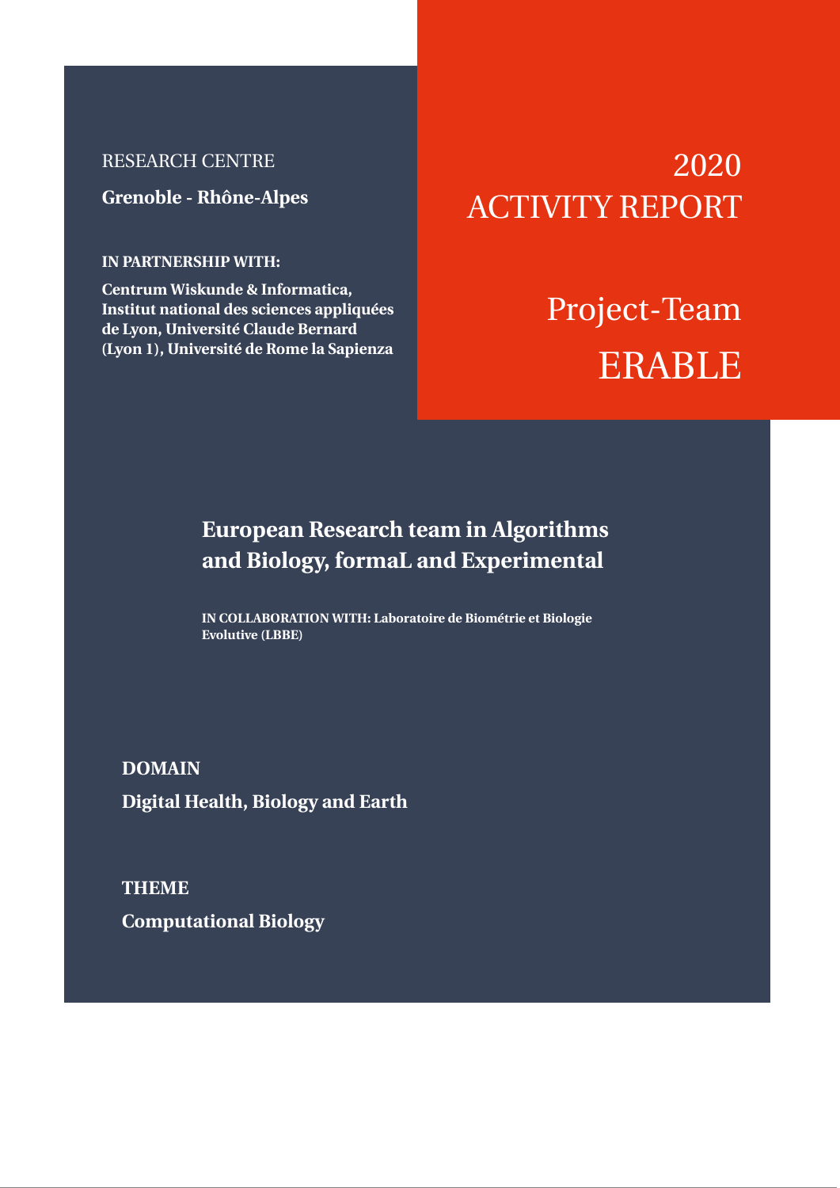RESEARCH CENTRE

**Grenoble - Rhône-Alpes**

**IN PARTNERSHIP WITH:**

**Centrum Wiskunde & Informatica, Institut national des sciences appliquées de Lyon, Université Claude Bernard (Lyon 1), Université de Rome la Sapienza**

# 2020 ACTIVITY REPORT

# Project-Team ERABLE

## European Research team in Algorithms and Biology, formaL and Experimental

**IN COLLABORATION WITH: Laboratoire de Biométrie et Biologie Evolutive (LBBE)**

**DOMAIN**

**Digital Health, Biology and Earth**

**THEME**

**Computational Biology**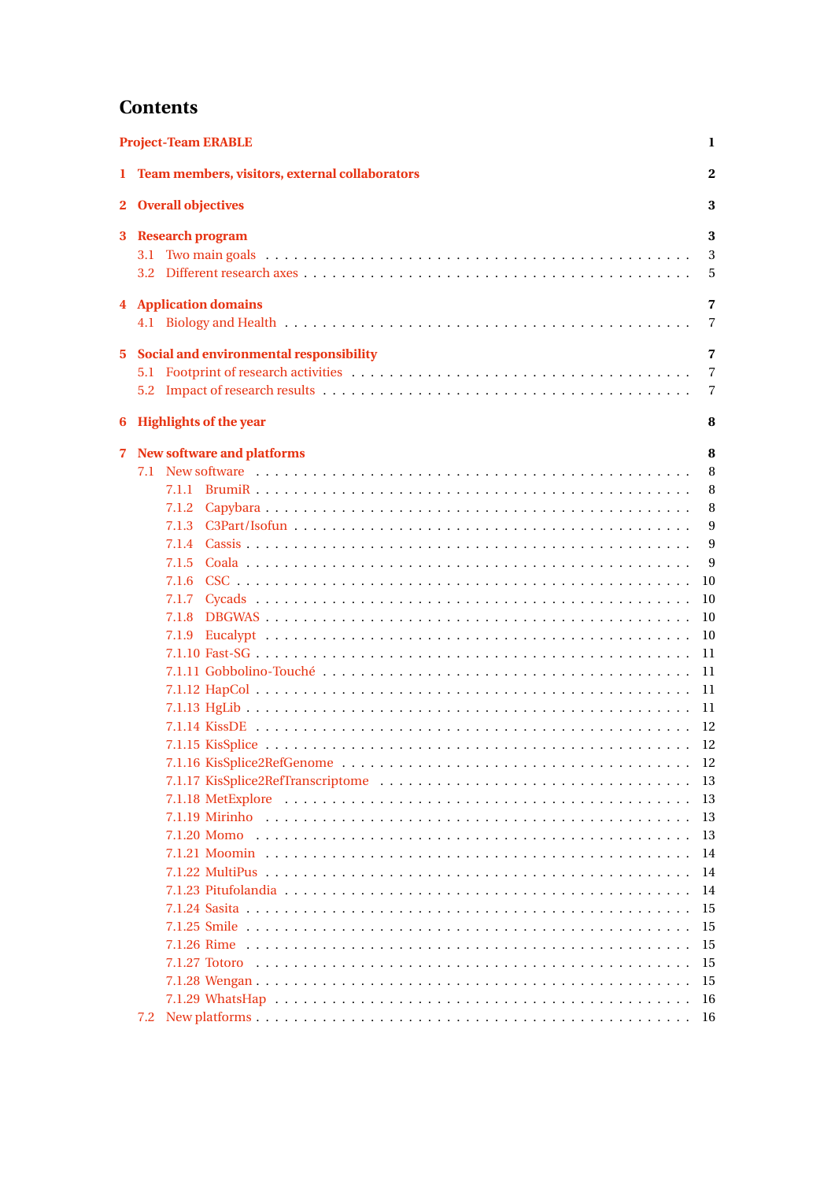# Contents

**Project-Team ERABLE** **1**

**1 Team members, visitors, external collaborators** **2**

**2 Overall objectives** **3**

**3 Research program** **3**

- 3.1 Two main goals . . . 3
- 3.2 Different research axes . . . 5

**4 Application domains** **7**

- 4.1 Biology and Health . . . 7

**5 Social and environmental responsibility** **7**

- 5.1 Footprint of research activities . . . 7
- 5.2 Impact of research results . . . 7

**6 Highlights of the year** **8**

**7 New software and platforms** **8**

- 7.1 New software . . . 8
  - 7.1.1 BrumiR . . . 8
  - 7.1.2 Capybara . . . 8
  - 7.1.3 C3Part/Isofun . . . 9
  - 7.1.4 Cassis . . . 9
  - 7.1.5 Coala . . . 9
  - 7.1.6 CSC . . . 10
  - 7.1.7 Cycads . . . 10
  - 7.1.8 DBGWAS . . . 10
  - 7.1.9 Eucalypt . . . 10
  - 7.1.10 Fast-SG . . . 11
  - 7.1.11 Gobbolino-Touché . . . 11
  - 7.1.12 HapCol . . . 11
  - 7.1.13 HgLib . . . 11
  - 7.1.14 KissDE . . . 12
  - 7.1.15 KisSplice . . . 12
  - 7.1.16 KisSplice2RefGenome . . . 12
  - 7.1.17 KisSplice2RefTranscriptome . . . 13
  - 7.1.18 MetExplore . . . 13
  - 7.1.19 Mirinho . . . 13
  - 7.1.20 Momo . . . 13
  - 7.1.21 Moomin . . . 14
  - 7.1.22 MultiPus . . . 14
  - 7.1.23 Pitufolandia . . . 14
  - 7.1.24 Sasita . . . 15
  - 7.1.25 Smile . . . 15
  - 7.1.26 Rime . . . 15
  - 7.1.27 Totoro . . . 15
  - 7.1.28 Wengan . . . 15
  - 7.1.29 WhatsHap . . . 16
- 7.2 New platforms . . . 16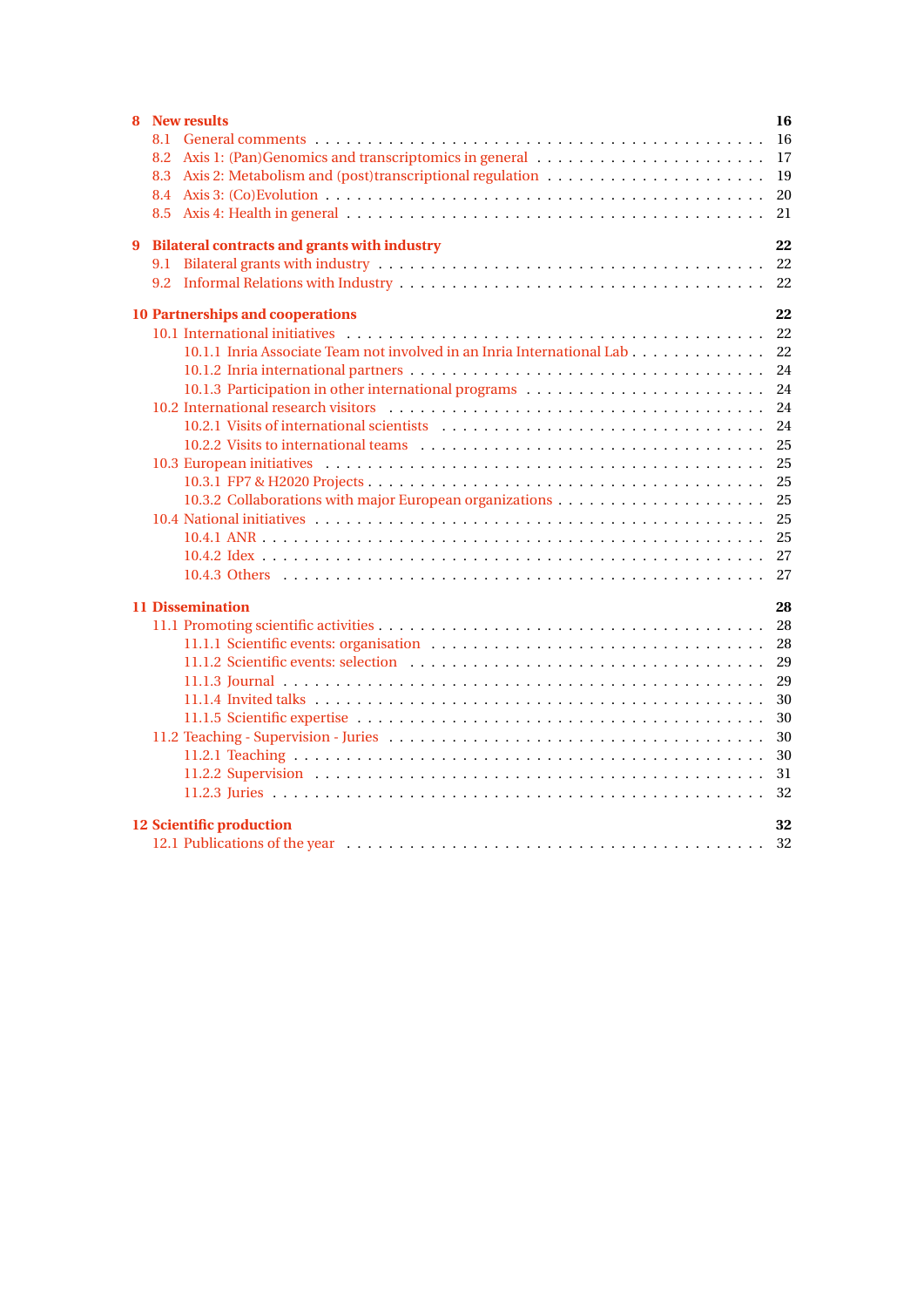**8 New results** 16

- 8.1 General comments 16
- 8.2 Axis 1: (Pan)Genomics and transcriptomics in general 17
- 8.3 Axis 2: Metabolism and (post)transcriptional regulation 19
- 8.4 Axis 3: (Co)Evolution 20
- 8.5 Axis 4: Health in general 21

**9 Bilateral contracts and grants with industry** 22

- 9.1 Bilateral grants with industry 22
- 9.2 Informal Relations with Industry 22

**10 Partnerships and cooperations** 22

- 10.1 International initiatives 22
  - 10.1.1 Inria Associate Team not involved in an Inria International Lab 22
  - 10.1.2 Inria international partners 24
  - 10.1.3 Participation in other international programs 24
- 10.2 International research visitors 24
  - 10.2.1 Visits of international scientists 24
  - 10.2.2 Visits to international teams 25
- 10.3 European initiatives 25
  - 10.3.1 FP7 & H2020 Projects 25
  - 10.3.2 Collaborations with major European organizations 25
- 10.4 National initiatives 25
  - 10.4.1 ANR 25
  - 10.4.2 Idex 27
  - 10.4.3 Others 27

**11 Dissemination** 28

- 11.1 Promoting scientific activities 28
  - 11.1.1 Scientific events: organisation 28
  - 11.1.2 Scientific events: selection 29
  - 11.1.3 Journal 29
  - 11.1.4 Invited talks 30
  - 11.1.5 Scientific expertise 30
- 11.2 Teaching - Supervision - Juries 30
  - 11.2.1 Teaching 30
  - 11.2.2 Supervision 31
  - 11.2.3 Juries 32

**12 Scientific production** 32

- 12.1 Publications of the year 32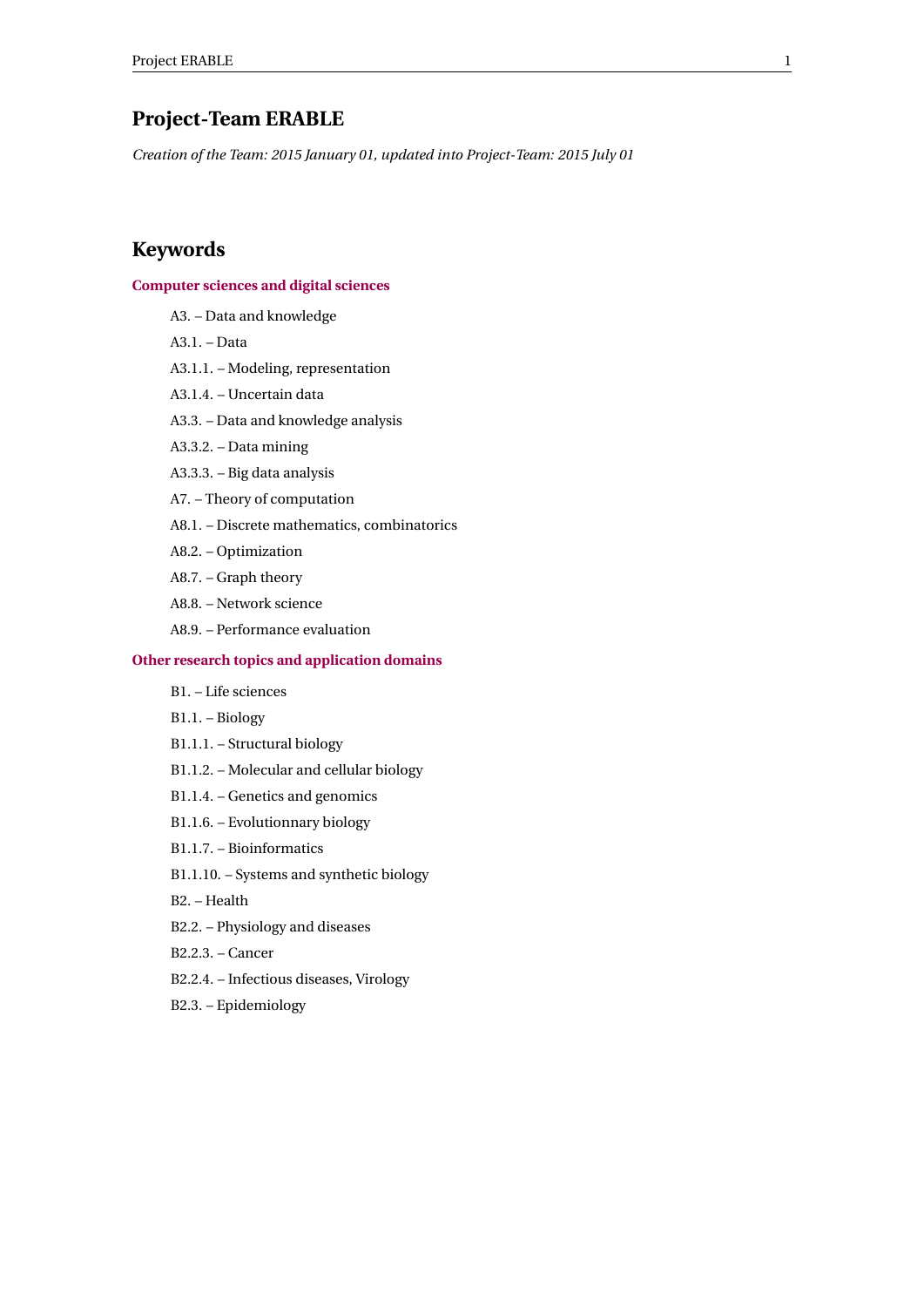# Project-Team ERABLE

*Creation of the Team: 2015 January 01, updated into Project-Team: 2015 July 01*

## Keywords

### Computer sciences and digital sciences

- A3. – Data and knowledge
- A3.1. – Data
- A3.1.1. – Modeling, representation
- A3.1.4. – Uncertain data
- A3.3. – Data and knowledge analysis
- A3.3.2. – Data mining
- A3.3.3. – Big data analysis
- A7. – Theory of computation
- A8.1. – Discrete mathematics, combinatorics
- A8.2. – Optimization
- A8.7. – Graph theory
- A8.8. – Network science
- A8.9. – Performance evaluation

### Other research topics and application domains

- B1. – Life sciences
- B1.1. – Biology
- B1.1.1. – Structural biology
- B1.1.2. – Molecular and cellular biology
- B1.1.4. – Genetics and genomics
- B1.1.6. – Evolutionnary biology
- B1.1.7. – Bioinformatics
- B1.1.10. – Systems and synthetic biology
- B2. – Health
- B2.2. – Physiology and diseases
- B2.2.3. – Cancer
- B2.2.4. – Infectious diseases, Virology
- B2.3. – Epidemiology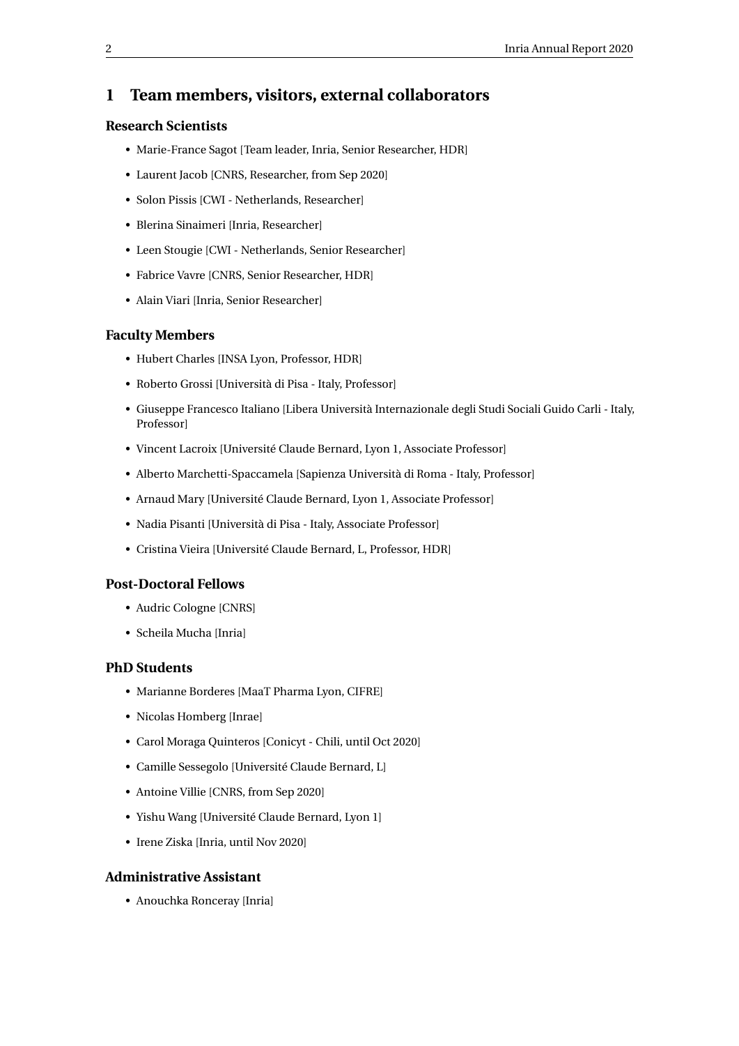# 1 Team members, visitors, external collaborators

### Research Scientists

- Marie-France Sagot [Team leader, Inria, Senior Researcher, HDR]
- Laurent Jacob [CNRS, Researcher, from Sep 2020]
- Solon Pissis [CWI - Netherlands, Researcher]
- Blerina Sinaimeri [Inria, Researcher]
- Leen Stougie [CWI - Netherlands, Senior Researcher]
- Fabrice Vavre [CNRS, Senior Researcher, HDR]
- Alain Viari [Inria, Senior Researcher]

### Faculty Members

- Hubert Charles [INSA Lyon, Professor, HDR]
- Roberto Grossi [Università di Pisa - Italy, Professor]
- Giuseppe Francesco Italiano [Libera Università Internazionale degli Studi Sociali Guido Carli - Italy, Professor]
- Vincent Lacroix [Université Claude Bernard, Lyon 1, Associate Professor]
- Alberto Marchetti-Spaccamela [Sapienza Università di Roma - Italy, Professor]
- Arnaud Mary [Université Claude Bernard, Lyon 1, Associate Professor]
- Nadia Pisanti [Università di Pisa - Italy, Associate Professor]
- Cristina Vieira [Université Claude Bernard, L, Professor, HDR]

### Post-Doctoral Fellows

- Audric Cologne [CNRS]
- Scheila Mucha [Inria]

### PhD Students

- Marianne Borderes [MaaT Pharma Lyon, CIFRE]
- Nicolas Homberg [Inrae]
- Carol Moraga Quinteros [Conicyt - Chili, until Oct 2020]
- Camille Sessegolo [Université Claude Bernard, L]
- Antoine Villie [CNRS, from Sep 2020]
- Yishu Wang [Université Claude Bernard, Lyon 1]
- Irene Ziska [Inria, until Nov 2020]

### Administrative Assistant

- Anouchka Ronceray [Inria]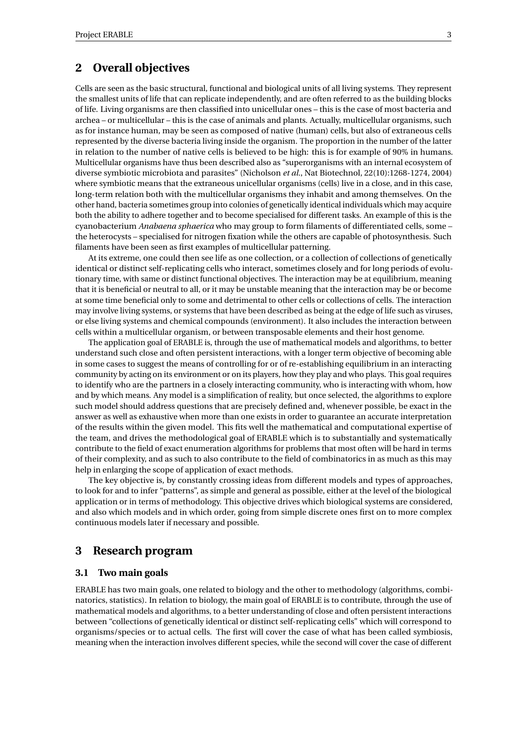## 2 Overall objectives

Cells are seen as the basic structural, functional and biological units of all living systems. They represent the smallest units of life that can replicate independently, and are often referred to as the building blocks of life. Living organisms are then classified into unicellular ones – this is the case of most bacteria and archea – or multicellular – this is the case of animals and plants. Actually, multicellular organisms, such as for instance human, may be seen as composed of native (human) cells, but also of extraneous cells represented by the diverse bacteria living inside the organism. The proportion in the number of the latter in relation to the number of native cells is believed to be high: this is for example of 90% in humans. Multicellular organisms have thus been described also as "superorganisms with an internal ecosystem of diverse symbiotic microbiota and parasites" (Nicholson *et al.*, Nat Biotechnol, 22(10):1268-1274, 2004) where symbiotic means that the extraneous unicellular organisms (cells) live in a close, and in this case, long-term relation both with the multicellular organisms they inhabit and among themselves. On the other hand, bacteria sometimes group into colonies of genetically identical individuals which may acquire both the ability to adhere together and to become specialised for different tasks. An example of this is the cyanobacterium *Anabaena sphaerica* who may group to form filaments of differentiated cells, some – the heterocysts – specialised for nitrogen fixation while the others are capable of photosynthesis. Such filaments have been seen as first examples of multicellular patterning.

At its extreme, one could then see life as one collection, or a collection of collections of genetically identical or distinct self-replicating cells who interact, sometimes closely and for long periods of evolutionary time, with same or distinct functional objectives. The interaction may be at equilibrium, meaning that it is beneficial or neutral to all, or it may be unstable meaning that the interaction may be or become at some time beneficial only to some and detrimental to other cells or collections of cells. The interaction may involve living systems, or systems that have been described as being at the edge of life such as viruses, or else living systems and chemical compounds (environment). It also includes the interaction between cells within a multicellular organism, or between transposable elements and their host genome.

The application goal of ERABLE is, through the use of mathematical models and algorithms, to better understand such close and often persistent interactions, with a longer term objective of becoming able in some cases to suggest the means of controlling for or of re-establishing equilibrium in an interacting community by acting on its environment or on its players, how they play and who plays. This goal requires to identify who are the partners in a closely interacting community, who is interacting with whom, how and by which means. Any model is a simplification of reality, but once selected, the algorithms to explore such model should address questions that are precisely defined and, whenever possible, be exact in the answer as well as exhaustive when more than one exists in order to guarantee an accurate interpretation of the results within the given model. This fits well the mathematical and computational expertise of the team, and drives the methodological goal of ERABLE which is to substantially and systematically contribute to the field of exact enumeration algorithms for problems that most often will be hard in terms of their complexity, and as such to also contribute to the field of combinatorics in as much as this may help in enlarging the scope of application of exact methods.

The key objective is, by constantly crossing ideas from different models and types of approaches, to look for and to infer "patterns", as simple and general as possible, either at the level of the biological application or in terms of methodology. This objective drives which biological systems are considered, and also which models and in which order, going from simple discrete ones first on to more complex continuous models later if necessary and possible.

## 3 Research program

### 3.1 Two main goals

ERABLE has two main goals, one related to biology and the other to methodology (algorithms, combinatorics, statistics). In relation to biology, the main goal of ERABLE is to contribute, through the use of mathematical models and algorithms, to a better understanding of close and often persistent interactions between "collections of genetically identical or distinct self-replicating cells" which will correspond to organisms/species or to actual cells. The first will cover the case of what has been called symbiosis, meaning when the interaction involves different species, while the second will cover the case of different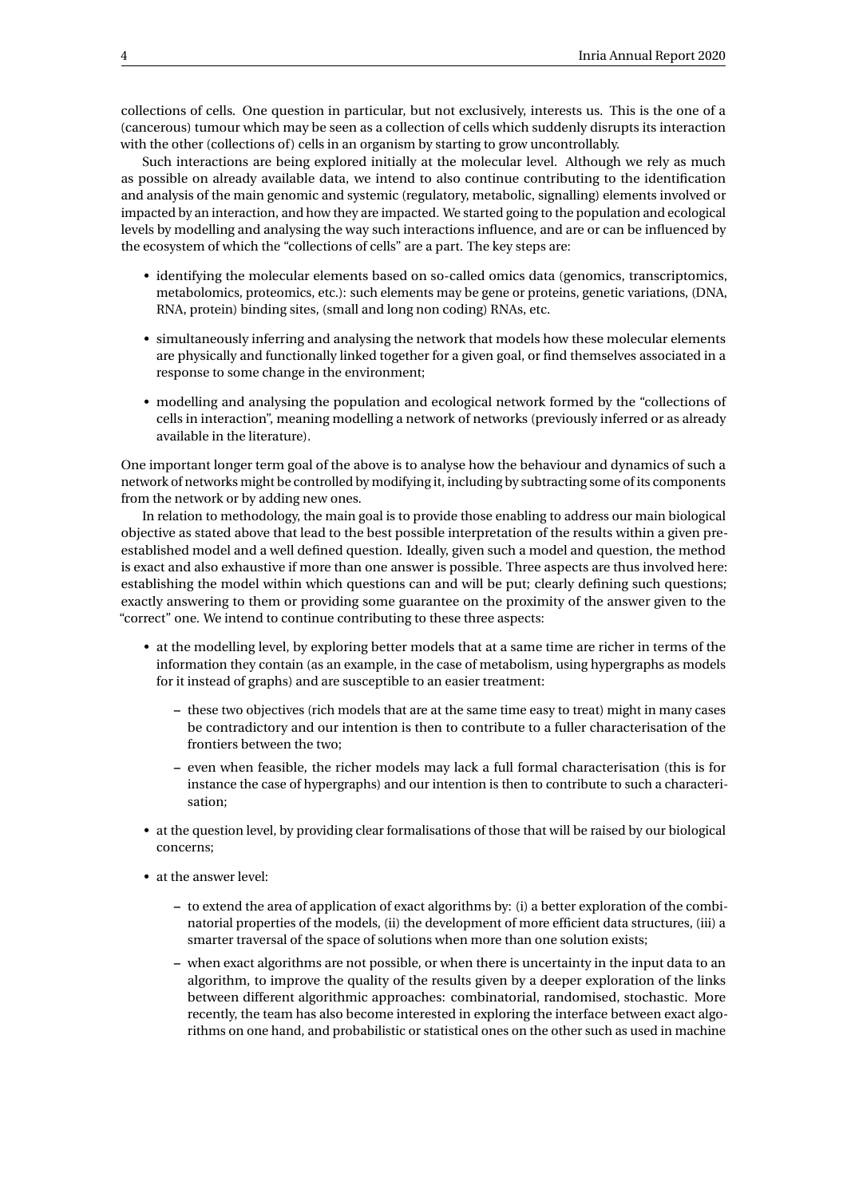collections of cells. One question in particular, but not exclusively, interests us. This is the one of a (cancerous) tumour which may be seen as a collection of cells which suddenly disrupts its interaction with the other (collections of) cells in an organism by starting to grow uncontrollably.

Such interactions are being explored initially at the molecular level. Although we rely as much as possible on already available data, we intend to also continue contributing to the identification and analysis of the main genomic and systemic (regulatory, metabolic, signalling) elements involved or impacted by an interaction, and how they are impacted. We started going to the population and ecological levels by modelling and analysing the way such interactions influence, and are or can be influenced by the ecosystem of which the "collections of cells" are a part. The key steps are:

- identifying the molecular elements based on so-called omics data (genomics, transcriptomics, metabolomics, proteomics, etc.): such elements may be gene or proteins, genetic variations, (DNA, RNA, protein) binding sites, (small and long non coding) RNAs, etc.
- simultaneously inferring and analysing the network that models how these molecular elements are physically and functionally linked together for a given goal, or find themselves associated in a response to some change in the environment;
- modelling and analysing the population and ecological network formed by the "collections of cells in interaction", meaning modelling a network of networks (previously inferred or as already available in the literature).

One important longer term goal of the above is to analyse how the behaviour and dynamics of such a network of networks might be controlled by modifying it, including by subtracting some of its components from the network or by adding new ones.

In relation to methodology, the main goal is to provide those enabling to address our main biological objective as stated above that lead to the best possible interpretation of the results within a given pre-established model and a well defined question. Ideally, given such a model and question, the method is exact and also exhaustive if more than one answer is possible. Three aspects are thus involved here: establishing the model within which questions can and will be put; clearly defining such questions; exactly answering to them or providing some guarantee on the proximity of the answer given to the "correct" one. We intend to continue contributing to these three aspects:

- at the modelling level, by exploring better models that at a same time are richer in terms of the information they contain (as an example, in the case of metabolism, using hypergraphs as models for it instead of graphs) and are susceptible to an easier treatment:
  - these two objectives (rich models that are at the same time easy to treat) might in many cases be contradictory and our intention is then to contribute to a fuller characterisation of the frontiers between the two;
  - even when feasible, the richer models may lack a full formal characterisation (this is for instance the case of hypergraphs) and our intention is then to contribute to such a characterisation;
- at the question level, by providing clear formalisations of those that will be raised by our biological concerns;
- at the answer level:
  - to extend the area of application of exact algorithms by: (i) a better exploration of the combinatorial properties of the models, (ii) the development of more efficient data structures, (iii) a smarter traversal of the space of solutions when more than one solution exists;
  - when exact algorithms are not possible, or when there is uncertainty in the input data to an algorithm, to improve the quality of the results given by a deeper exploration of the links between different algorithmic approaches: combinatorial, randomised, stochastic. More recently, the team has also become interested in exploring the interface between exact algorithms on one hand, and probabilistic or statistical ones on the other such as used in machine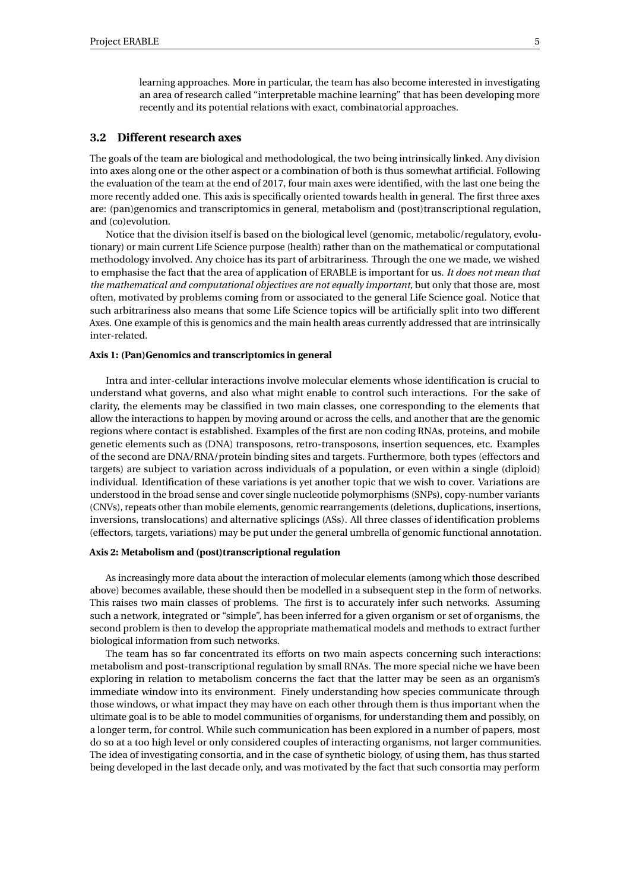learning approaches. More in particular, the team has also become interested in investigating an area of research called "interpretable machine learning" that has been developing more recently and its potential relations with exact, combinatorial approaches.

## 3.2 Different research axes

The goals of the team are biological and methodological, the two being intrinsically linked. Any division into axes along one or the other aspect or a combination of both is thus somewhat artificial. Following the evaluation of the team at the end of 2017, four main axes were identified, with the last one being the more recently added one. This axis is specifically oriented towards health in general. The first three axes are: (pan)genomics and transcriptomics in general, metabolism and (post)transcriptional regulation, and (co)evolution.

Notice that the division itself is based on the biological level (genomic, metabolic/regulatory, evolutionary) or main current Life Science purpose (health) rather than on the mathematical or computational methodology involved. Any choice has its part of arbitrariness. Through the one we made, we wished to emphasise the fact that the area of application of ERABLE is important for us. *It does not mean that the mathematical and computational objectives are not equally important*, but only that those are, most often, motivated by problems coming from or associated to the general Life Science goal. Notice that such arbitrariness also means that some Life Science topics will be artificially split into two different Axes. One example of this is genomics and the main health areas currently addressed that are intrinsically inter-related.

#### Axis 1: (Pan)Genomics and transcriptomics in general

Intra and inter-cellular interactions involve molecular elements whose identification is crucial to understand what governs, and also what might enable to control such interactions. For the sake of clarity, the elements may be classified in two main classes, one corresponding to the elements that allow the interactions to happen by moving around or across the cells, and another that are the genomic regions where contact is established. Examples of the first are non coding RNAs, proteins, and mobile genetic elements such as (DNA) transposons, retro-transposons, insertion sequences, etc. Examples of the second are DNA/RNA/protein binding sites and targets. Furthermore, both types (effectors and targets) are subject to variation across individuals of a population, or even within a single (diploid) individual. Identification of these variations is yet another topic that we wish to cover. Variations are understood in the broad sense and cover single nucleotide polymorphisms (SNPs), copy-number variants (CNVs), repeats other than mobile elements, genomic rearrangements (deletions, duplications, insertions, inversions, translocations) and alternative splicings (ASs). All three classes of identification problems (effectors, targets, variations) may be put under the general umbrella of genomic functional annotation.

#### Axis 2: Metabolism and (post)transcriptional regulation

As increasingly more data about the interaction of molecular elements (among which those described above) becomes available, these should then be modelled in a subsequent step in the form of networks. This raises two main classes of problems. The first is to accurately infer such networks. Assuming such a network, integrated or "simple", has been inferred for a given organism or set of organisms, the second problem is then to develop the appropriate mathematical models and methods to extract further biological information from such networks.

The team has so far concentrated its efforts on two main aspects concerning such interactions: metabolism and post-transcriptional regulation by small RNAs. The more special niche we have been exploring in relation to metabolism concerns the fact that the latter may be seen as an organism's immediate window into its environment. Finely understanding how species communicate through those windows, or what impact they may have on each other through them is thus important when the ultimate goal is to be able to model communities of organisms, for understanding them and possibly, on a longer term, for control. While such communication has been explored in a number of papers, most do so at a too high level or only considered couples of interacting organisms, not larger communities. The idea of investigating consortia, and in the case of synthetic biology, of using them, has thus started being developed in the last decade only, and was motivated by the fact that such consortia may perform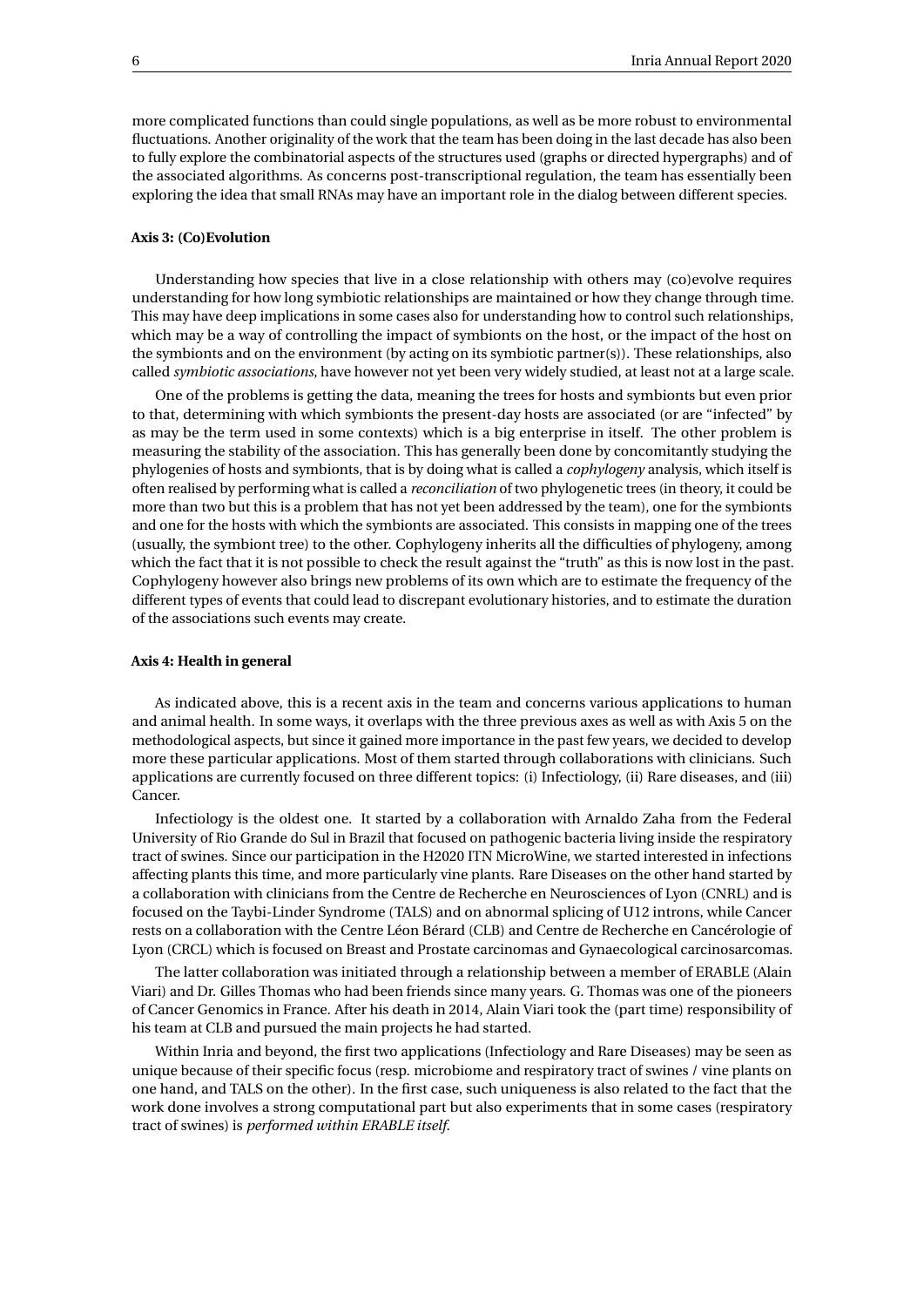more complicated functions than could single populations, as well as be more robust to environmental fluctuations. Another originality of the work that the team has been doing in the last decade has also been to fully explore the combinatorial aspects of the structures used (graphs or directed hypergraphs) and of the associated algorithms. As concerns post-transcriptional regulation, the team has essentially been exploring the idea that small RNAs may have an important role in the dialog between different species.

#### Axis 3: (Co)Evolution

Understanding how species that live in a close relationship with others may (co)evolve requires understanding for how long symbiotic relationships are maintained or how they change through time. This may have deep implications in some cases also for understanding how to control such relationships, which may be a way of controlling the impact of symbionts on the host, or the impact of the host on the symbionts and on the environment (by acting on its symbiotic partner(s)). These relationships, also called *symbiotic associations*, have however not yet been very widely studied, at least not at a large scale.

One of the problems is getting the data, meaning the trees for hosts and symbionts but even prior to that, determining with which symbionts the present-day hosts are associated (or are "infected" by as may be the term used in some contexts) which is a big enterprise in itself. The other problem is measuring the stability of the association. This has generally been done by concomitantly studying the phylogenies of hosts and symbionts, that is by doing what is called a *cophylogeny* analysis, which itself is often realised by performing what is called a *reconciliation* of two phylogenetic trees (in theory, it could be more than two but this is a problem that has not yet been addressed by the team), one for the symbionts and one for the hosts with which the symbionts are associated. This consists in mapping one of the trees (usually, the symbiont tree) to the other. Cophylogeny inherits all the difficulties of phylogeny, among which the fact that it is not possible to check the result against the "truth" as this is now lost in the past. Cophylogeny however also brings new problems of its own which are to estimate the frequency of the different types of events that could lead to discrepant evolutionary histories, and to estimate the duration of the associations such events may create.

#### Axis 4: Health in general

As indicated above, this is a recent axis in the team and concerns various applications to human and animal health. In some ways, it overlaps with the three previous axes as well as with Axis 5 on the methodological aspects, but since it gained more importance in the past few years, we decided to develop more these particular applications. Most of them started through collaborations with clinicians. Such applications are currently focused on three different topics: (i) Infectiology, (ii) Rare diseases, and (iii) Cancer.

Infectiology is the oldest one. It started by a collaboration with Arnaldo Zaha from the Federal University of Rio Grande do Sul in Brazil that focused on pathogenic bacteria living inside the respiratory tract of swines. Since our participation in the H2020 ITN MicroWine, we started interested in infections affecting plants this time, and more particularly vine plants. Rare Diseases on the other hand started by a collaboration with clinicians from the Centre de Recherche en Neurosciences of Lyon (CNRL) and is focused on the Taybi-Linder Syndrome (TALS) and on abnormal splicing of U12 introns, while Cancer rests on a collaboration with the Centre Léon Bérard (CLB) and Centre de Recherche en Cancérologie of Lyon (CRCL) which is focused on Breast and Prostate carcinomas and Gynaecological carcinosarcomas.

The latter collaboration was initiated through a relationship between a member of ERABLE (Alain Viari) and Dr. Gilles Thomas who had been friends since many years. G. Thomas was one of the pioneers of Cancer Genomics in France. After his death in 2014, Alain Viari took the (part time) responsibility of his team at CLB and pursued the main projects he had started.

Within Inria and beyond, the first two applications (Infectiology and Rare Diseases) may be seen as unique because of their specific focus (resp. microbiome and respiratory tract of swines / vine plants on one hand, and TALS on the other). In the first case, such uniqueness is also related to the fact that the work done involves a strong computational part but also experiments that in some cases (respiratory tract of swines) is *performed within ERABLE itself*.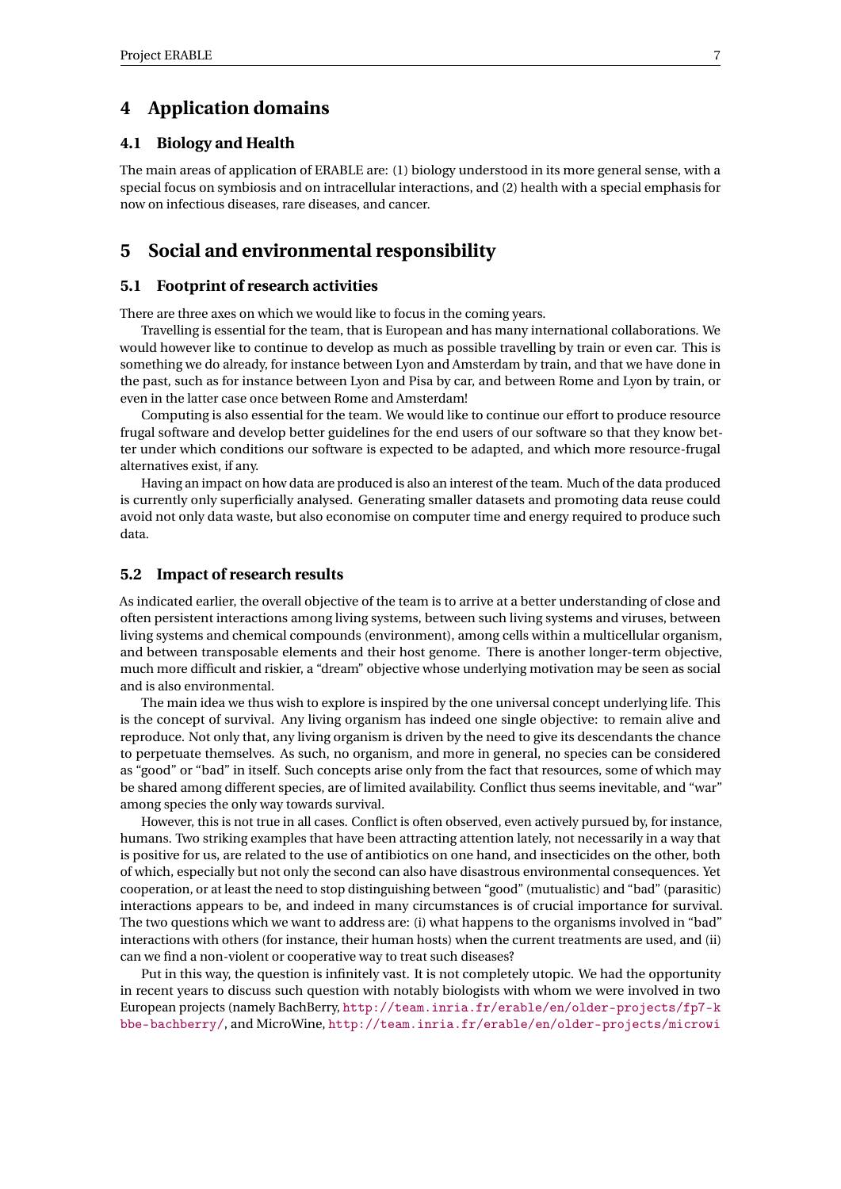# 4 Application domains

## 4.1 Biology and Health

The main areas of application of ERABLE are: (1) biology understood in its more general sense, with a special focus on symbiosis and on intracellular interactions, and (2) health with a special emphasis for now on infectious diseases, rare diseases, and cancer.

# 5 Social and environmental responsibility

## 5.1 Footprint of research activities

There are three axes on which we would like to focus in the coming years.

Travelling is essential for the team, that is European and has many international collaborations. We would however like to continue to develop as much as possible travelling by train or even car. This is something we do already, for instance between Lyon and Amsterdam by train, and that we have done in the past, such as for instance between Lyon and Pisa by car, and between Rome and Lyon by train, or even in the latter case once between Rome and Amsterdam!

Computing is also essential for the team. We would like to continue our effort to produce resource frugal software and develop better guidelines for the end users of our software so that they know better under which conditions our software is expected to be adapted, and which more resource-frugal alternatives exist, if any.

Having an impact on how data are produced is also an interest of the team. Much of the data produced is currently only superficially analysed. Generating smaller datasets and promoting data reuse could avoid not only data waste, but also economise on computer time and energy required to produce such data.

## 5.2 Impact of research results

As indicated earlier, the overall objective of the team is to arrive at a better understanding of close and often persistent interactions among living systems, between such living systems and viruses, between living systems and chemical compounds (environment), among cells within a multicellular organism, and between transposable elements and their host genome. There is another longer-term objective, much more difficult and riskier, a "dream" objective whose underlying motivation may be seen as social and is also environmental.

The main idea we thus wish to explore is inspired by the one universal concept underlying life. This is the concept of survival. Any living organism has indeed one single objective: to remain alive and reproduce. Not only that, any living organism is driven by the need to give its descendants the chance to perpetuate themselves. As such, no organism, and more in general, no species can be considered as "good" or "bad" in itself. Such concepts arise only from the fact that resources, some of which may be shared among different species, are of limited availability. Conflict thus seems inevitable, and "war" among species the only way towards survival.

However, this is not true in all cases. Conflict is often observed, even actively pursued by, for instance, humans. Two striking examples that have been attracting attention lately, not necessarily in a way that is positive for us, are related to the use of antibiotics on one hand, and insecticides on the other, both of which, especially but not only the second can also have disastrous environmental consequences. Yet cooperation, or at least the need to stop distinguishing between "good" (mutualistic) and "bad" (parasitic) interactions appears to be, and indeed in many circumstances is of crucial importance for survival. The two questions which we want to address are: (i) what happens to the organisms involved in "bad" interactions with others (for instance, their human hosts) when the current treatments are used, and (ii) can we find a non-violent or cooperative way to treat such diseases?

Put in this way, the question is infinitely vast. It is not completely utopic. We had the opportunity in recent years to discuss such question with notably biologists with whom we were involved in two European projects (namely BachBerry, http://team.inria.fr/erable/en/older-projects/fp7-kbbe-bachberry/, and MicroWine, http://team.inria.fr/erable/en/older-projects/microwi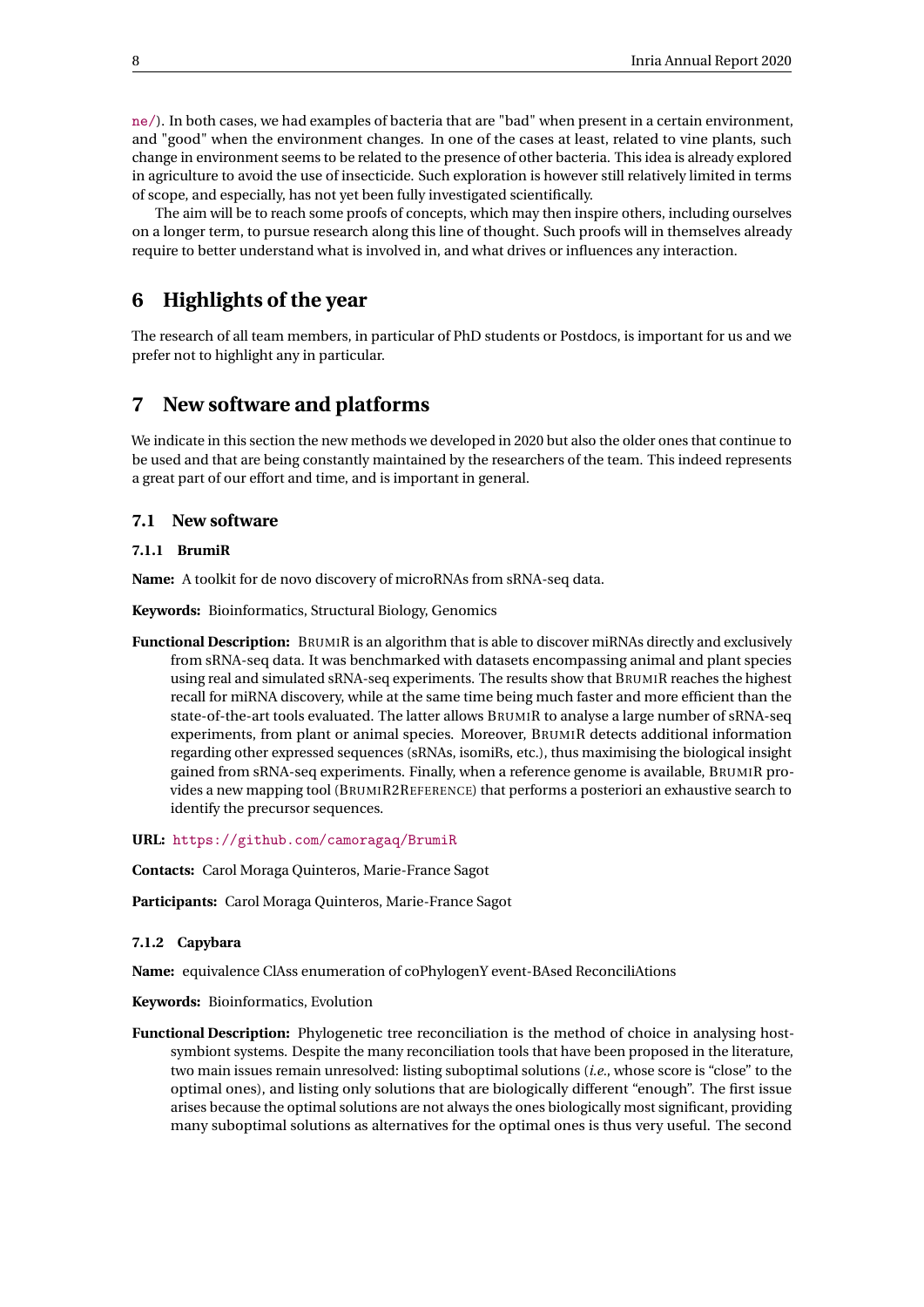ne/). In both cases, we had examples of bacteria that are "bad" when present in a certain environment, and "good" when the environment changes. In one of the cases at least, related to vine plants, such change in environment seems to be related to the presence of other bacteria. This idea is already explored in agriculture to avoid the use of insecticide. Such exploration is however still relatively limited in terms of scope, and especially, has not yet been fully investigated scientifically.

The aim will be to reach some proofs of concepts, which may then inspire others, including ourselves on a longer term, to pursue research along this line of thought. Such proofs will in themselves already require to better understand what is involved in, and what drives or influences any interaction.

# 6 Highlights of the year

The research of all team members, in particular of PhD students or Postdocs, is important for us and we prefer not to highlight any in particular.

# 7 New software and platforms

We indicate in this section the new methods we developed in 2020 but also the older ones that continue to be used and that are being constantly maintained by the researchers of the team. This indeed represents a great part of our effort and time, and is important in general.

## 7.1 New software

### 7.1.1 BrumiR

**Name:** A toolkit for de novo discovery of microRNAs from sRNA-seq data.

**Keywords:** Bioinformatics, Structural Biology, Genomics

**Functional Description:** BRUMIR is an algorithm that is able to discover miRNAs directly and exclusively from sRNA-seq data. It was benchmarked with datasets encompassing animal and plant species using real and simulated sRNA-seq experiments. The results show that BRUMIR reaches the highest recall for miRNA discovery, while at the same time being much faster and more efficient than the state-of-the-art tools evaluated. The latter allows BRUMIR to analyse a large number of sRNA-seq experiments, from plant or animal species. Moreover, BRUMIR detects additional information regarding other expressed sequences (sRNAs, isomiRs, etc.), thus maximising the biological insight gained from sRNA-seq experiments. Finally, when a reference genome is available, BRUMIR provides a new mapping tool (BRUMIR2REFERENCE) that performs a posteriori an exhaustive search to identify the precursor sequences.

**URL:** https://github.com/camoragaq/BrumiR

**Contacts:** Carol Moraga Quinteros, Marie-France Sagot

**Participants:** Carol Moraga Quinteros, Marie-France Sagot

### 7.1.2 Capybara

**Name:** equivalence ClAss enumeration of coPhylogenY event-BAsed ReconciliAtions

**Keywords:** Bioinformatics, Evolution

**Functional Description:** Phylogenetic tree reconciliation is the method of choice in analysing host-symbiont systems. Despite the many reconciliation tools that have been proposed in the literature, two main issues remain unresolved: listing suboptimal solutions (*i.e.*, whose score is “close” to the optimal ones), and listing only solutions that are biologically different “enough”. The first issue arises because the optimal solutions are not always the ones biologically most significant, providing many suboptimal solutions as alternatives for the optimal ones is thus very useful. The second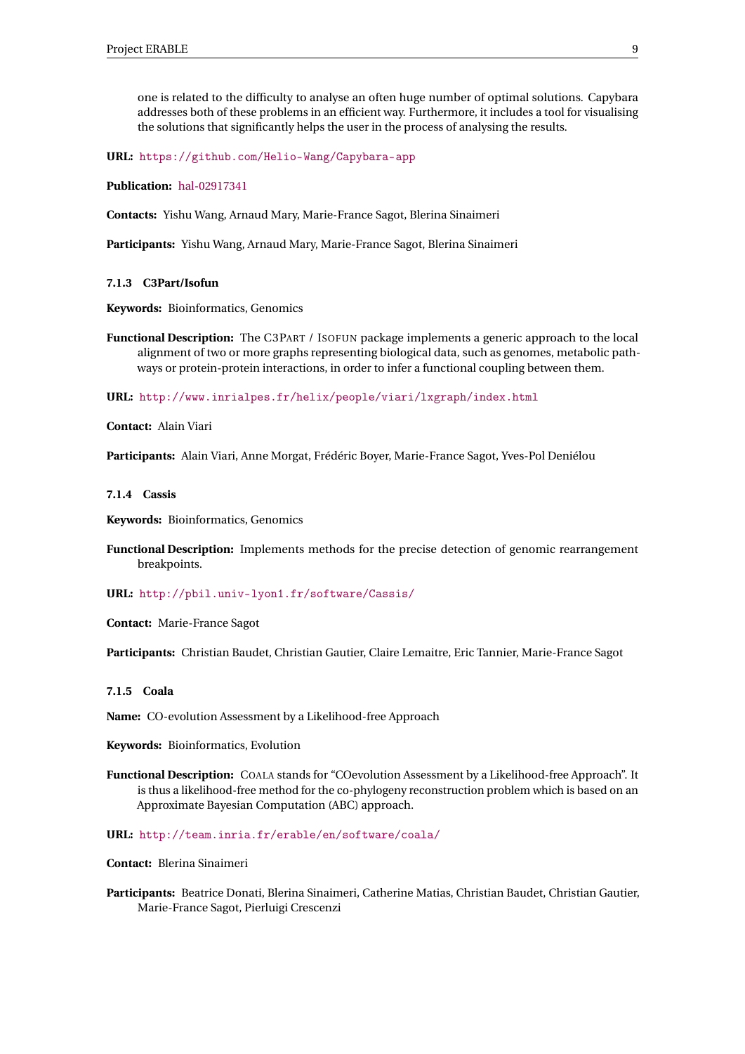one is related to the difficulty to analyse an often huge number of optimal solutions. Capybara addresses both of these problems in an efficient way. Furthermore, it includes a tool for visualising the solutions that significantly helps the user in the process of analysing the results.

**URL:** https://github.com/Helio-Wang/Capybara-app

**Publication:** hal-02917341

**Contacts:** Yishu Wang, Arnaud Mary, Marie-France Sagot, Blerina Sinaimeri

**Participants:** Yishu Wang, Arnaud Mary, Marie-France Sagot, Blerina Sinaimeri

### 7.1.3 C3Part/Isofun

**Keywords:** Bioinformatics, Genomics

**Functional Description:** The C3Part / Isofun package implements a generic approach to the local alignment of two or more graphs representing biological data, such as genomes, metabolic pathways or protein-protein interactions, in order to infer a functional coupling between them.

**URL:** http://www.inrialpes.fr/helix/people/viari/lxgraph/index.html

**Contact:** Alain Viari

**Participants:** Alain Viari, Anne Morgat, Frédéric Boyer, Marie-France Sagot, Yves-Pol Deniélou

### 7.1.4 Cassis

**Keywords:** Bioinformatics, Genomics

**Functional Description:** Implements methods for the precise detection of genomic rearrangement breakpoints.

**URL:** http://pbil.univ-lyon1.fr/software/Cassis/

**Contact:** Marie-France Sagot

**Participants:** Christian Baudet, Christian Gautier, Claire Lemaitre, Eric Tannier, Marie-France Sagot

### 7.1.5 Coala

**Name:** CO-evolution Assessment by a Likelihood-free Approach

**Keywords:** Bioinformatics, Evolution

**Functional Description:** Coala stands for "COevolution Assessment by a Likelihood-free Approach". It is thus a likelihood-free method for the co-phylogeny reconstruction problem which is based on an Approximate Bayesian Computation (ABC) approach.

**URL:** http://team.inria.fr/erable/en/software/coala/

**Contact:** Blerina Sinaimeri

**Participants:** Beatrice Donati, Blerina Sinaimeri, Catherine Matias, Christian Baudet, Christian Gautier, Marie-France Sagot, Pierluigi Crescenzi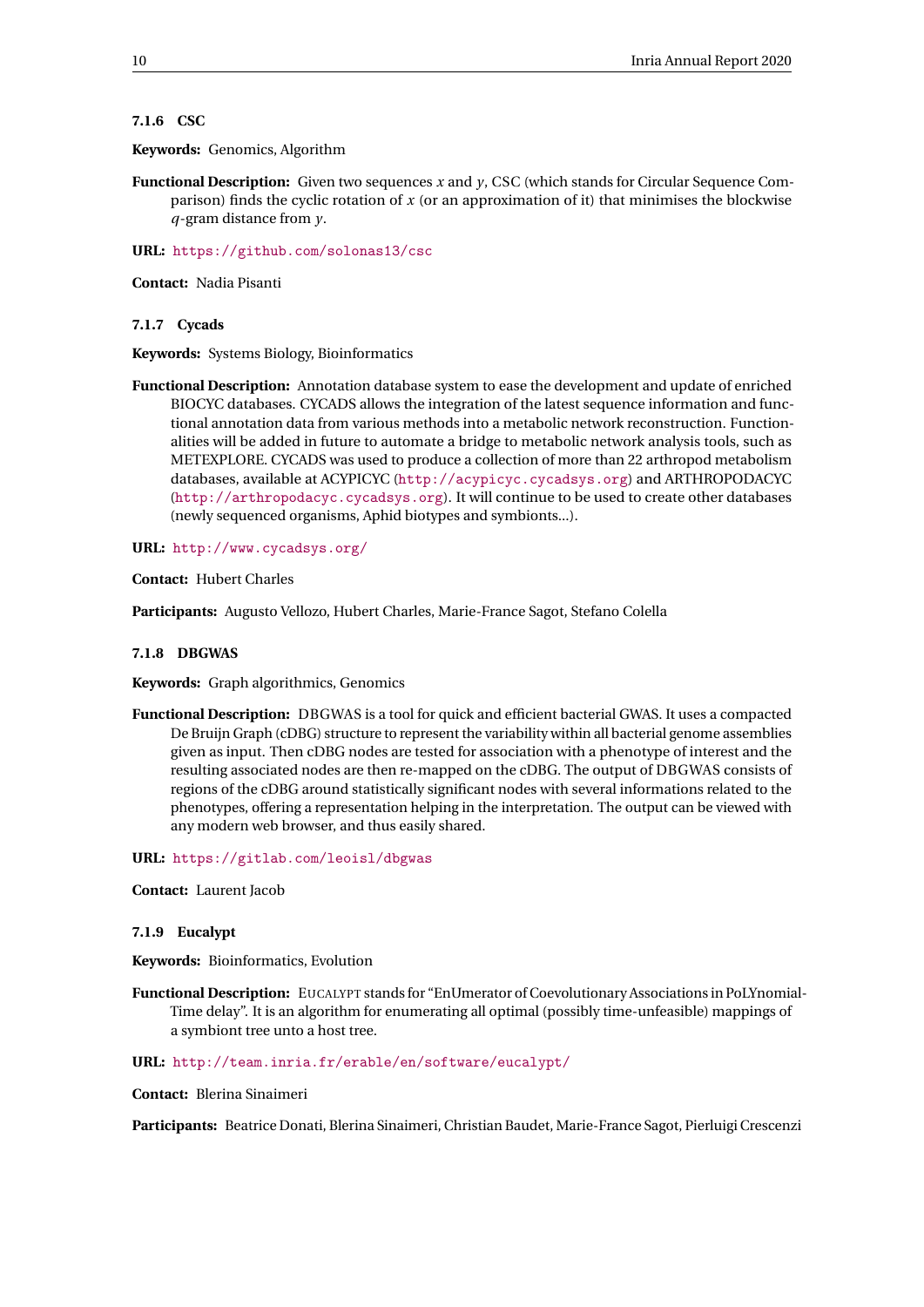#### 7.1.6 CSC

**Keywords:** Genomics, Algorithm

**Functional Description:** Given two sequences $x$ and $y$, CSC (which stands for Circular Sequence Comparison) finds the cyclic rotation of $x$ (or an approximation of it) that minimises the blockwise $q$-gram distance from $y$.

**URL:** https://github.com/solonas13/csc

**Contact:** Nadia Pisanti

#### 7.1.7 Cycads

**Keywords:** Systems Biology, Bioinformatics

**Functional Description:** Annotation database system to ease the development and update of enriched BIOCYC databases. CYCADS allows the integration of the latest sequence information and functional annotation data from various methods into a metabolic network reconstruction. Functionalities will be added in future to automate a bridge to metabolic network analysis tools, such as METEXPLORE. CYCADS was used to produce a collection of more than 22 arthropod metabolism databases, available at ACYPICYC (http://acypicyc.cycadsys.org) and ARTHROPODACYC (http://arthropodacyc.cycadsys.org). It will continue to be used to create other databases (newly sequenced organisms, Aphid biotypes and symbionts...).

**URL:** http://www.cycadsys.org/

**Contact:** Hubert Charles

**Participants:** Augusto Vellozo, Hubert Charles, Marie-France Sagot, Stefano Colella

#### 7.1.8 DBGWAS

**Keywords:** Graph algorithmics, Genomics

**Functional Description:** DBGWAS is a tool for quick and efficient bacterial GWAS. It uses a compacted De Bruijn Graph (cDBG) structure to represent the variability within all bacterial genome assemblies given as input. Then cDBG nodes are tested for association with a phenotype of interest and the resulting associated nodes are then re-mapped on the cDBG. The output of DBGWAS consists of regions of the cDBG around statistically significant nodes with several informations related to the phenotypes, offering a representation helping in the interpretation. The output can be viewed with any modern web browser, and thus easily shared.

**URL:** https://gitlab.com/leoisl/dbgwas

**Contact:** Laurent Jacob

#### 7.1.9 Eucalypt

**Keywords:** Bioinformatics, Evolution

**Functional Description:** EUCALYPT stands for “EnUmerator of Coevolutionary Associations in PoLYnomial-Time delay”. It is an algorithm for enumerating all optimal (possibly time-unfeasible) mappings of a symbiont tree unto a host tree.

**URL:** http://team.inria.fr/erable/en/software/eucalypt/

**Contact:** Blerina Sinaimeri

**Participants:** Beatrice Donati, Blerina Sinaimeri, Christian Baudet, Marie-France Sagot, Pierluigi Crescenzi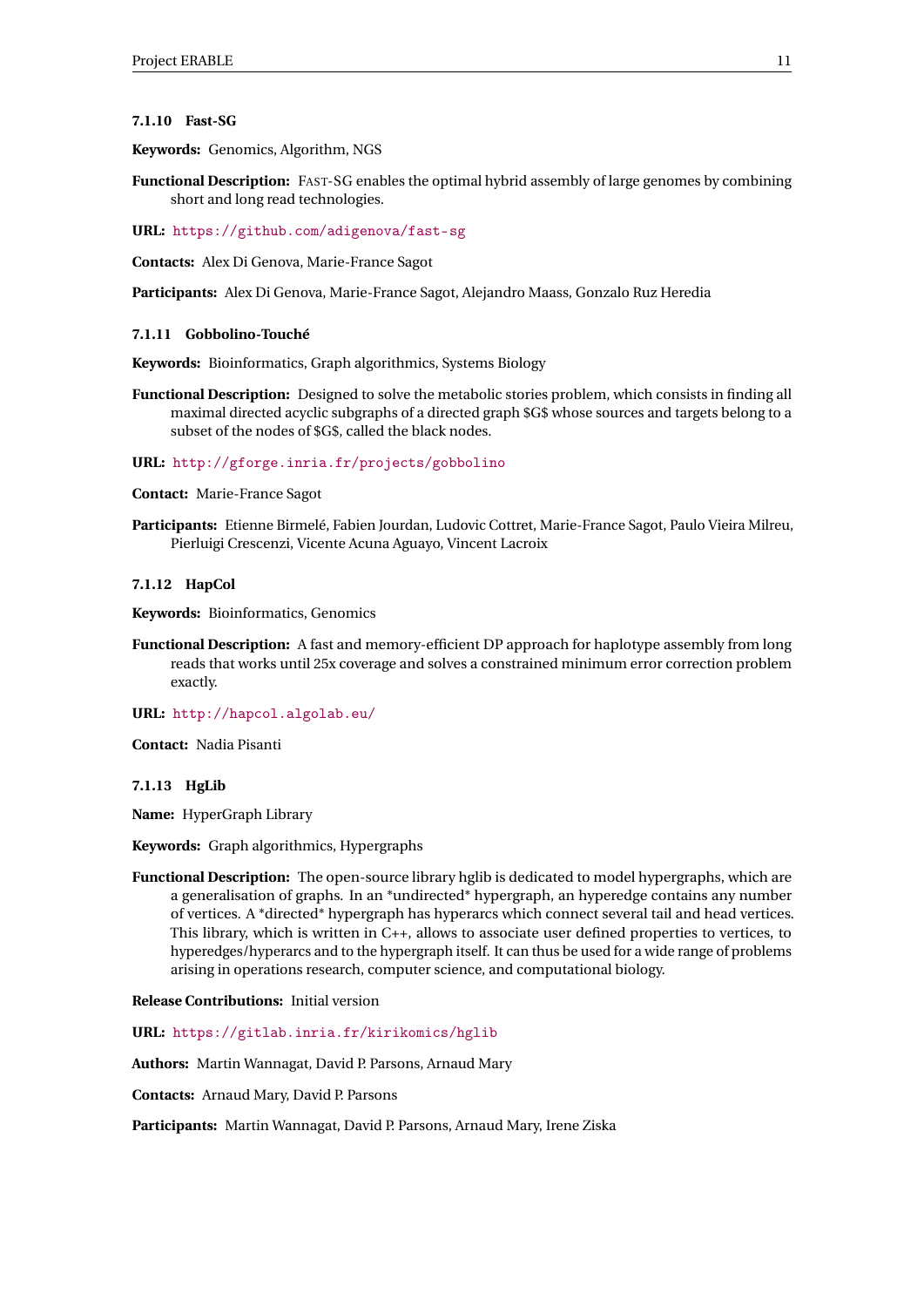#### 7.1.10 Fast-SG

**Keywords:** Genomics, Algorithm, NGS

**Functional Description:** FAST-SG enables the optimal hybrid assembly of large genomes by combining short and long read technologies.

**URL:** https://github.com/adigenova/fast-sg

**Contacts:** Alex Di Genova, Marie-France Sagot

**Participants:** Alex Di Genova, Marie-France Sagot, Alejandro Maass, Gonzalo Ruz Heredia

#### 7.1.11 Gobbolino-Touché

**Keywords:** Bioinformatics, Graph algorithmics, Systems Biology

**Functional Description:** Designed to solve the metabolic stories problem, which consists in finding all maximal directed acyclic subgraphs of a directed graph $G$ whose sources and targets belong to a subset of the nodes of $G$, called the black nodes.

**URL:** http://gforge.inria.fr/projects/gobbolino

**Contact:** Marie-France Sagot

**Participants:** Etienne Birmelé, Fabien Jourdan, Ludovic Cottret, Marie-France Sagot, Paulo Vieira Milreu, Pierluigi Crescenzi, Vicente Acuna Aguayo, Vincent Lacroix

#### 7.1.12 HapCol

**Keywords:** Bioinformatics, Genomics

**Functional Description:** A fast and memory-efficient DP approach for haplotype assembly from long reads that works until 25x coverage and solves a constrained minimum error correction problem exactly.

**URL:** http://hapcol.algolab.eu/

**Contact:** Nadia Pisanti

#### 7.1.13 HgLib

**Name:** HyperGraph Library

**Keywords:** Graph algorithmics, Hypergraphs

**Functional Description:** The open-source library hglib is dedicated to model hypergraphs, which are a generalisation of graphs. In an *undirected* hypergraph, an hyperedge contains any number of vertices. A *directed* hypergraph has hyperarcs which connect several tail and head vertices. This library, which is written in C++, allows to associate user defined properties to vertices, to hyperedges/hyperarcs and to the hypergraph itself. It can thus be used for a wide range of problems arising in operations research, computer science, and computational biology.

**Release Contributions:** Initial version

**URL:** https://gitlab.inria.fr/kirikomics/hglib

**Authors:** Martin Wannagat, David P. Parsons, Arnaud Mary

**Contacts:** Arnaud Mary, David P. Parsons

**Participants:** Martin Wannagat, David P. Parsons, Arnaud Mary, Irene Ziska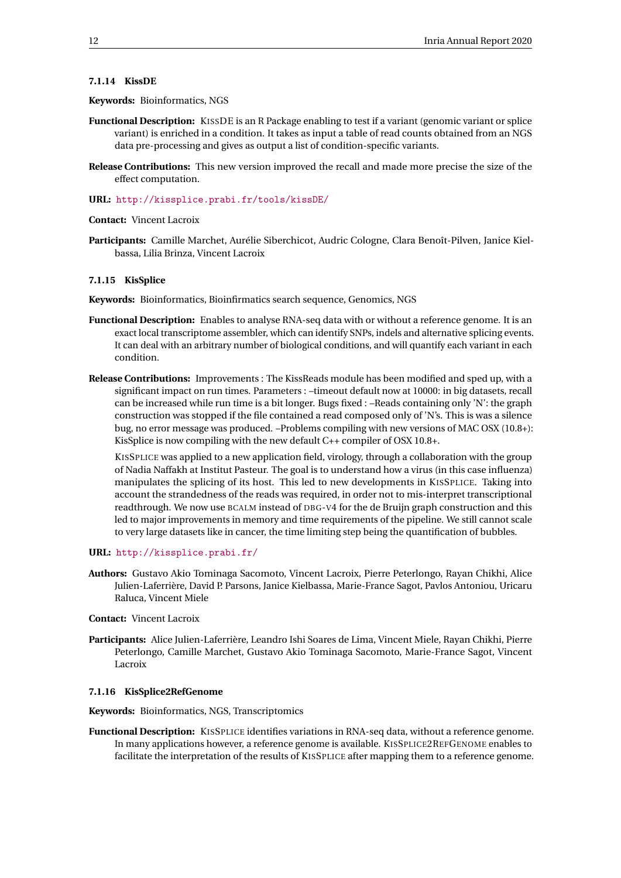#### 7.1.14 KissDE

**Keywords:** Bioinformatics, NGS

**Functional Description:** KISSDE is an R Package enabling to test if a variant (genomic variant or splice variant) is enriched in a condition. It takes as input a table of read counts obtained from an NGS data pre-processing and gives as output a list of condition-specific variants.

**Release Contributions:** This new version improved the recall and made more precise the size of the effect computation.

**URL:** http://kissplice.prabi.fr/tools/kissDE/

**Contact:** Vincent Lacroix

**Participants:** Camille Marchet, Aurélie Siberchicot, Audric Cologne, Clara Benoît-Pilven, Janice Kielbassa, Lilia Brinza, Vincent Lacroix

#### 7.1.15 KisSplice

**Keywords:** Bioinformatics, Bioinfirmatics search sequence, Genomics, NGS

**Functional Description:** Enables to analyse RNA-seq data with or without a reference genome. It is an exact local transcriptome assembler, which can identify SNPs, indels and alternative splicing events. It can deal with an arbitrary number of biological conditions, and will quantify each variant in each condition.

**Release Contributions:** Improvements : The KissReads module has been modified and sped up, with a significant impact on run times. Parameters : –timeout default now at 10000: in big datasets, recall can be increased while run time is a bit longer. Bugs fixed : –Reads containing only 'N': the graph construction was stopped if the file contained a read composed only of 'N's. This is was a silence bug, no error message was produced. –Problems compiling with new versions of MAC OSX (10.8+): KisSplice is now compiling with the new default C++ compiler of OSX 10.8+.

KISSPLICE was applied to a new application field, virology, through a collaboration with the group of Nadia Naffakh at Institut Pasteur. The goal is to understand how a virus (in this case influenza) manipulates the splicing of its host. This led to new developments in KISSPLICE. Taking into account the strandedness of the reads was required, in order not to mis-interpret transcriptional readthrough. We now use BCALM instead of DBG-V4 for the de Bruijn graph construction and this led to major improvements in memory and time requirements of the pipeline. We still cannot scale to very large datasets like in cancer, the time limiting step being the quantification of bubbles.

**URL:** http://kissplice.prabi.fr/

**Authors:** Gustavo Akio Tominaga Sacomoto, Vincent Lacroix, Pierre Peterlongo, Rayan Chikhi, Alice Julien-Laferrière, David P. Parsons, Janice Kielbassa, Marie-France Sagot, Pavlos Antoniou, Uricaru Raluca, Vincent Miele

**Contact:** Vincent Lacroix

**Participants:** Alice Julien-Laferrière, Leandro Ishi Soares de Lima, Vincent Miele, Rayan Chikhi, Pierre Peterlongo, Camille Marchet, Gustavo Akio Tominaga Sacomoto, Marie-France Sagot, Vincent Lacroix

#### 7.1.16 KisSplice2RefGenome

**Keywords:** Bioinformatics, NGS, Transcriptomics

**Functional Description:** KISSPLICE identifies variations in RNA-seq data, without a reference genome. In many applications however, a reference genome is available. KISSPLICE2REFGENOME enables to facilitate the interpretation of the results of KISSPLICE after mapping them to a reference genome.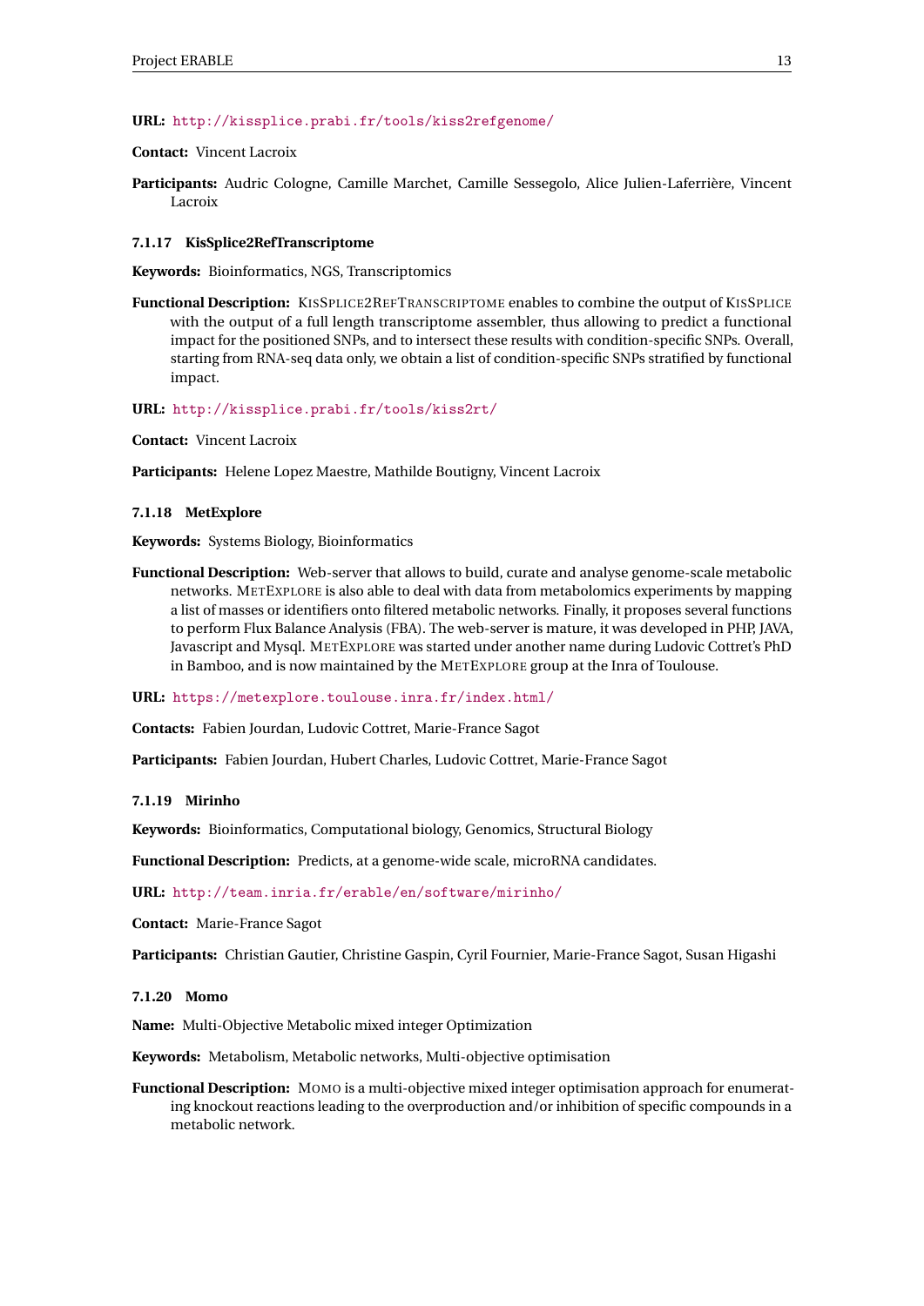**URL:** http://kissplice.prabi.fr/tools/kiss2refgenome/

**Contact:** Vincent Lacroix

**Participants:** Audric Cologne, Camille Marchet, Camille Sessegolo, Alice Julien-Laferrière, Vincent Lacroix

#### 7.1.17 KisSplice2RefTranscriptome

**Keywords:** Bioinformatics, NGS, Transcriptomics

**Functional Description:** KisSplice2RefTranscriptome enables to combine the output of KisSplice with the output of a full length transcriptome assembler, thus allowing to predict a functional impact for the positioned SNPs, and to intersect these results with condition-specific SNPs. Overall, starting from RNA-seq data only, we obtain a list of condition-specific SNPs stratified by functional impact.

**URL:** http://kissplice.prabi.fr/tools/kiss2rt/

**Contact:** Vincent Lacroix

**Participants:** Helene Lopez Maestre, Mathilde Boutigny, Vincent Lacroix

#### 7.1.18 MetExplore

**Keywords:** Systems Biology, Bioinformatics

**Functional Description:** Web-server that allows to build, curate and analyse genome-scale metabolic networks. MetExplore is also able to deal with data from metabolomics experiments by mapping a list of masses or identifiers onto filtered metabolic networks. Finally, it proposes several functions to perform Flux Balance Analysis (FBA). The web-server is mature, it was developed in PHP, JAVA, Javascript and Mysql. MetExplore was started under another name during Ludovic Cottret's PhD in Bamboo, and is now maintained by the MetExplore group at the Inra of Toulouse.

**URL:** https://metexplore.toulouse.inra.fr/index.html/

**Contacts:** Fabien Jourdan, Ludovic Cottret, Marie-France Sagot

**Participants:** Fabien Jourdan, Hubert Charles, Ludovic Cottret, Marie-France Sagot

#### 7.1.19 Mirinho

**Keywords:** Bioinformatics, Computational biology, Genomics, Structural Biology

**Functional Description:** Predicts, at a genome-wide scale, microRNA candidates.

**URL:** http://team.inria.fr/erable/en/software/mirinho/

**Contact:** Marie-France Sagot

**Participants:** Christian Gautier, Christine Gaspin, Cyril Fournier, Marie-France Sagot, Susan Higashi

#### 7.1.20 Momo

**Name:** Multi-Objective Metabolic mixed integer Optimization

**Keywords:** Metabolism, Metabolic networks, Multi-objective optimisation

**Functional Description:** Momo is a multi-objective mixed integer optimisation approach for enumerating knockout reactions leading to the overproduction and/or inhibition of specific compounds in a metabolic network.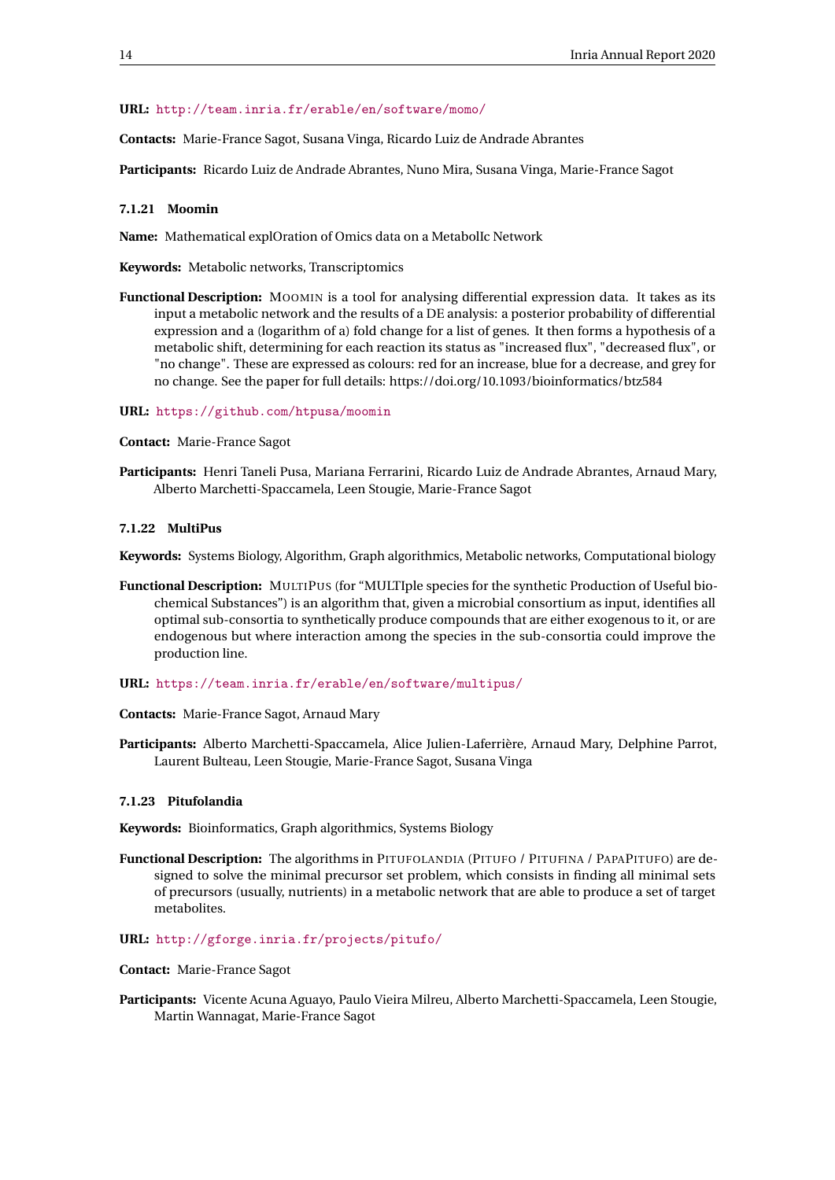**URL:** http://team.inria.fr/erable/en/software/momo/

**Contacts:** Marie-France Sagot, Susana Vinga, Ricardo Luiz de Andrade Abrantes

**Participants:** Ricardo Luiz de Andrade Abrantes, Nuno Mira, Susana Vinga, Marie-France Sagot

#### 7.1.21 Moomin

**Name:** Mathematical explOration of Omics data on a MetabolIc Network

**Keywords:** Metabolic networks, Transcriptomics

**Functional Description:** MOOMIN is a tool for analysing differential expression data. It takes as its input a metabolic network and the results of a DE analysis: a posterior probability of differential expression and a (logarithm of a) fold change for a list of genes. It then forms a hypothesis of a metabolic shift, determining for each reaction its status as "increased flux", "decreased flux", or "no change". These are expressed as colours: red for an increase, blue for a decrease, and grey for no change. See the paper for full details: https://doi.org/10.1093/bioinformatics/btz584

**URL:** https://github.com/htpusa/moomin

**Contact:** Marie-France Sagot

**Participants:** Henri Taneli Pusa, Mariana Ferrarini, Ricardo Luiz de Andrade Abrantes, Arnaud Mary, Alberto Marchetti-Spaccamela, Leen Stougie, Marie-France Sagot

#### 7.1.22 MultiPus

**Keywords:** Systems Biology, Algorithm, Graph algorithmics, Metabolic networks, Computational biology

**Functional Description:** MULTIPUS (for "MULTIple species for the synthetic Production of Useful biochemical Substances") is an algorithm that, given a microbial consortium as input, identifies all optimal sub-consortia to synthetically produce compounds that are either exogenous to it, or are endogenous but where interaction among the species in the sub-consortia could improve the production line.

**URL:** https://team.inria.fr/erable/en/software/multipus/

**Contacts:** Marie-France Sagot, Arnaud Mary

**Participants:** Alberto Marchetti-Spaccamela, Alice Julien-Laferrière, Arnaud Mary, Delphine Parrot, Laurent Bulteau, Leen Stougie, Marie-France Sagot, Susana Vinga

#### 7.1.23 Pitufolandia

**Keywords:** Bioinformatics, Graph algorithmics, Systems Biology

**Functional Description:** The algorithms in PITUFOLANDIA (PITUFO / PITUFINA / PAPAPITUFO) are designed to solve the minimal precursor set problem, which consists in finding all minimal sets of precursors (usually, nutrients) in a metabolic network that are able to produce a set of target metabolites.

**URL:** http://gforge.inria.fr/projects/pitufo/

**Contact:** Marie-France Sagot

**Participants:** Vicente Acuna Aguayo, Paulo Vieira Milreu, Alberto Marchetti-Spaccamela, Leen Stougie, Martin Wannagat, Marie-France Sagot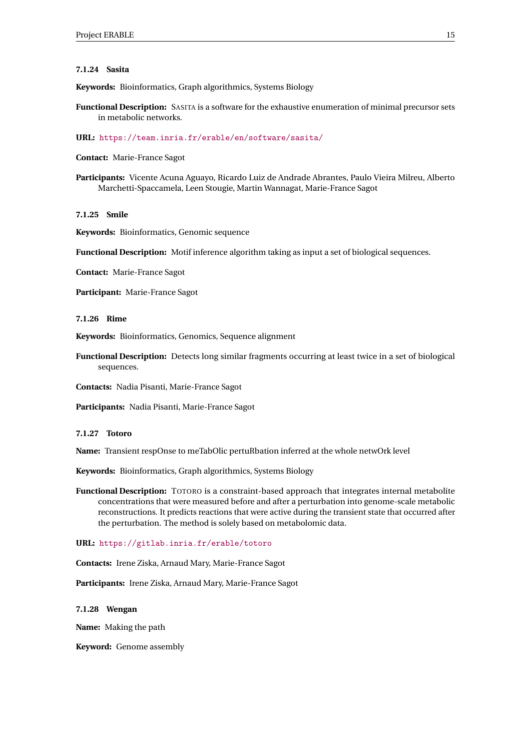#### 7.1.24 Sasita

**Keywords:** Bioinformatics, Graph algorithmics, Systems Biology

**Functional Description:** SASITA is a software for the exhaustive enumeration of minimal precursor sets in metabolic networks.

**URL:** https://team.inria.fr/erable/en/software/sasita/

**Contact:** Marie-France Sagot

**Participants:** Vicente Acuna Aguayo, Ricardo Luiz de Andrade Abrantes, Paulo Vieira Milreu, Alberto Marchetti-Spaccamela, Leen Stougie, Martin Wannagat, Marie-France Sagot

#### 7.1.25 Smile

**Keywords:** Bioinformatics, Genomic sequence

**Functional Description:** Motif inference algorithm taking as input a set of biological sequences.

**Contact:** Marie-France Sagot

**Participant:** Marie-France Sagot

#### 7.1.26 Rime

**Keywords:** Bioinformatics, Genomics, Sequence alignment

**Functional Description:** Detects long similar fragments occurring at least twice in a set of biological sequences.

**Contacts:** Nadia Pisanti, Marie-France Sagot

**Participants:** Nadia Pisanti, Marie-France Sagot

#### 7.1.27 Totoro

**Name:** Transient respOnse to meTabOlic pertuRbation inferred at the whole netwOrk level

**Keywords:** Bioinformatics, Graph algorithmics, Systems Biology

**Functional Description:** TOTORO is a constraint-based approach that integrates internal metabolite concentrations that were measured before and after a perturbation into genome-scale metabolic reconstructions. It predicts reactions that were active during the transient state that occurred after the perturbation. The method is solely based on metabolomic data.

**URL:** https://gitlab.inria.fr/erable/totoro

**Contacts:** Irene Ziska, Arnaud Mary, Marie-France Sagot

**Participants:** Irene Ziska, Arnaud Mary, Marie-France Sagot

#### 7.1.28 Wengan

**Name:** Making the path

**Keyword:** Genome assembly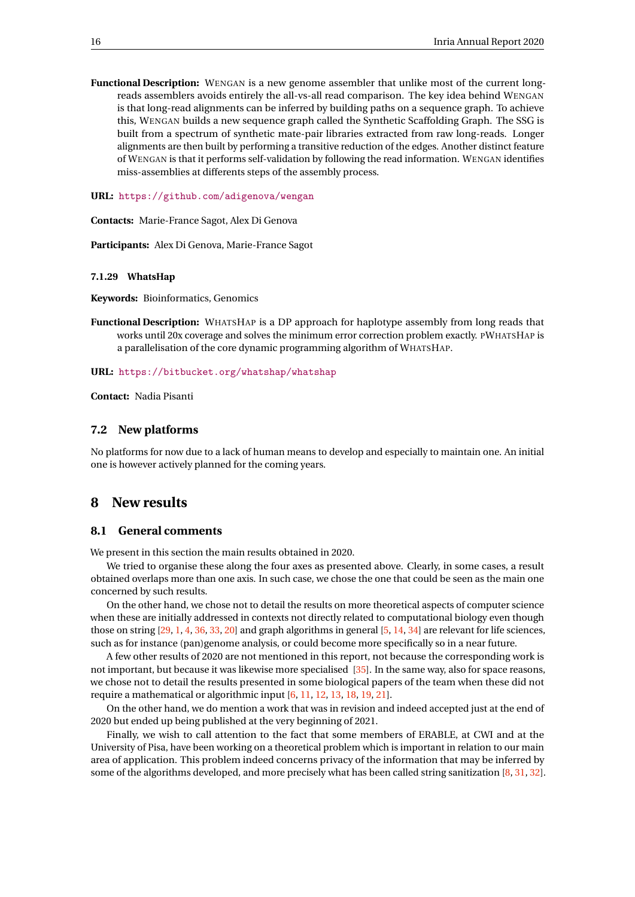**Functional Description:** WENGAN is a new genome assembler that unlike most of the current long-reads assemblers avoids entirely the all-vs-all read comparison. The key idea behind WENGAN is that long-read alignments can be inferred by building paths on a sequence graph. To achieve this, WENGAN builds a new sequence graph called the Synthetic Scaffolding Graph. The SSG is built from a spectrum of synthetic mate-pair libraries extracted from raw long-reads. Longer alignments are then built by performing a transitive reduction of the edges. Another distinct feature of WENGAN is that it performs self-validation by following the read information. WENGAN identifies miss-assemblies at differents steps of the assembly process.

**URL:** https://github.com/adigenova/wengan

**Contacts:** Marie-France Sagot, Alex Di Genova

**Participants:** Alex Di Genova, Marie-France Sagot

#### 7.1.29 WhatsHap

**Keywords:** Bioinformatics, Genomics

**Functional Description:** WHATSHAP is a DP approach for haplotype assembly from long reads that works until 20x coverage and solves the minimum error correction problem exactly. PWHATSHAP is a parallelisation of the core dynamic programming algorithm of WHATSHAP.

**URL:** https://bitbucket.org/whatshap/whatshap

**Contact:** Nadia Pisanti

### 7.2 New platforms

No platforms for now due to a lack of human means to develop and especially to maintain one. An initial one is however actively planned for the coming years.

## 8 New results

### 8.1 General comments

We present in this section the main results obtained in 2020.

We tried to organise these along the four axes as presented above. Clearly, in some cases, a result obtained overlaps more than one axis. In such case, we chose the one that could be seen as the main one concerned by such results.

On the other hand, we chose not to detail the results on more theoretical aspects of computer science when these are initially addressed in contexts not directly related to computational biology even though those on string [29, 1, 4, 36, 33, 20] and graph algorithms in general [5, 14, 34] are relevant for life sciences, such as for instance (pan)genome analysis, or could become more specifically so in a near future.

A few other results of 2020 are not mentioned in this report, not because the corresponding work is not important, but because it was likewise more specialised [35]. In the same way, also for space reasons, we chose not to detail the results presented in some biological papers of the team when these did not require a mathematical or algorithmic input [6, 11, 12, 13, 18, 19, 21].

On the other hand, we do mention a work that was in revision and indeed accepted just at the end of 2020 but ended up being published at the very beginning of 2021.

Finally, we wish to call attention to the fact that some members of ERABLE, at CWI and at the University of Pisa, have been working on a theoretical problem which is important in relation to our main area of application. This problem indeed concerns privacy of the information that may be inferred by some of the algorithms developed, and more precisely what has been called string sanitization [8, 31, 32].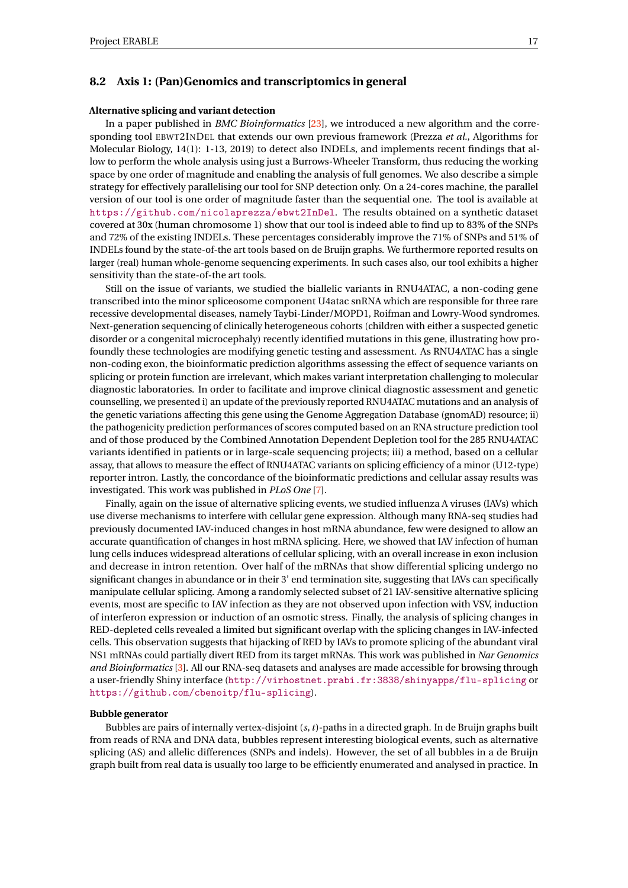## 8.2 Axis 1: (Pan)Genomics and transcriptomics in general

**Alternative splicing and variant detection**

In a paper published in *BMC Bioinformatics* [23], we introduced a new algorithm and the corresponding tool EBWT2INDEL that extends our own previous framework (Prezza *et al.*, Algorithms for Molecular Biology, 14(1): 1-13, 2019) to detect also INDELs, and implements recent findings that allow to perform the whole analysis using just a Burrows-Wheeler Transform, thus reducing the working space by one order of magnitude and enabling the analysis of full genomes. We also describe a simple strategy for effectively parallelising our tool for SNP detection only. On a 24-cores machine, the parallel version of our tool is one order of magnitude faster than the sequential one. The tool is available at https://github.com/nicolaprezza/ebwt2InDel. The results obtained on a synthetic dataset covered at 30x (human chromosome 1) show that our tool is indeed able to find up to 83% of the SNPs and 72% of the existing INDELs. These percentages considerably improve the 71% of SNPs and 51% of INDELs found by the state-of-the art tools based on de Bruijn graphs. We furthermore reported results on larger (real) human whole-genome sequencing experiments. In such cases also, our tool exhibits a higher sensitivity than the state-of-the art tools.

Still on the issue of variants, we studied the biallelic variants in RNU4ATAC, a non-coding gene transcribed into the minor spliceosome component U4atac snRNA which are responsible for three rare recessive developmental diseases, namely Taybi-Linder/MOPD1, Roifman and Lowry-Wood syndromes. Next-generation sequencing of clinically heterogeneous cohorts (children with either a suspected genetic disorder or a congenital microcephaly) recently identified mutations in this gene, illustrating how profoundly these technologies are modifying genetic testing and assessment. As RNU4ATAC has a single non-coding exon, the bioinformatic prediction algorithms assessing the effect of sequence variants on splicing or protein function are irrelevant, which makes variant interpretation challenging to molecular diagnostic laboratories. In order to facilitate and improve clinical diagnostic assessment and genetic counselling, we presented i) an update of the previously reported RNU4ATAC mutations and an analysis of the genetic variations affecting this gene using the Genome Aggregation Database (gnomAD) resource; ii) the pathogenicity prediction performances of scores computed based on an RNA structure prediction tool and of those produced by the Combined Annotation Dependent Depletion tool for the 285 RNU4ATAC variants identified in patients or in large-scale sequencing projects; iii) a method, based on a cellular assay, that allows to measure the effect of RNU4ATAC variants on splicing efficiency of a minor (U12-type) reporter intron. Lastly, the concordance of the bioinformatic predictions and cellular assay results was investigated. This work was published in *PLoS One* [7].

Finally, again on the issue of alternative splicing events, we studied influenza A viruses (IAVs) which use diverse mechanisms to interfere with cellular gene expression. Although many RNA-seq studies had previously documented IAV-induced changes in host mRNA abundance, few were designed to allow an accurate quantification of changes in host mRNA splicing. Here, we showed that IAV infection of human lung cells induces widespread alterations of cellular splicing, with an overall increase in exon inclusion and decrease in intron retention. Over half of the mRNAs that show differential splicing undergo no significant changes in abundance or in their 3' end termination site, suggesting that IAVs can specifically manipulate cellular splicing. Among a randomly selected subset of 21 IAV-sensitive alternative splicing events, most are specific to IAV infection as they are not observed upon infection with VSV, induction of interferon expression or induction of an osmotic stress. Finally, the analysis of splicing changes in RED-depleted cells revealed a limited but significant overlap with the splicing changes in IAV-infected cells. This observation suggests that hijacking of RED by IAVs to promote splicing of the abundant viral NS1 mRNAs could partially divert RED from its target mRNAs. This work was published in *Nar Genomics and Bioinformatics* [3]. All our RNA-seq datasets and analyses are made accessible for browsing through a user-friendly Shiny interface (http://virhostnet.prabi.fr:3838/shinyapps/flu-splicing or https://github.com/cbenoitp/flu-splicing).

**Bubble generator**

Bubbles are pairs of internally vertex-disjoint $(s, t)$-paths in a directed graph. In de Bruijn graphs built from reads of RNA and DNA data, bubbles represent interesting biological events, such as alternative splicing (AS) and allelic differences (SNPs and indels). However, the set of all bubbles in a de Bruijn graph built from real data is usually too large to be efficiently enumerated and analysed in practice. In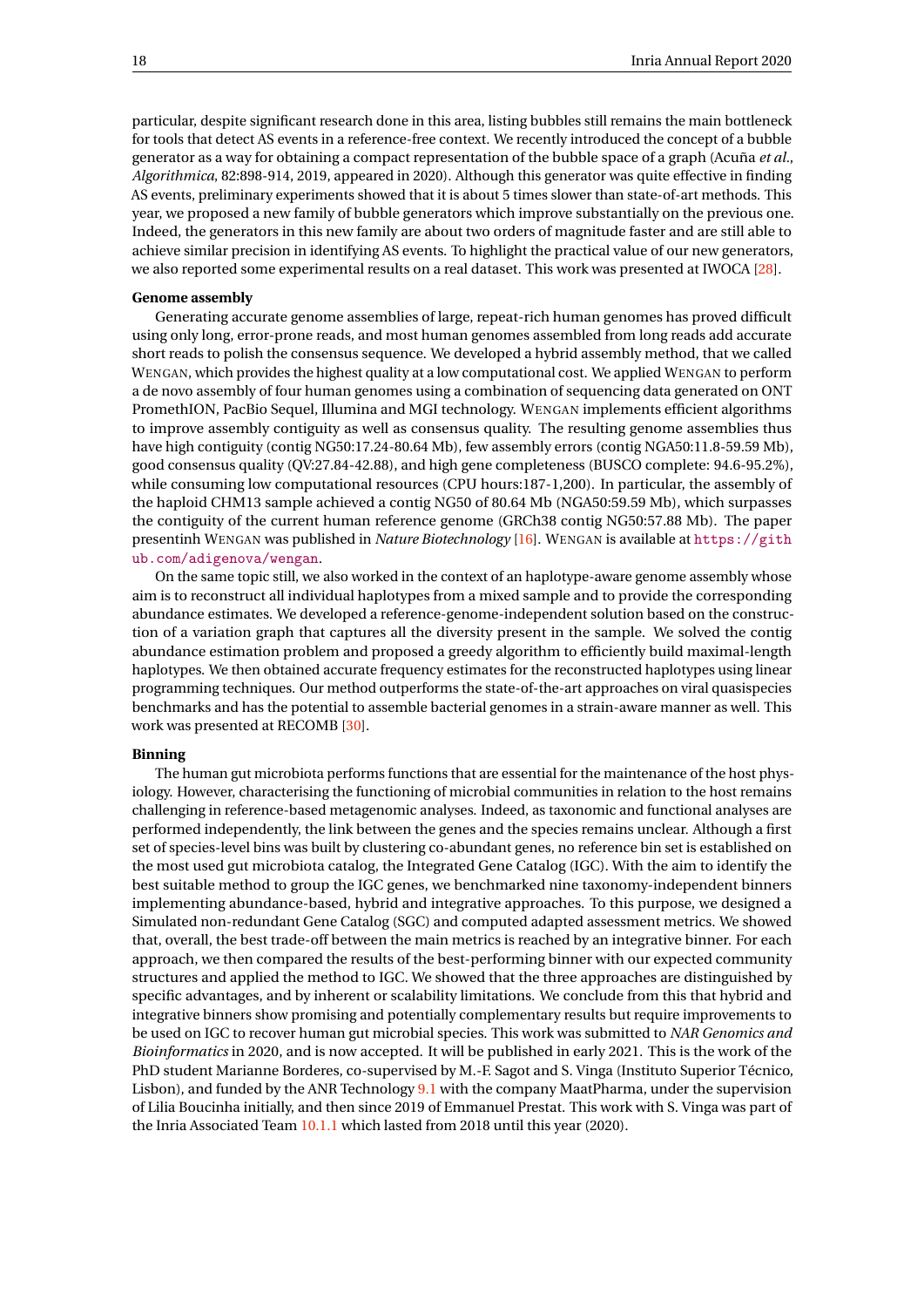particular, despite significant research done in this area, listing bubbles still remains the main bottleneck for tools that detect AS events in a reference-free context. We recently introduced the concept of a bubble generator as a way for obtaining a compact representation of the bubble space of a graph (Acuña *et al.*, *Algorithmica*, 82:898-914, 2019, appeared in 2020). Although this generator was quite effective in finding AS events, preliminary experiments showed that it is about 5 times slower than state-of-art methods. This year, we proposed a new family of bubble generators which improve substantially on the previous one. Indeed, the generators in this new family are about two orders of magnitude faster and are still able to achieve similar precision in identifying AS events. To highlight the practical value of our new generators, we also reported some experimental results on a real dataset. This work was presented at IWOCA [28].

**Genome assembly**

Generating accurate genome assemblies of large, repeat-rich human genomes has proved difficult using only long, error-prone reads, and most human genomes assembled from long reads add accurate short reads to polish the consensus sequence. We developed a hybrid assembly method, that we called WENGAN, which provides the highest quality at a low computational cost. We applied WENGAN to perform a de novo assembly of four human genomes using a combination of sequencing data generated on ONT PromethION, PacBio Sequel, Illumina and MGI technology. WENGAN implements efficient algorithms to improve assembly contiguity as well as consensus quality. The resulting genome assemblies thus have high contiguity (contig NG50:17.24-80.64 Mb), few assembly errors (contig NGA50:11.8-59.59 Mb), good consensus quality (QV:27.84-42.88), and high gene completeness (BUSCO complete: 94.6-95.2%), while consuming low computational resources (CPU hours:187-1,200). In particular, the assembly of the haploid CHM13 sample achieved a contig NG50 of 80.64 Mb (NGA50:59.59 Mb), which surpasses the contiguity of the current human reference genome (GRCh38 contig NG50:57.88 Mb). The paper presentinh WENGAN was published in *Nature Biotechnology* [16]. WENGAN is available at https://github.com/adigenova/wengan.

On the same topic still, we also worked in the context of an haplotype-aware genome assembly whose aim is to reconstruct all individual haplotypes from a mixed sample and to provide the corresponding abundance estimates. We developed a reference-genome-independent solution based on the construction of a variation graph that captures all the diversity present in the sample. We solved the contig abundance estimation problem and proposed a greedy algorithm to efficiently build maximal-length haplotypes. We then obtained accurate frequency estimates for the reconstructed haplotypes using linear programming techniques. Our method outperforms the state-of-the-art approaches on viral quasispecies benchmarks and has the potential to assemble bacterial genomes in a strain-aware manner as well. This work was presented at RECOMB [30].

**Binning**

The human gut microbiota performs functions that are essential for the maintenance of the host physiology. However, characterising the functioning of microbial communities in relation to the host remains challenging in reference-based metagenomic analyses. Indeed, as taxonomic and functional analyses are performed independently, the link between the genes and the species remains unclear. Although a first set of species-level bins was built by clustering co-abundant genes, no reference bin set is established on the most used gut microbiota catalog, the Integrated Gene Catalog (IGC). With the aim to identify the best suitable method to group the IGC genes, we benchmarked nine taxonomy-independent binners implementing abundance-based, hybrid and integrative approaches. To this purpose, we designed a Simulated non-redundant Gene Catalog (SGC) and computed adapted assessment metrics. We showed that, overall, the best trade-off between the main metrics is reached by an integrative binner. For each approach, we then compared the results of the best-performing binner with our expected community structures and applied the method to IGC. We showed that the three approaches are distinguished by specific advantages, and by inherent or scalability limitations. We conclude from this that hybrid and integrative binners show promising and potentially complementary results but require improvements to be used on IGC to recover human gut microbial species. This work was submitted to *NAR Genomics and Bioinformatics* in 2020, and is now accepted. It will be published in early 2021. This is the work of the PhD student Marianne Borderes, co-supervised by M.-F. Sagot and S. Vinga (Instituto Superior Técnico, Lisbon), and funded by the ANR Technology 9.1 with the company MaatPharma, under the supervision of Lilia Boucinha initially, and then since 2019 of Emmanuel Prestat. This work with S. Vinga was part of the Inria Associated Team 10.1.1 which lasted from 2018 until this year (2020).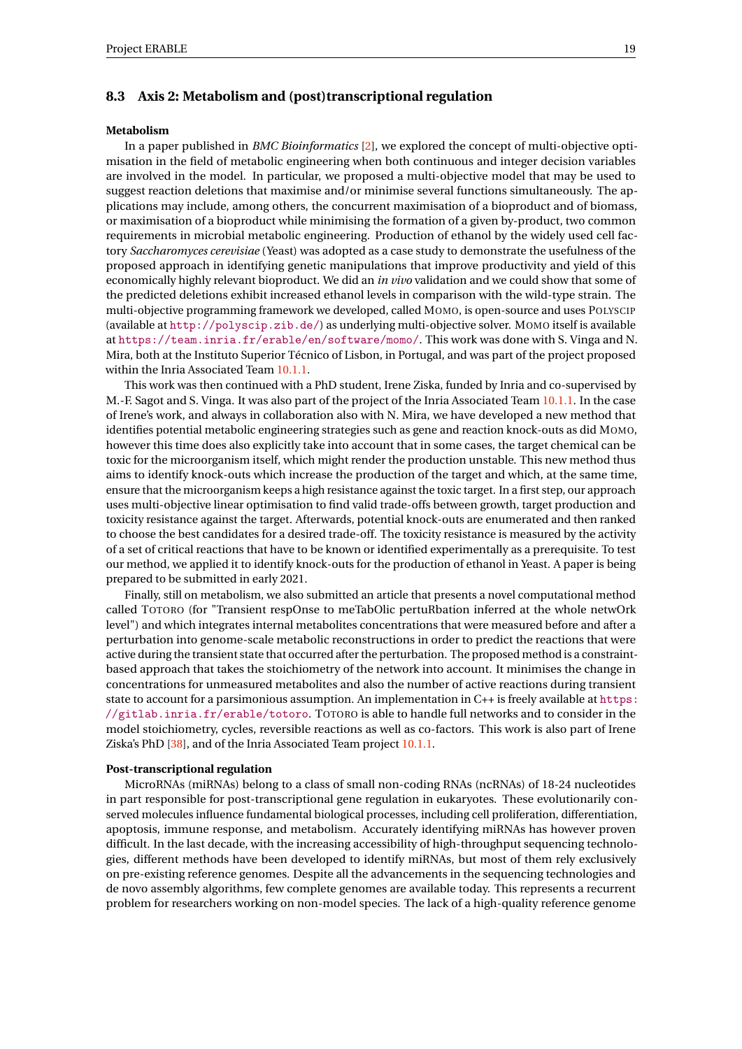## 8.3 Axis 2: Metabolism and (post)transcriptional regulation

**Metabolism**

In a paper published in *BMC Bioinformatics* [2], we explored the concept of multi-objective optimisation in the field of metabolic engineering when both continuous and integer decision variables are involved in the model. In particular, we proposed a multi-objective model that may be used to suggest reaction deletions that maximise and/or minimise several functions simultaneously. The applications may include, among others, the concurrent maximisation of a bioproduct and of biomass, or maximisation of a bioproduct while minimising the formation of a given by-product, two common requirements in microbial metabolic engineering. Production of ethanol by the widely used cell factory *Saccharomyces cerevisiae* (Yeast) was adopted as a case study to demonstrate the usefulness of the proposed approach in identifying genetic manipulations that improve productivity and yield of this economically highly relevant bioproduct. We did an *in vivo* validation and we could show that some of the predicted deletions exhibit increased ethanol levels in comparison with the wild-type strain. The multi-objective programming framework we developed, called MOMO, is open-source and uses POLYSCIP (available at http://polyscip.zib.de/) as underlying multi-objective solver. MOMO itself is available at https://team.inria.fr/erable/en/software/momo/. This work was done with S. Vinga and N. Mira, both at the Instituto Superior Técnico of Lisbon, in Portugal, and was part of the project proposed within the Inria Associated Team 10.1.1.

This work was then continued with a PhD student, Irene Ziska, funded by Inria and co-supervised by M.-F. Sagot and S. Vinga. It was also part of the project of the Inria Associated Team 10.1.1. In the case of Irene's work, and always in collaboration also with N. Mira, we have developed a new method that identifies potential metabolic engineering strategies such as gene and reaction knock-outs as did MOMO, however this time does also explicitly take into account that in some cases, the target chemical can be toxic for the microorganism itself, which might render the production unstable. This new method thus aims to identify knock-outs which increase the production of the target and which, at the same time, ensure that the microorganism keeps a high resistance against the toxic target. In a first step, our approach uses multi-objective linear optimisation to find valid trade-offs between growth, target production and toxicity resistance against the target. Afterwards, potential knock-outs are enumerated and then ranked to choose the best candidates for a desired trade-off. The toxicity resistance is measured by the activity of a set of critical reactions that have to be known or identified experimentally as a prerequisite. To test our method, we applied it to identify knock-outs for the production of ethanol in Yeast. A paper is being prepared to be submitted in early 2021.

Finally, still on metabolism, we also submitted an article that presents a novel computational method called TOTORO (for "Transient respOnse to meTabOlic pertuRbation inferred at the whole netwOrk level") and which integrates internal metabolites concentrations that were measured before and after a perturbation into genome-scale metabolic reconstructions in order to predict the reactions that were active during the transient state that occurred after the perturbation. The proposed method is a constraint-based approach that takes the stoichiometry of the network into account. It minimises the change in concentrations for unmeasured metabolites and also the number of active reactions during transient state to account for a parsimonious assumption. An implementation in C++ is freely available at https://gitlab.inria.fr/erable/totoro. TOTORO is able to handle full networks and to consider in the model stoichiometry, cycles, reversible reactions as well as co-factors. This work is also part of Irene Ziska's PhD [38], and of the Inria Associated Team project 10.1.1.

**Post-transcriptional regulation**

MicroRNAs (miRNAs) belong to a class of small non-coding RNAs (ncRNAs) of 18-24 nucleotides in part responsible for post-transcriptional gene regulation in eukaryotes. These evolutionarily conserved molecules influence fundamental biological processes, including cell proliferation, differentiation, apoptosis, immune response, and metabolism. Accurately identifying miRNAs has however proven difficult. In the last decade, with the increasing accessibility of high-throughput sequencing technologies, different methods have been developed to identify miRNAs, but most of them rely exclusively on pre-existing reference genomes. Despite all the advancements in the sequencing technologies and de novo assembly algorithms, few complete genomes are available today. This represents a recurrent problem for researchers working on non-model species. The lack of a high-quality reference genome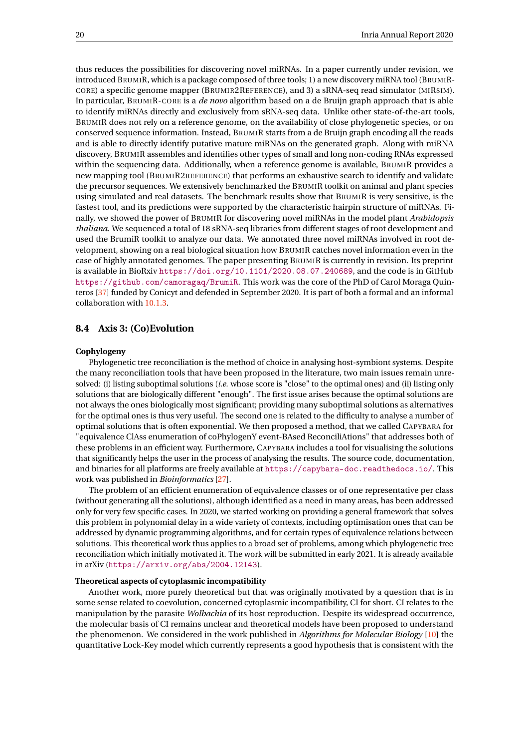thus reduces the possibilities for discovering novel miRNAs. In a paper currently under revision, we introduced BRUMIR, which is a package composed of three tools; 1) a new discovery miRNA tool (BRUMIR-CORE) a specific genome mapper (BRUMIR2REFERENCE), and 3) a sRNA-seq read simulator (MIRSIM). In particular, BRUMIR-CORE is a *de novo* algorithm based on a de Bruijn graph approach that is able to identify miRNAs directly and exclusively from sRNA-seq data. Unlike other state-of-the-art tools, BRUMIR does not rely on a reference genome, on the availability of close phylogenetic species, or on conserved sequence information. Instead, BRUMIR starts from a de Bruijn graph encoding all the reads and is able to directly identify putative mature miRNAs on the generated graph. Along with miRNA discovery, BRUMIR assembles and identifies other types of small and long non-coding RNAs expressed within the sequencing data. Additionally, when a reference genome is available, BRUMIR provides a new mapping tool (BRUMIR2REFERENCE) that performs an exhaustive search to identify and validate the precursor sequences. We extensively benchmarked the BRUMIR toolkit on animal and plant species using simulated and real datasets. The benchmark results show that BRUMIR is very sensitive, is the fastest tool, and its predictions were supported by the characteristic hairpin structure of miRNAs. Finally, we showed the power of BRUMIR for discovering novel miRNAs in the model plant *Arabidopsis thaliana*. We sequenced a total of 18 sRNA-seq libraries from different stages of root development and used the BrumiR toolkit to analyze our data. We annotated three novel miRNAs involved in root development, showing on a real biological situation how BRUMIR catches novel information even in the case of highly annotated genomes. The paper presenting BRUMIR is currently in revision. Its preprint is available in BioRxiv `https://doi.org/10.1101/2020.08.07.240689`, and the code is in GitHub `https://github.com/camoragaq/BrumiR`. This work was the core of the PhD of Carol Moraga Quinteros [37] funded by Conicyt and defended in September 2020. It is part of both a formal and an informal collaboration with 10.1.3.

## 8.4 Axis 3: (Co)Evolution

**Cophylogeny**

Phylogenetic tree reconciliation is the method of choice in analysing host-symbiont systems. Despite the many reconciliation tools that have been proposed in the literature, two main issues remain unresolved: (i) listing suboptimal solutions (*i.e.* whose score is "close" to the optimal ones) and (ii) listing only solutions that are biologically different "enough". The first issue arises because the optimal solutions are not always the ones biologically most significant; providing many suboptimal solutions as alternatives for the optimal ones is thus very useful. The second one is related to the difficulty to analyse a number of optimal solutions that is often exponential. We then proposed a method, that we called CAPYBARA for "equivalence ClAss enumeration of coPhylogenY event-BAsed ReconciliAtions" that addresses both of these problems in an efficient way. Furthermore, CAPYBARA includes a tool for visualising the solutions that significantly helps the user in the process of analysing the results. The source code, documentation, and binaries for all platforms are freely available at `https://capybara-doc.readthedocs.io/`. This work was published in *Bioinformatics* [27].

The problem of an efficient enumeration of equivalence classes or of one representative per class (without generating all the solutions), although identified as a need in many areas, has been addressed only for very few specific cases. In 2020, we started working on providing a general framework that solves this problem in polynomial delay in a wide variety of contexts, including optimisation ones that can be addressed by dynamic programming algorithms, and for certain types of equivalence relations between solutions. This theoretical work thus applies to a broad set of problems, among which phylogenetic tree reconciliation which initially motivated it. The work will be submitted in early 2021. It is already available in arXiv (`https://arxiv.org/abs/2004.12143`).

**Theoretical aspects of cytoplasmic incompatibility**

Another work, more purely theoretical but that was originally motivated by a question that is in some sense related to coevolution, concerned cytoplasmic incompatibility, CI for short. CI relates to the manipulation by the parasite *Wolbachia* of its host reproduction. Despite its widespread occurrence, the molecular basis of CI remains unclear and theoretical models have been proposed to understand the phenomenon. We considered in the work published in *Algorithms for Molecular Biology* [10] the quantitative Lock-Key model which currently represents a good hypothesis that is consistent with the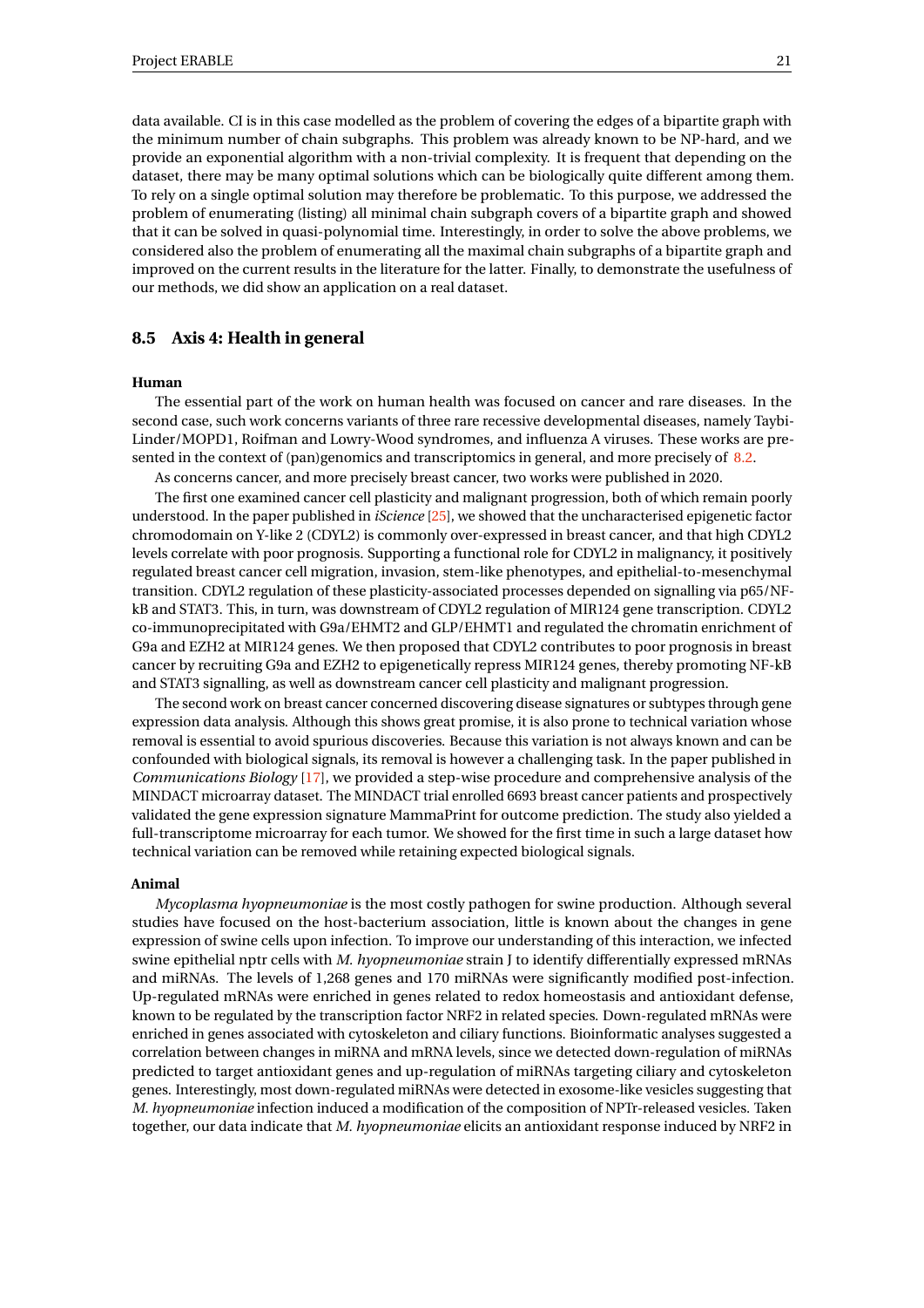data available. CI is in this case modelled as the problem of covering the edges of a bipartite graph with the minimum number of chain subgraphs. This problem was already known to be NP-hard, and we provide an exponential algorithm with a non-trivial complexity. It is frequent that depending on the dataset, there may be many optimal solutions which can be biologically quite different among them. To rely on a single optimal solution may therefore be problematic. To this purpose, we addressed the problem of enumerating (listing) all minimal chain subgraph covers of a bipartite graph and showed that it can be solved in quasi-polynomial time. Interestingly, in order to solve the above problems, we considered also the problem of enumerating all the maximal chain subgraphs of a bipartite graph and improved on the current results in the literature for the latter. Finally, to demonstrate the usefulness of our methods, we did show an application on a real dataset.

## 8.5 Axis 4: Health in general

**Human**

The essential part of the work on human health was focused on cancer and rare diseases. In the second case, such work concerns variants of three rare recessive developmental diseases, namely Taybi-Linder/MOPD1, Roifman and Lowry-Wood syndromes, and influenza A viruses. These works are presented in the context of (pan)genomics and transcriptomics in general, and more precisely of 8.2.

As concerns cancer, and more precisely breast cancer, two works were published in 2020.

The first one examined cancer cell plasticity and malignant progression, both of which remain poorly understood. In the paper published in *iScience* [25], we showed that the uncharacterised epigenetic factor chromodomain on Y-like 2 (CDYL2) is commonly over-expressed in breast cancer, and that high CDYL2 levels correlate with poor prognosis. Supporting a functional role for CDYL2 in malignancy, it positively regulated breast cancer cell migration, invasion, stem-like phenotypes, and epithelial-to-mesenchymal transition. CDYL2 regulation of these plasticity-associated processes depended on signalling via p65/NF-kB and STAT3. This, in turn, was downstream of CDYL2 regulation of MIR124 gene transcription. CDYL2 co-immunoprecipitated with G9a/EHMT2 and GLP/EHMT1 and regulated the chromatin enrichment of G9a and EZH2 at MIR124 genes. We then proposed that CDYL2 contributes to poor prognosis in breast cancer by recruiting G9a and EZH2 to epigenetically repress MIR124 genes, thereby promoting NF-kB and STAT3 signalling, as well as downstream cancer cell plasticity and malignant progression.

The second work on breast cancer concerned discovering disease signatures or subtypes through gene expression data analysis. Although this shows great promise, it is also prone to technical variation whose removal is essential to avoid spurious discoveries. Because this variation is not always known and can be confounded with biological signals, its removal is however a challenging task. In the paper published in *Communications Biology* [17], we provided a step-wise procedure and comprehensive analysis of the MINDACT microarray dataset. The MINDACT trial enrolled 6693 breast cancer patients and prospectively validated the gene expression signature MammaPrint for outcome prediction. The study also yielded a full-transcriptome microarray for each tumor. We showed for the first time in such a large dataset how technical variation can be removed while retaining expected biological signals.

**Animal**

*Mycoplasma hyopneumoniae* is the most costly pathogen for swine production. Although several studies have focused on the host-bacterium association, little is known about the changes in gene expression of swine cells upon infection. To improve our understanding of this interaction, we infected swine epithelial nptr cells with *M. hyopneumoniae* strain J to identify differentially expressed mRNAs and miRNAs. The levels of 1,268 genes and 170 miRNAs were significantly modified post-infection. Up-regulated mRNAs were enriched in genes related to redox homeostasis and antioxidant defense, known to be regulated by the transcription factor NRF2 in related species. Down-regulated mRNAs were enriched in genes associated with cytoskeleton and ciliary functions. Bioinformatic analyses suggested a correlation between changes in miRNA and mRNA levels, since we detected down-regulation of miRNAs predicted to target antioxidant genes and up-regulation of miRNAs targeting ciliary and cytoskeleton genes. Interestingly, most down-regulated miRNAs were detected in exosome-like vesicles suggesting that *M. hyopneumoniae* infection induced a modification of the composition of NPTr-released vesicles. Taken together, our data indicate that *M. hyopneumoniae* elicits an antioxidant response induced by NRF2 in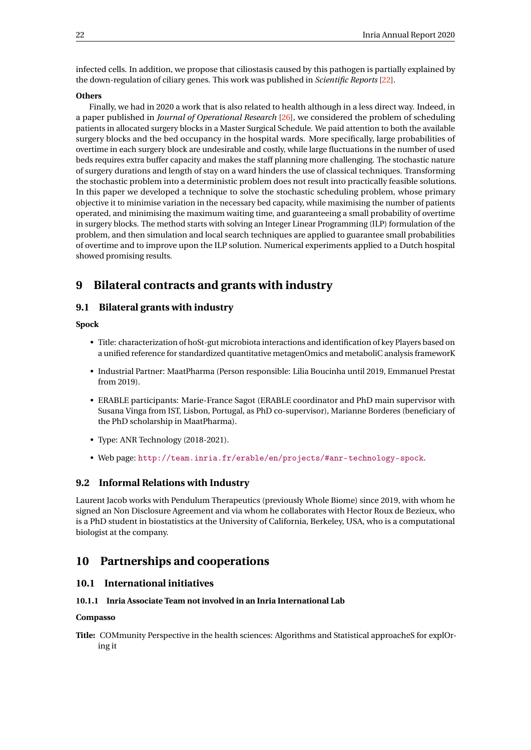infected cells. In addition, we propose that ciliostasis caused by this pathogen is partially explained by the down-regulation of ciliary genes. This work was published in *Scientific Reports* [22].

**Others**

Finally, we had in 2020 a work that is also related to health although in a less direct way. Indeed, in a paper published in *Journal of Operational Research* [26], we considered the problem of scheduling patients in allocated surgery blocks in a Master Surgical Schedule. We paid attention to both the available surgery blocks and the bed occupancy in the hospital wards. More specifically, large probabilities of overtime in each surgery block are undesirable and costly, while large fluctuations in the number of used beds requires extra buffer capacity and makes the staff planning more challenging. The stochastic nature of surgery durations and length of stay on a ward hinders the use of classical techniques. Transforming the stochastic problem into a deterministic problem does not result into practically feasible solutions. In this paper we developed a technique to solve the stochastic scheduling problem, whose primary objective it to minimise variation in the necessary bed capacity, while maximising the number of patients operated, and minimising the maximum waiting time, and guaranteeing a small probability of overtime in surgery blocks. The method starts with solving an Integer Linear Programming (ILP) formulation of the problem, and then simulation and local search techniques are applied to guarantee small probabilities of overtime and to improve upon the ILP solution. Numerical experiments applied to a Dutch hospital showed promising results.

# 9 Bilateral contracts and grants with industry

## 9.1 Bilateral grants with industry

**Spock**

- Title: characterization of hoSt-gut microbiota interactions and identification of key Players based on a unified reference for standardized quantitative metagenOmics and metaboliC analysis frameworK
- Industrial Partner: MaatPharma (Person responsible: Lilia Boucinha until 2019, Emmanuel Prestat from 2019).
- ERABLE participants: Marie-France Sagot (ERABLE coordinator and PhD main supervisor with Susana Vinga from IST, Lisbon, Portugal, as PhD co-supervisor), Marianne Borderes (beneficiary of the PhD scholarship in MaatPharma).
- Type: ANR Technology (2018-2021).
- Web page: `http://team.inria.fr/erable/en/projects/#anr-technology-spock`.

## 9.2 Informal Relations with Industry

Laurent Jacob works with Pendulum Therapeutics (previously Whole Biome) since 2019, with whom he signed an Non Disclosure Agreement and via whom he collaborates with Hector Roux de Bezieux, who is a PhD student in biostatistics at the University of California, Berkeley, USA, who is a computational biologist at the company.

# 10 Partnerships and cooperations

## 10.1 International initiatives

### 10.1.1 Inria Associate Team not involved in an Inria International Lab

**Compasso**

**Title:** COMmunity Perspective in the health sciences: Algorithms and Statistical approacheS for explOring it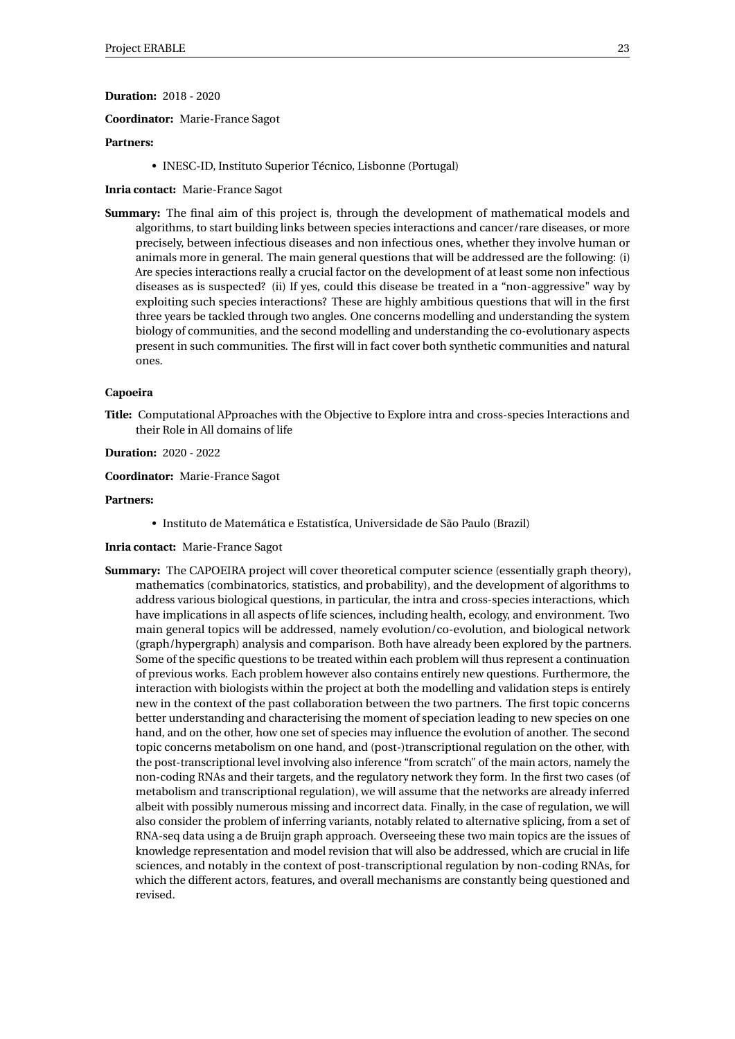**Duration:** 2018 - 2020

**Coordinator:** Marie-France Sagot

**Partners:**

- INESC-ID, Instituto Superior Técnico, Lisbonne (Portugal)

**Inria contact:** Marie-France Sagot

**Summary:** The final aim of this project is, through the development of mathematical models and algorithms, to start building links between species interactions and cancer/rare diseases, or more precisely, between infectious diseases and non infectious ones, whether they involve human or animals more in general. The main general questions that will be addressed are the following: (i) Are species interactions really a crucial factor on the development of at least some non infectious diseases as is suspected? (ii) If yes, could this disease be treated in a "non-aggressive" way by exploiting such species interactions? These are highly ambitious questions that will in the first three years be tackled through two angles. One concerns modelling and understanding the system biology of communities, and the second modelling and understanding the co-evolutionary aspects present in such communities. The first will in fact cover both synthetic communities and natural ones.

**Capoeira**

**Title:** Computational APproaches with the Objective to Explore intra and cross-species Interactions and their Role in All domains of life

**Duration:** 2020 - 2022

**Coordinator:** Marie-France Sagot

**Partners:**

- Instituto de Matemática e Estatistíca, Universidade de São Paulo (Brazil)

**Inria contact:** Marie-France Sagot

**Summary:** The CAPOEIRA project will cover theoretical computer science (essentially graph theory), mathematics (combinatorics, statistics, and probability), and the development of algorithms to address various biological questions, in particular, the intra and cross-species interactions, which have implications in all aspects of life sciences, including health, ecology, and environment. Two main general topics will be addressed, namely evolution/co-evolution, and biological network (graph/hypergraph) analysis and comparison. Both have already been explored by the partners. Some of the specific questions to be treated within each problem will thus represent a continuation of previous works. Each problem however also contains entirely new questions. Furthermore, the interaction with biologists within the project at both the modelling and validation steps is entirely new in the context of the past collaboration between the two partners. The first topic concerns better understanding and characterising the moment of speciation leading to new species on one hand, and on the other, how one set of species may influence the evolution of another. The second topic concerns metabolism on one hand, and (post-)transcriptional regulation on the other, with the post-transcriptional level involving also inference "from scratch" of the main actors, namely the non-coding RNAs and their targets, and the regulatory network they form. In the first two cases (of metabolism and transcriptional regulation), we will assume that the networks are already inferred albeit with possibly numerous missing and incorrect data. Finally, in the case of regulation, we will also consider the problem of inferring variants, notably related to alternative splicing, from a set of RNA-seq data using a de Bruijn graph approach. Overseeing these two main topics are the issues of knowledge representation and model revision that will also be addressed, which are crucial in life sciences, and notably in the context of post-transcriptional regulation by non-coding RNAs, for which the different actors, features, and overall mechanisms are constantly being questioned and revised.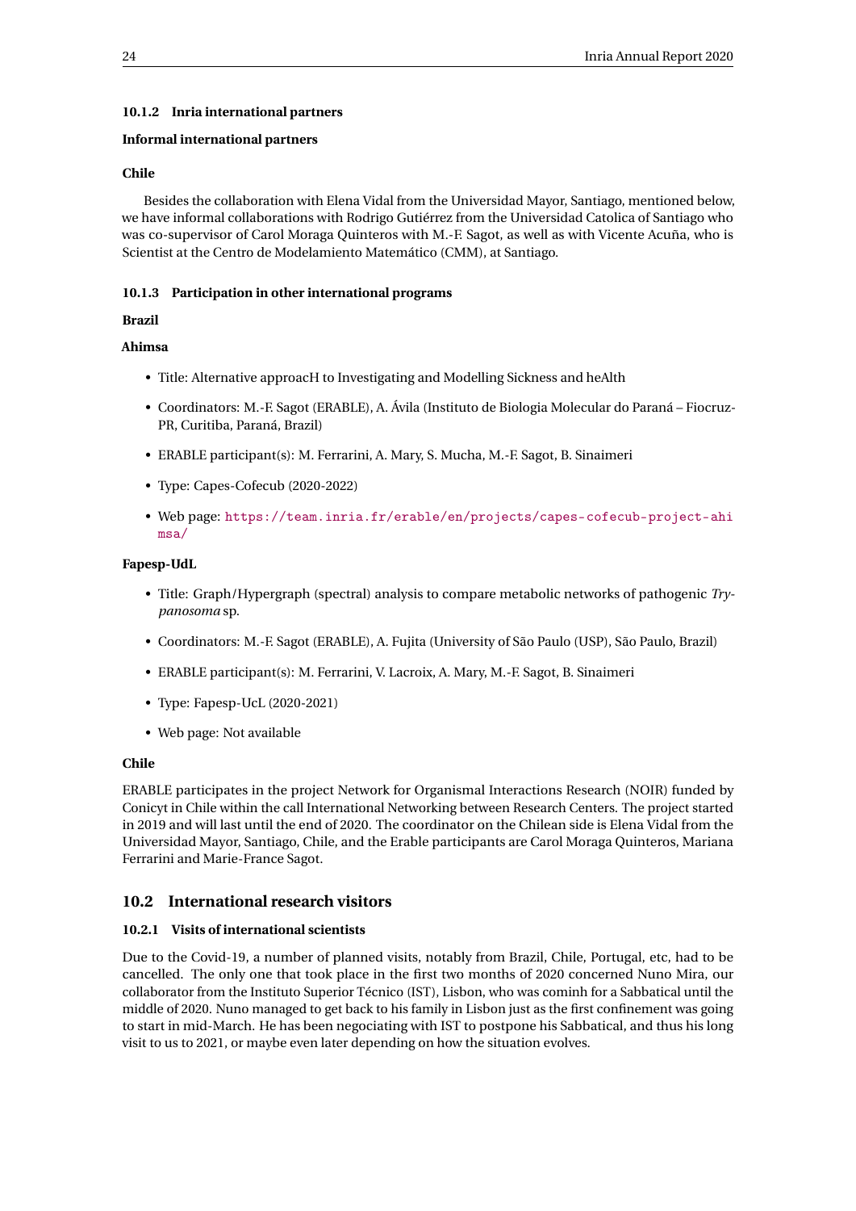#### 10.1.2 Inria international partners

**Informal international partners**

**Chile**

Besides the collaboration with Elena Vidal from the Universidad Mayor, Santiago, mentioned below, we have informal collaborations with Rodrigo Gutiérrez from the Universidad Catolica of Santiago who was co-supervisor of Carol Moraga Quinteros with M.-F. Sagot, as well as with Vicente Acuña, who is Scientist at the Centro de Modelamiento Matemático (CMM), at Santiago.

#### 10.1.3 Participation in other international programs

**Brazil**

**Ahimsa**

- Title: Alternative approacH to Investigating and Modelling Sickness and heAlth
- Coordinators: M.-F. Sagot (ERABLE), A. Ávila (Instituto de Biologia Molecular do Paraná – Fiocruz-PR, Curitiba, Paraná, Brazil)
- ERABLE participant(s): M. Ferrarini, A. Mary, S. Mucha, M.-F. Sagot, B. Sinaimeri
- Type: Capes-Cofecub (2020-2022)
- Web page: https://team.inria.fr/erable/en/projects/capes-cofecub-project-ahimsa/

**Fapesp-UdL**

- Title: Graph/Hypergraph (spectral) analysis to compare metabolic networks of pathogenic *Trypanosoma* sp.
- Coordinators: M.-F. Sagot (ERABLE), A. Fujita (University of São Paulo (USP), São Paulo, Brazil)
- ERABLE participant(s): M. Ferrarini, V. Lacroix, A. Mary, M.-F. Sagot, B. Sinaimeri
- Type: Fapesp-UcL (2020-2021)
- Web page: Not available

**Chile**

ERABLE participates in the project Network for Organismal Interactions Research (NOIR) funded by Conicyt in Chile within the call International Networking between Research Centers. The project started in 2019 and will last until the end of 2020. The coordinator on the Chilean side is Elena Vidal from the Universidad Mayor, Santiago, Chile, and the Erable participants are Carol Moraga Quinteros, Mariana Ferrarini and Marie-France Sagot.

### 10.2 International research visitors

#### 10.2.1 Visits of international scientists

Due to the Covid-19, a number of planned visits, notably from Brazil, Chile, Portugal, etc, had to be cancelled. The only one that took place in the first two months of 2020 concerned Nuno Mira, our collaborator from the Instituto Superior Técnico (IST), Lisbon, who was cominh for a Sabbatical until the middle of 2020. Nuno managed to get back to his family in Lisbon just as the first confinement was going to start in mid-March. He has been negociating with IST to postpone his Sabbatical, and thus his long visit to us to 2021, or maybe even later depending on how the situation evolves.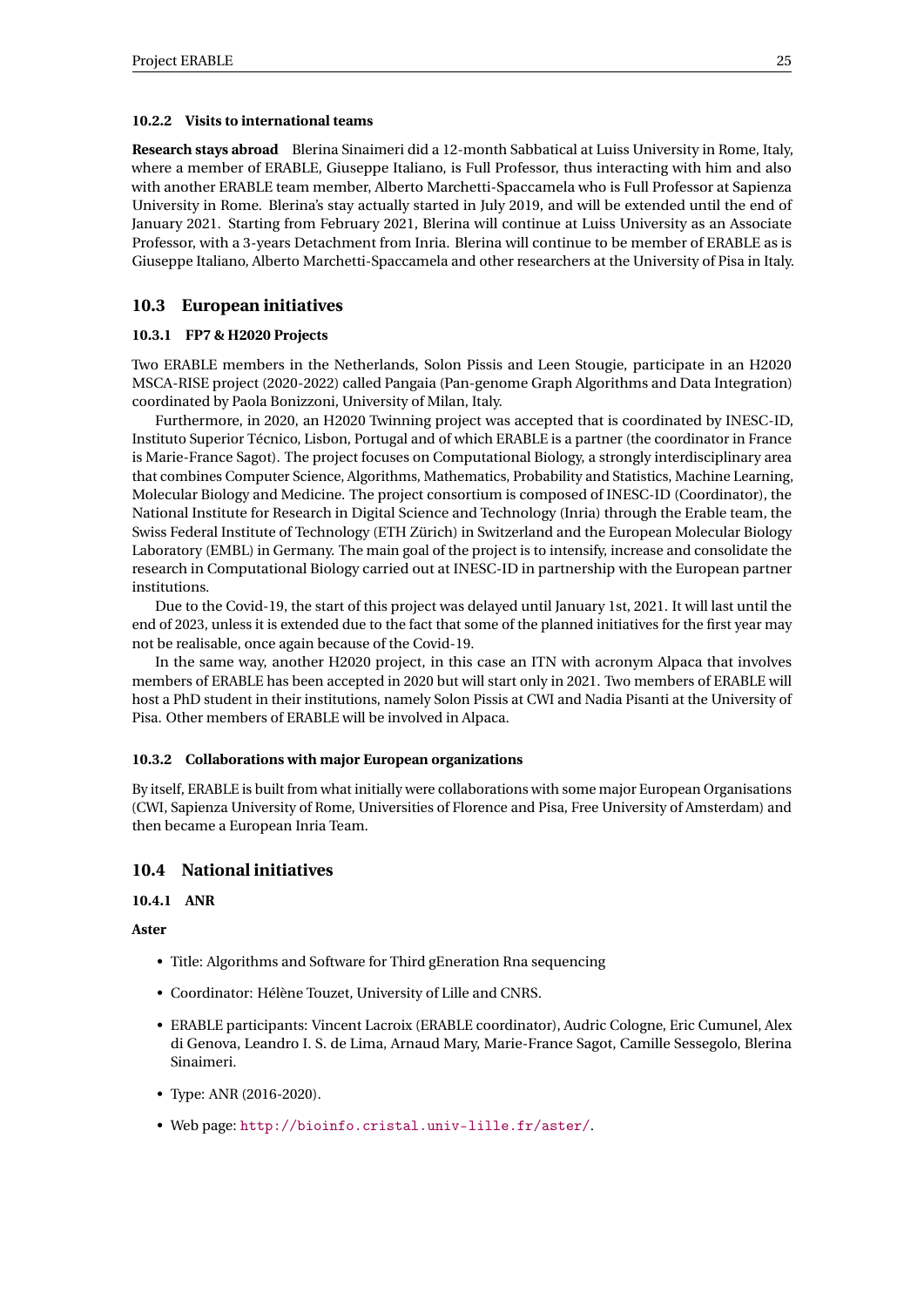### 10.2.2 Visits to international teams

**Research stays abroad** Blerina Sinaimeri did a 12-month Sabbatical at Luiss University in Rome, Italy, where a member of ERABLE, Giuseppe Italiano, is Full Professor, thus interacting with him and also with another ERABLE team member, Alberto Marchetti-Spaccamela who is Full Professor at Sapienza University in Rome. Blerina's stay actually started in July 2019, and will be extended until the end of January 2021. Starting from February 2021, Blerina will continue at Luiss University as an Associate Professor, with a 3-years Detachment from Inria. Blerina will continue to be member of ERABLE as is Giuseppe Italiano, Alberto Marchetti-Spaccamela and other researchers at the University of Pisa in Italy.

## 10.3 European initiatives

### 10.3.1 FP7 & H2020 Projects

Two ERABLE members in the Netherlands, Solon Pissis and Leen Stougie, participate in an H2020 MSCA-RISE project (2020-2022) called Pangaia (Pan-genome Graph Algorithms and Data Integration) coordinated by Paola Bonizzoni, University of Milan, Italy.

Furthermore, in 2020, an H2020 Twinning project was accepted that is coordinated by INESC-ID, Instituto Superior Técnico, Lisbon, Portugal and of which ERABLE is a partner (the coordinator in France is Marie-France Sagot). The project focuses on Computational Biology, a strongly interdisciplinary area that combines Computer Science, Algorithms, Mathematics, Probability and Statistics, Machine Learning, Molecular Biology and Medicine. The project consortium is composed of INESC-ID (Coordinator), the National Institute for Research in Digital Science and Technology (Inria) through the Erable team, the Swiss Federal Institute of Technology (ETH Zürich) in Switzerland and the European Molecular Biology Laboratory (EMBL) in Germany. The main goal of the project is to intensify, increase and consolidate the research in Computational Biology carried out at INESC-ID in partnership with the European partner institutions.

Due to the Covid-19, the start of this project was delayed until January 1st, 2021. It will last until the end of 2023, unless it is extended due to the fact that some of the planned initiatives for the first year may not be realisable, once again because of the Covid-19.

In the same way, another H2020 project, in this case an ITN with acronym Alpaca that involves members of ERABLE has been accepted in 2020 but will start only in 2021. Two members of ERABLE will host a PhD student in their institutions, namely Solon Pissis at CWI and Nadia Pisanti at the University of Pisa. Other members of ERABLE will be involved in Alpaca.

### 10.3.2 Collaborations with major European organizations

By itself, ERABLE is built from what initially were collaborations with some major European Organisations (CWI, Sapienza University of Rome, Universities of Florence and Pisa, Free University of Amsterdam) and then became a European Inria Team.

## 10.4 National initiatives

### 10.4.1 ANR

**Aster**

- Title: Algorithms and Software for Third gEneration Rna sequencing
- Coordinator: Hélène Touzet, University of Lille and CNRS.
- ERABLE participants: Vincent Lacroix (ERABLE coordinator), Audric Cologne, Eric Cumunel, Alex di Genova, Leandro I. S. de Lima, Arnaud Mary, Marie-France Sagot, Camille Sessegolo, Blerina Sinaimeri.
- Type: ANR (2016-2020).
- Web page: http://bioinfo.cristal.univ-lille.fr/aster/.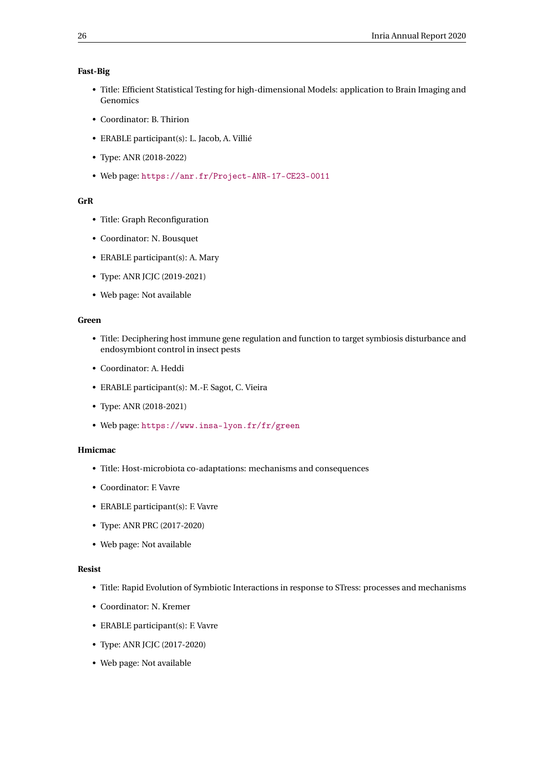**Fast-Big**

- Title: Efficient Statistical Testing for high-dimensional Models: application to Brain Imaging and Genomics
- Coordinator: B. Thirion
- ERABLE participant(s): L. Jacob, A. Villié
- Type: ANR (2018-2022)
- Web page: https://anr.fr/Project-ANR-17-CE23-0011

**GrR**

- Title: Graph Reconfiguration
- Coordinator: N. Bousquet
- ERABLE participant(s): A. Mary
- Type: ANR JCJC (2019-2021)
- Web page: Not available

**Green**

- Title: Deciphering host immune gene regulation and function to target symbiosis disturbance and endosymbiont control in insect pests
- Coordinator: A. Heddi
- ERABLE participant(s): M.-F. Sagot, C. Vieira
- Type: ANR (2018-2021)
- Web page: https://www.insa-lyon.fr/fr/green

**Hmicmac**

- Title: Host-microbiota co-adaptations: mechanisms and consequences
- Coordinator: F. Vavre
- ERABLE participant(s): F. Vavre
- Type: ANR PRC (2017-2020)
- Web page: Not available

**Resist**

- Title: Rapid Evolution of Symbiotic Interactions in response to STress: processes and mechanisms
- Coordinator: N. Kremer
- ERABLE participant(s): F. Vavre
- Type: ANR JCJC (2017-2020)
- Web page: Not available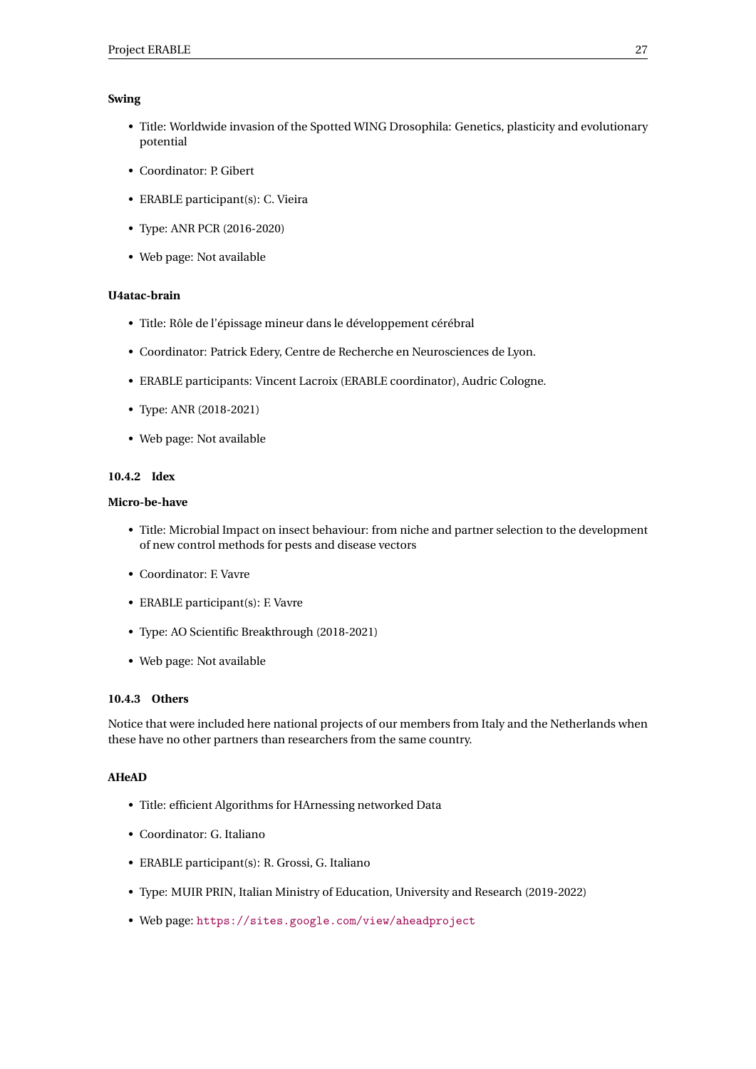**Swing**

- Title: Worldwide invasion of the Spotted WING Drosophila: Genetics, plasticity and evolutionary potential
- Coordinator: P. Gibert
- ERABLE participant(s): C. Vieira
- Type: ANR PCR (2016-2020)
- Web page: Not available

**U4atac-brain**

- Title: Rôle de l'épissage mineur dans le développement cérébral
- Coordinator: Patrick Edery, Centre de Recherche en Neurosciences de Lyon.
- ERABLE participants: Vincent Lacroix (ERABLE coordinator), Audric Cologne.
- Type: ANR (2018-2021)
- Web page: Not available

### 10.4.2 Idex

**Micro-be-have**

- Title: Microbial Impact on insect behaviour: from niche and partner selection to the development of new control methods for pests and disease vectors
- Coordinator: F. Vavre
- ERABLE participant(s): F. Vavre
- Type: AO Scientific Breakthrough (2018-2021)
- Web page: Not available

### 10.4.3 Others

Notice that were included here national projects of our members from Italy and the Netherlands when these have no other partners than researchers from the same country.

**AHeAD**

- Title: efficient Algorithms for HArnessing networked Data
- Coordinator: G. Italiano
- ERABLE participant(s): R. Grossi, G. Italiano
- Type: MUIR PRIN, Italian Ministry of Education, University and Research (2019-2022)
- Web page: https://sites.google.com/view/aheadproject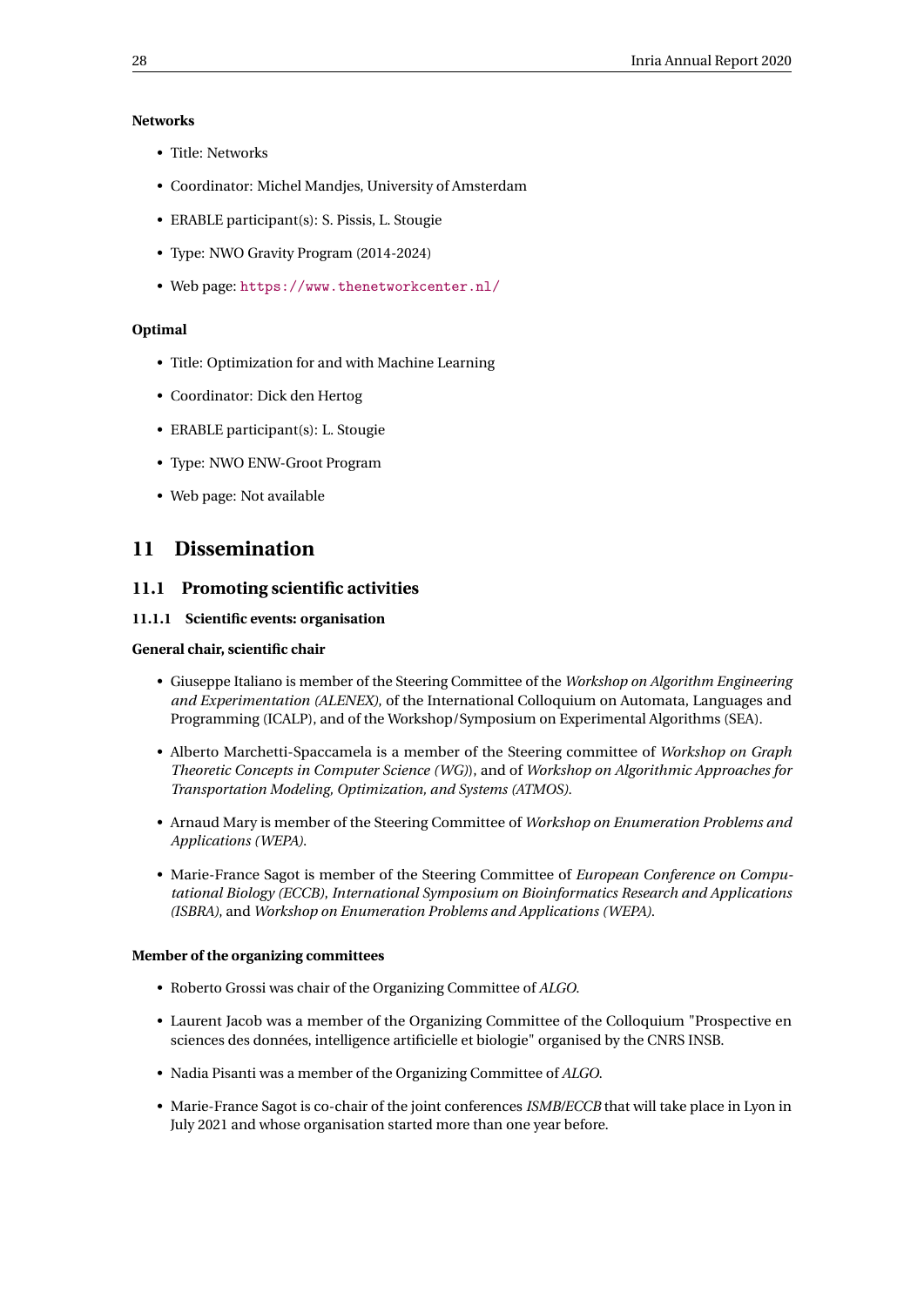**Networks**

- Title: Networks
- Coordinator: Michel Mandjes, University of Amsterdam
- ERABLE participant(s): S. Pissis, L. Stougie
- Type: NWO Gravity Program (2014-2024)
- Web page: https://www.thenetworkcenter.nl/

**Optimal**

- Title: Optimization for and with Machine Learning
- Coordinator: Dick den Hertog
- ERABLE participant(s): L. Stougie
- Type: NWO ENW-Groot Program
- Web page: Not available

# 11 Dissemination

## 11.1 Promoting scientific activities

### 11.1.1 Scientific events: organisation

**General chair, scientific chair**

- Giuseppe Italiano is member of the Steering Committee of the *Workshop on Algorithm Engineering and Experimentation (ALENEX)*, of the International Colloquium on Automata, Languages and Programming (ICALP), and of the Workshop/Symposium on Experimental Algorithms (SEA).
- Alberto Marchetti-Spaccamela is a member of the Steering committee of *Workshop on Graph Theoretic Concepts in Computer Science (WG)*), and of *Workshop on Algorithmic Approaches for Transportation Modeling, Optimization, and Systems (ATMOS)*.
- Arnaud Mary is member of the Steering Committee of *Workshop on Enumeration Problems and Applications (WEPA)*.
- Marie-France Sagot is member of the Steering Committee of *European Conference on Computational Biology (ECCB)*, *International Symposium on Bioinformatics Research and Applications (ISBRA)*, and *Workshop on Enumeration Problems and Applications (WEPA)*.

**Member of the organizing committees**

- Roberto Grossi was chair of the Organizing Committee of *ALGO*.
- Laurent Jacob was a member of the Organizing Committee of the Colloquium "Prospective en sciences des données, intelligence artificielle et biologie" organised by the CNRS INSB.
- Nadia Pisanti was a member of the Organizing Committee of *ALGO*.
- Marie-France Sagot is co-chair of the joint conferences *ISMB/ECCB* that will take place in Lyon in July 2021 and whose organisation started more than one year before.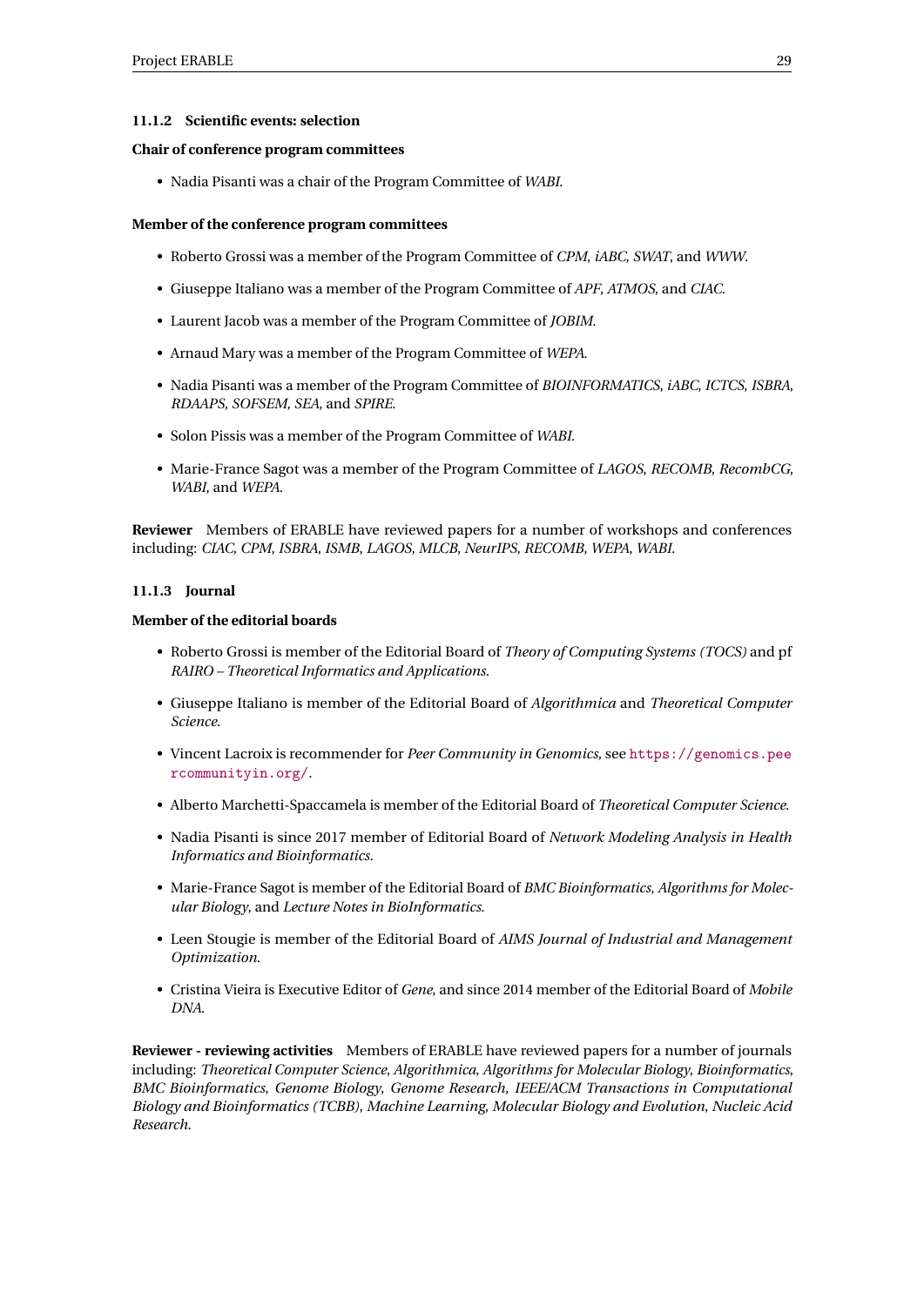### 11.1.2 Scientific events: selection

**Chair of conference program committees**

- Nadia Pisanti was a chair of the Program Committee of *WABI*.

**Member of the conference program committees**

- Roberto Grossi was a member of the Program Committee of *CPM*, *iABC*, *SWAT*, and *WWW*.
- Giuseppe Italiano was a member of the Program Committee of *APF*, *ATMOS*, and *CIAC*.
- Laurent Jacob was a member of the Program Committee of *JOBIM*.
- Arnaud Mary was a member of the Program Committee of *WEPA*.
- Nadia Pisanti was a member of the Program Committee of *BIOINFORMATICS*, *iABC*, *ICTCS*, *ISBRA*, *RDAAPS*, *SOFSEM*, *SEA*, and *SPIRE*.
- Solon Pissis was a member of the Program Committee of *WABI*.
- Marie-France Sagot was a member of the Program Committee of *LAGOS*, *RECOMB*, *RecombCG*, *WABI*, and *WEPA*.

**Reviewer** Members of ERABLE have reviewed papers for a number of workshops and conferences including: *CIAC*, *CPM*, *ISBRA*, *ISMB*, *LAGOS*, *MLCB*, *NeurIPS*, *RECOMB*, *WEPA*, *WABI*.

### 11.1.3 Journal

**Member of the editorial boards**

- Roberto Grossi is member of the Editorial Board of *Theory of Computing Systems (TOCS)* and pf *RAIRO – Theoretical Informatics and Applications*.
- Giuseppe Italiano is member of the Editorial Board of *Algorithmica* and *Theoretical Computer Science*.
- Vincent Lacroix is recommender for *Peer Community in Genomics*, see https://genomics.peercommunityin.org/.
- Alberto Marchetti-Spaccamela is member of the Editorial Board of *Theoretical Computer Science*.
- Nadia Pisanti is since 2017 member of Editorial Board of *Network Modeling Analysis in Health Informatics and Bioinformatics*.
- Marie-France Sagot is member of the Editorial Board of *BMC Bioinformatics*, *Algorithms for Molecular Biology*, and *Lecture Notes in BioInformatics*.
- Leen Stougie is member of the Editorial Board of *AIMS Journal of Industrial and Management Optimization*.
- Cristina Vieira is Executive Editor of *Gene*, and since 2014 member of the Editorial Board of *Mobile DNA*.

**Reviewer - reviewing activities** Members of ERABLE have reviewed papers for a number of journals including: *Theoretical Computer Science*, *Algorithmica*, *Algorithms for Molecular Biology*, *Bioinformatics*, *BMC Bioinformatics*, *Genome Biology*, *Genome Research*, *IEEE/ACM Transactions in Computational Biology and Bioinformatics (TCBB)*, *Machine Learning*, *Molecular Biology and Evolution*, *Nucleic Acid Research*.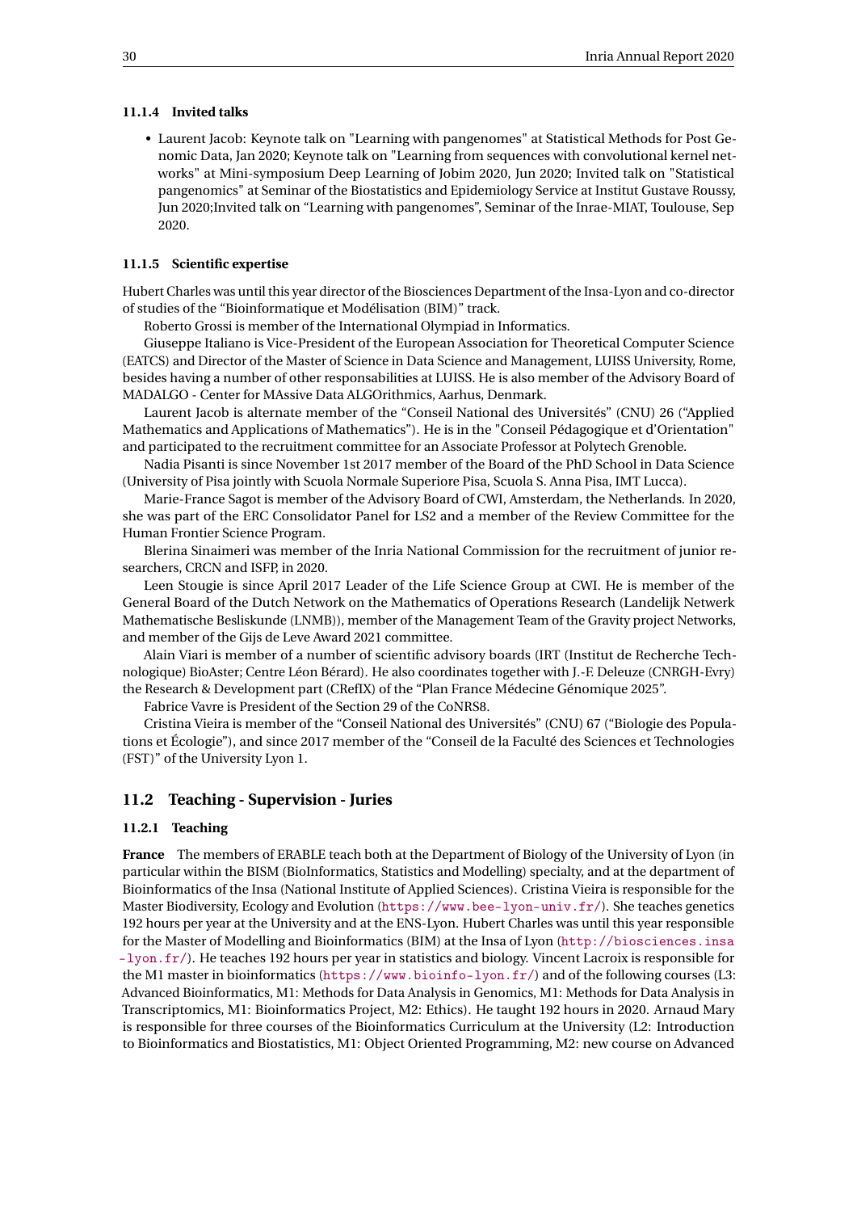#### 11.1.4 Invited talks

- Laurent Jacob: Keynote talk on "Learning with pangenomes" at Statistical Methods for Post Genomic Data, Jan 2020; Keynote talk on "Learning from sequences with convolutional kernel networks" at Mini-symposium Deep Learning of Jobim 2020, Jun 2020; Invited talk on "Statistical pangenomics" at Seminar of the Biostatistics and Epidemiology Service at Institut Gustave Roussy, Jun 2020;Invited talk on "Learning with pangenomes", Seminar of the Inrae-MIAT, Toulouse, Sep 2020.

#### 11.1.5 Scientific expertise

Hubert Charles was until this year director of the Biosciences Department of the Insa-Lyon and co-director of studies of the "Bioinformatique et Modélisation (BIM)" track.

Roberto Grossi is member of the International Olympiad in Informatics.

Giuseppe Italiano is Vice-President of the European Association for Theoretical Computer Science (EATCS) and Director of the Master of Science in Data Science and Management, LUISS University, Rome, besides having a number of other responsabilities at LUISS. He is also member of the Advisory Board of MADALGO - Center for MAssive Data ALGOrithmics, Aarhus, Denmark.

Laurent Jacob is alternate member of the "Conseil National des Universités" (CNU) 26 ("Applied Mathematics and Applications of Mathematics"). He is in the "Conseil Pédagogique et d'Orientation" and participated to the recruitment committee for an Associate Professor at Polytech Grenoble.

Nadia Pisanti is since November 1st 2017 member of the Board of the PhD School in Data Science (University of Pisa jointly with Scuola Normale Superiore Pisa, Scuola S. Anna Pisa, IMT Lucca).

Marie-France Sagot is member of the Advisory Board of CWI, Amsterdam, the Netherlands. In 2020, she was part of the ERC Consolidator Panel for LS2 and a member of the Review Committee for the Human Frontier Science Program.

Blerina Sinaimeri was member of the Inria National Commission for the recruitment of junior researchers, CRCN and ISFP, in 2020.

Leen Stougie is since April 2017 Leader of the Life Science Group at CWI. He is member of the General Board of the Dutch Network on the Mathematics of Operations Research (Landelijk Netwerk Mathematische Besliskunde (LNMB)), member of the Management Team of the Gravity project Networks, and member of the Gijs de Leve Award 2021 committee.

Alain Viari is member of a number of scientific advisory boards (IRT (Institut de Recherche Technologique) BioAster; Centre Léon Bérard). He also coordinates together with J.-F. Deleuze (CNRGH-Evry) the Research & Development part (CRefIX) of the "Plan France Médecine Génomique 2025".

Fabrice Vavre is President of the Section 29 of the CoNRS8.

Cristina Vieira is member of the "Conseil National des Universités" (CNU) 67 ("Biologie des Populations et Écologie"), and since 2017 member of the "Conseil de la Faculté des Sciences et Technologies (FST)" of the University Lyon 1.

### 11.2 Teaching - Supervision - Juries

#### 11.2.1 Teaching

**France** The members of ERABLE teach both at the Department of Biology of the University of Lyon (in particular within the BISM (BioInformatics, Statistics and Modelling) specialty, and at the department of Bioinformatics of the Insa (National Institute of Applied Sciences). Cristina Vieira is responsible for the Master Biodiversity, Ecology and Evolution (https://www.bee-lyon-univ.fr/). She teaches genetics 192 hours per year at the University and at the ENS-Lyon. Hubert Charles was until this year responsible for the Master of Modelling and Bioinformatics (BIM) at the Insa of Lyon (http://biosciences.insa-lyon.fr/). He teaches 192 hours per year in statistics and biology. Vincent Lacroix is responsible for the M1 master in bioinformatics (https://www.bioinfo-lyon.fr/) and of the following courses (L3: Advanced Bioinformatics, M1: Methods for Data Analysis in Genomics, M1: Methods for Data Analysis in Transcriptomics, M1: Bioinformatics Project, M2: Ethics). He taught 192 hours in 2020. Arnaud Mary is responsible for three courses of the Bioinformatics Curriculum at the University (L2: Introduction to Bioinformatics and Biostatistics, M1: Object Oriented Programming, M2: new course on Advanced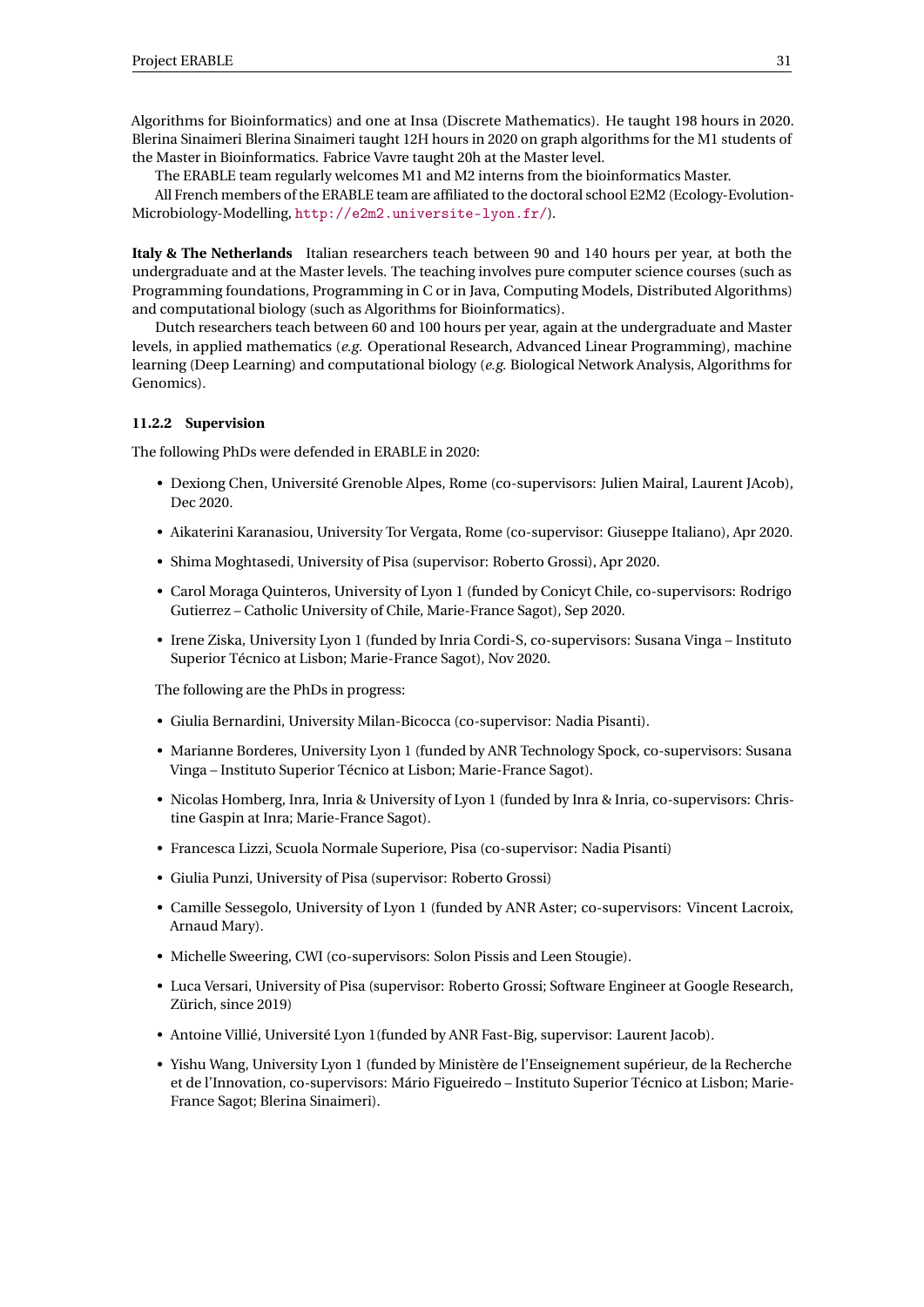Algorithms for Bioinformatics) and one at Insa (Discrete Mathematics). He taught 198 hours in 2020. Blerina Sinaimeri Blerina Sinaimeri taught 12H hours in 2020 on graph algorithms for the M1 students of the Master in Bioinformatics. Fabrice Vavre taught 20h at the Master level.

The ERABLE team regularly welcomes M1 and M2 interns from the bioinformatics Master.

All French members of the ERABLE team are affiliated to the doctoral school E2M2 (Ecology-Evolution-Microbiology-Modelling, http://e2m2.universite-lyon.fr/).

**Italy & The Netherlands** Italian researchers teach between 90 and 140 hours per year, at both the undergraduate and at the Master levels. The teaching involves pure computer science courses (such as Programming foundations, Programming in C or in Java, Computing Models, Distributed Algorithms) and computational biology (such as Algorithms for Bioinformatics).

Dutch researchers teach between 60 and 100 hours per year, again at the undergraduate and Master levels, in applied mathematics (*e.g.* Operational Research, Advanced Linear Programming), machine learning (Deep Learning) and computational biology (*e.g.* Biological Network Analysis, Algorithms for Genomics).

### 11.2.2 Supervision

The following PhDs were defended in ERABLE in 2020:

- Dexiong Chen, Université Grenoble Alpes, Rome (co-supervisors: Julien Mairal, Laurent JAcob), Dec 2020.
- Aikaterini Karanasiou, University Tor Vergata, Rome (co-supervisor: Giuseppe Italiano), Apr 2020.
- Shima Moghtasedi, University of Pisa (supervisor: Roberto Grossi), Apr 2020.
- Carol Moraga Quinteros, University of Lyon 1 (funded by Conicyt Chile, co-supervisors: Rodrigo Gutierrez – Catholic University of Chile, Marie-France Sagot), Sep 2020.
- Irene Ziska, University Lyon 1 (funded by Inria Cordi-S, co-supervisors: Susana Vinga – Instituto Superior Técnico at Lisbon; Marie-France Sagot), Nov 2020.

The following are the PhDs in progress:

- Giulia Bernardini, University Milan-Bicocca (co-supervisor: Nadia Pisanti).
- Marianne Borderes, University Lyon 1 (funded by ANR Technology Spock, co-supervisors: Susana Vinga – Instituto Superior Técnico at Lisbon; Marie-France Sagot).
- Nicolas Homberg, Inra, Inria & University of Lyon 1 (funded by Inra & Inria, co-supervisors: Christine Gaspin at Inra; Marie-France Sagot).
- Francesca Lizzi, Scuola Normale Superiore, Pisa (co-supervisor: Nadia Pisanti)
- Giulia Punzi, University of Pisa (supervisor: Roberto Grossi)
- Camille Sessegolo, University of Lyon 1 (funded by ANR Aster; co-supervisors: Vincent Lacroix, Arnaud Mary).
- Michelle Sweering, CWI (co-supervisors: Solon Pissis and Leen Stougie).
- Luca Versari, University of Pisa (supervisor: Roberto Grossi; Software Engineer at Google Research, Zürich, since 2019)
- Antoine Villié, Université Lyon 1(funded by ANR Fast-Big, supervisor: Laurent Jacob).
- Yishu Wang, University Lyon 1 (funded by Ministère de l'Enseignement supérieur, de la Recherche et de l'Innovation, co-supervisors: Mário Figueiredo – Instituto Superior Técnico at Lisbon; Marie-France Sagot; Blerina Sinaimeri).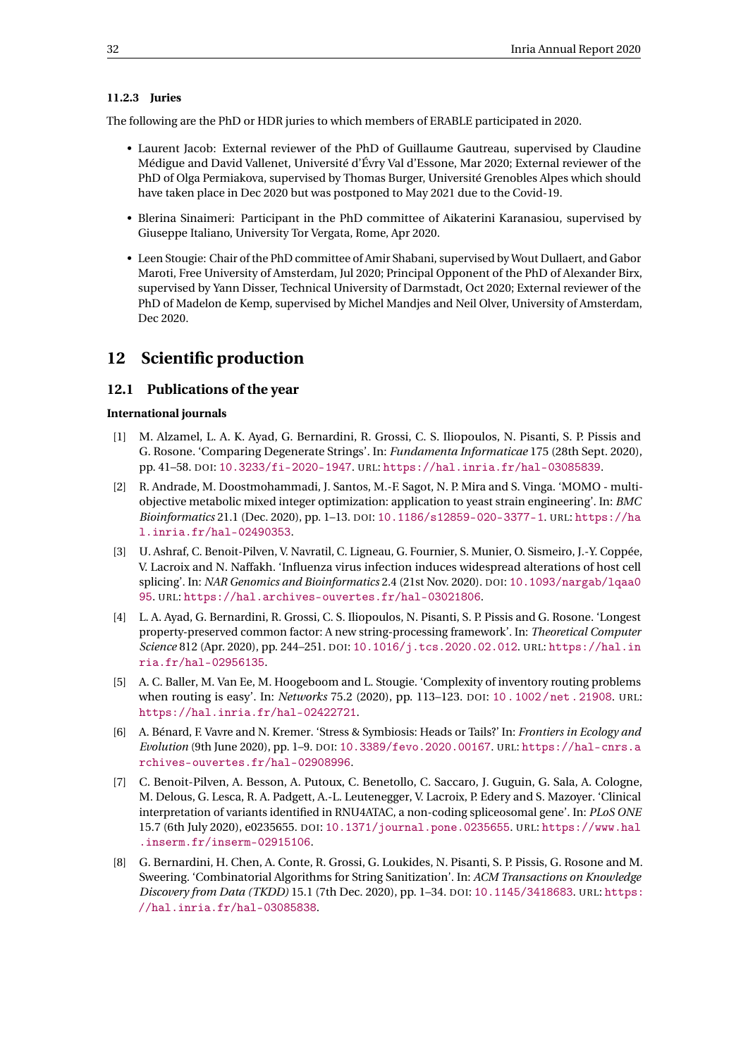#### 11.2.3 Juries

The following are the PhD or HDR juries to which members of ERABLE participated in 2020.

- Laurent Jacob: External reviewer of the PhD of Guillaume Gautreau, supervised by Claudine Médigue and David Vallenet, Université d'Évry Val d'Essone, Mar 2020; External reviewer of the PhD of Olga Permiakova, supervised by Thomas Burger, Université Grenobles Alpes which should have taken place in Dec 2020 but was postponed to May 2021 due to the Covid-19.
- Blerina Sinaimeri: Participant in the PhD committee of Aikaterini Karanasiou, supervised by Giuseppe Italiano, University Tor Vergata, Rome, Apr 2020.
- Leen Stougie: Chair of the PhD committee of Amir Shabani, supervised by Wout Dullaert, and Gabor Maroti, Free University of Amsterdam, Jul 2020; Principal Opponent of the PhD of Alexander Birx, supervised by Yann Disser, Technical University of Darmstadt, Oct 2020; External reviewer of the PhD of Madelon de Kemp, supervised by Michel Mandjes and Neil Olver, University of Amsterdam, Dec 2020.

# 12 Scientific production

## 12.1 Publications of the year

**International journals**

[1] M. Alzamel, L. A. K. Ayad, G. Bernardini, R. Grossi, C. S. Iliopoulos, N. Pisanti, S. P. Pissis and G. Rosone. 'Comparing Degenerate Strings'. In: *Fundamenta Informaticae* 175 (28th Sept. 2020), pp. 41–58. DOI: 10.3233/fi-2020-1947. URL: https://hal.inria.fr/hal-03085839.

[2] R. Andrade, M. Doostmohammadi, J. Santos, M.-F. Sagot, N. P. Mira and S. Vinga. 'MOMO - multi-objective metabolic mixed integer optimization: application to yeast strain engineering'. In: *BMC Bioinformatics* 21.1 (Dec. 2020), pp. 1–13. DOI: 10.1186/s12859-020-3377-1. URL: https://hal.inria.fr/hal-02490353.

[3] U. Ashraf, C. Benoit-Pilven, V. Navratil, C. Ligneau, G. Fournier, S. Munier, O. Sismeiro, J.-Y. Coppée, V. Lacroix and N. Naffakh. 'Influenza virus infection induces widespread alterations of host cell splicing'. In: *NAR Genomics and Bioinformatics* 2.4 (21st Nov. 2020). DOI: 10.1093/nargab/lqaa095. URL: https://hal.archives-ouvertes.fr/hal-03021806.

[4] L. A. Ayad, G. Bernardini, R. Grossi, C. S. Iliopoulos, N. Pisanti, S. P. Pissis and G. Rosone. 'Longest property-preserved common factor: A new string-processing framework'. In: *Theoretical Computer Science* 812 (Apr. 2020), pp. 244–251. DOI: 10.1016/j.tcs.2020.02.012. URL: https://hal.inria.fr/hal-02956135.

[5] A. C. Baller, M. Van Ee, M. Hoogeboom and L. Stougie. 'Complexity of inventory routing problems when routing is easy'. In: *Networks* 75.2 (2020), pp. 113–123. DOI: 10.1002/net.21908. URL: https://hal.inria.fr/hal-02422721.

[6] A. Bénard, F. Vavre and N. Kremer. 'Stress & Symbiosis: Heads or Tails?' In: *Frontiers in Ecology and Evolution* (9th June 2020), pp. 1–9. DOI: 10.3389/fevo.2020.00167. URL: https://hal-cnrs.archives-ouvertes.fr/hal-02908996.

[7] C. Benoit-Pilven, A. Besson, A. Putoux, C. Benetollo, C. Saccaro, J. Guguin, G. Sala, A. Cologne, M. Delous, G. Lesca, R. A. Padgett, A.-L. Leutenegger, V. Lacroix, P. Edery and S. Mazoyer. 'Clinical interpretation of variants identified in RNU4ATAC, a non-coding spliceosomal gene'. In: *PLoS ONE* 15.7 (6th July 2020), e0235655. DOI: 10.1371/journal.pone.0235655. URL: https://www.hal.inserm.fr/inserm-02915106.

[8] G. Bernardini, H. Chen, A. Conte, R. Grossi, G. Loukides, N. Pisanti, S. P. Pissis, G. Rosone and M. Sweering. 'Combinatorial Algorithms for String Sanitization'. In: *ACM Transactions on Knowledge Discovery from Data (TKDD)* 15.1 (7th Dec. 2020), pp. 1–34. DOI: 10.1145/3418683. URL: https://hal.inria.fr/hal-03085838.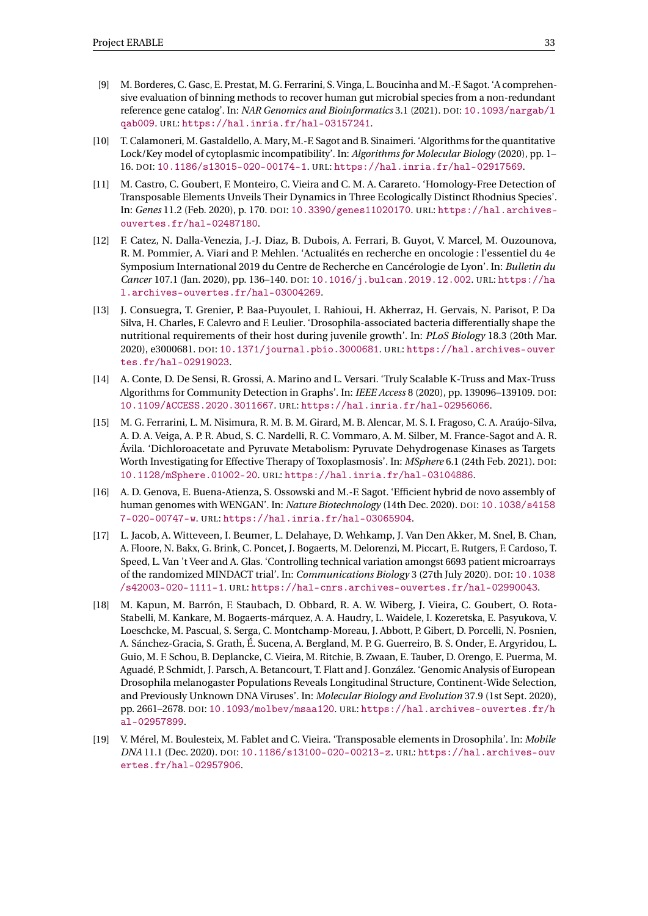[9] M. Borderes, C. Gasc, E. Prestat, M. G. Ferrarini, S. Vinga, L. Boucinha and M.-F. Sagot. 'A comprehensive evaluation of binning methods to recover human gut microbial species from a non-redundant reference gene catalog'. In: *NAR Genomics and Bioinformatics* 3.1 (2021). DOI: 10.1093/nargab/lqab009. URL: https://hal.inria.fr/hal-03157241.

[10] T. Calamoneri, M. Gastaldello, A. Mary, M.-F. Sagot and B. Sinaimeri. 'Algorithms for the quantitative Lock/Key model of cytoplasmic incompatibility'. In: *Algorithms for Molecular Biology* (2020), pp. 1–16. DOI: 10.1186/s13015-020-00174-1. URL: https://hal.inria.fr/hal-02917569.

[11] M. Castro, C. Goubert, F. Monteiro, C. Vieira and C. M. A. Carareto. 'Homology-Free Detection of Transposable Elements Unveils Their Dynamics in Three Ecologically Distinct Rhodnius Species'. In: *Genes* 11.2 (Feb. 2020), p. 170. DOI: 10.3390/genes11020170. URL: https://hal.archives-ouvertes.fr/hal-02487180.

[12] F. Catez, N. Dalla-Venezia, J.-J. Diaz, B. Dubois, A. Ferrari, B. Guyot, V. Marcel, M. Ouzounova, R. M. Pommier, A. Viari and P. Mehlen. 'Actualités en recherche en oncologie : l'essentiel du 4e Symposium International 2019 du Centre de Recherche en Cancérologie de Lyon'. In: *Bulletin du Cancer* 107.1 (Jan. 2020), pp. 136–140. DOI: 10.1016/j.bulcan.2019.12.002. URL: https://hal.archives-ouvertes.fr/hal-03004269.

[13] J. Consuegra, T. Grenier, P. Baa-Puyoulet, I. Rahioui, H. Akherraz, H. Gervais, N. Parisot, P. Da Silva, H. Charles, F. Calevro and F. Leulier. 'Drosophila-associated bacteria differentially shape the nutritional requirements of their host during juvenile growth'. In: *PLoS Biology* 18.3 (20th Mar. 2020), e3000681. DOI: 10.1371/journal.pbio.3000681. URL: https://hal.archives-ouvertes.fr/hal-02919023.

[14] A. Conte, D. De Sensi, R. Grossi, A. Marino and L. Versari. 'Truly Scalable K-Truss and Max-Truss Algorithms for Community Detection in Graphs'. In: *IEEE Access* 8 (2020), pp. 139096–139109. DOI: 10.1109/ACCESS.2020.3011667. URL: https://hal.inria.fr/hal-02956066.

[15] M. G. Ferrarini, L. M. Nisimura, R. M. B. M. Girard, M. B. Alencar, M. S. I. Fragoso, C. A. Araújo-Silva, A. D. A. Veiga, A. P. R. Abud, S. C. Nardelli, R. C. Vommaro, A. M. Silber, M. France-Sagot and A. R. Ávila. 'Dichloroacetate and Pyruvate Metabolism: Pyruvate Dehydrogenase Kinases as Targets Worth Investigating for Effective Therapy of Toxoplasmosis'. In: *MSphere* 6.1 (24th Feb. 2021). DOI: 10.1128/mSphere.01002-20. URL: https://hal.inria.fr/hal-03104886.

[16] A. D. Genova, E. Buena-Atienza, S. Ossowski and M.-F. Sagot. 'Efficient hybrid de novo assembly of human genomes with WENGAN'. In: *Nature Biotechnology* (14th Dec. 2020). DOI: 10.1038/s41587-020-00747-w. URL: https://hal.inria.fr/hal-03065904.

[17] L. Jacob, A. Witteveen, I. Beumer, L. Delahaye, D. Wehkamp, J. Van Den Akker, M. Snel, B. Chan, A. Floore, N. Bakx, G. Brink, C. Poncet, J. Bogaerts, M. Delorenzi, M. Piccart, E. Rutgers, F. Cardoso, T. Speed, L. Van 't Veer and A. Glas. 'Controlling technical variation amongst 6693 patient microarrays of the randomized MINDACT trial'. In: *Communications Biology* 3 (27th July 2020). DOI: 10.1038/s42003-020-1111-1. URL: https://hal-cnrs.archives-ouvertes.fr/hal-02990043.

[18] M. Kapun, M. Barrón, F. Staubach, D. Obbard, R. A. W. Wiberg, J. Vieira, C. Goubert, O. Rota-Stabelli, M. Kankare, M. Bogaerts-márquez, A. A. Haudry, L. Waidele, I. Kozeretska, E. Pasyukova, V. Loeschcke, M. Pascual, S. Serga, C. Montchamp-Moreau, J. Abbott, P. Gibert, D. Porcelli, N. Posnien, A. Sánchez-Gracia, S. Grath, É. Sucena, A. Bergland, M. P. G. Guerreiro, B. S. Onder, E. Argyridou, L. Guio, M. F. Schou, B. Deplancke, C. Vieira, M. Ritchie, B. Zwaan, E. Tauber, D. Orengo, E. Puerma, M. Aguadé, P. Schmidt, J. Parsch, A. Betancourt, T. Flatt and J. González. 'Genomic Analysis of European Drosophila melanogaster Populations Reveals Longitudinal Structure, Continent-Wide Selection, and Previously Unknown DNA Viruses'. In: *Molecular Biology and Evolution* 37.9 (1st Sept. 2020), pp. 2661–2678. DOI: 10.1093/molbev/msaa120. URL: https://hal.archives-ouvertes.fr/hal-02957899.

[19] V. Mérel, M. Boulesteix, M. Fablet and C. Vieira. 'Transposable elements in Drosophila'. In: *Mobile DNA* 11.1 (Dec. 2020). DOI: 10.1186/s13100-020-00213-z. URL: https://hal.archives-ouvertes.fr/hal-02957906.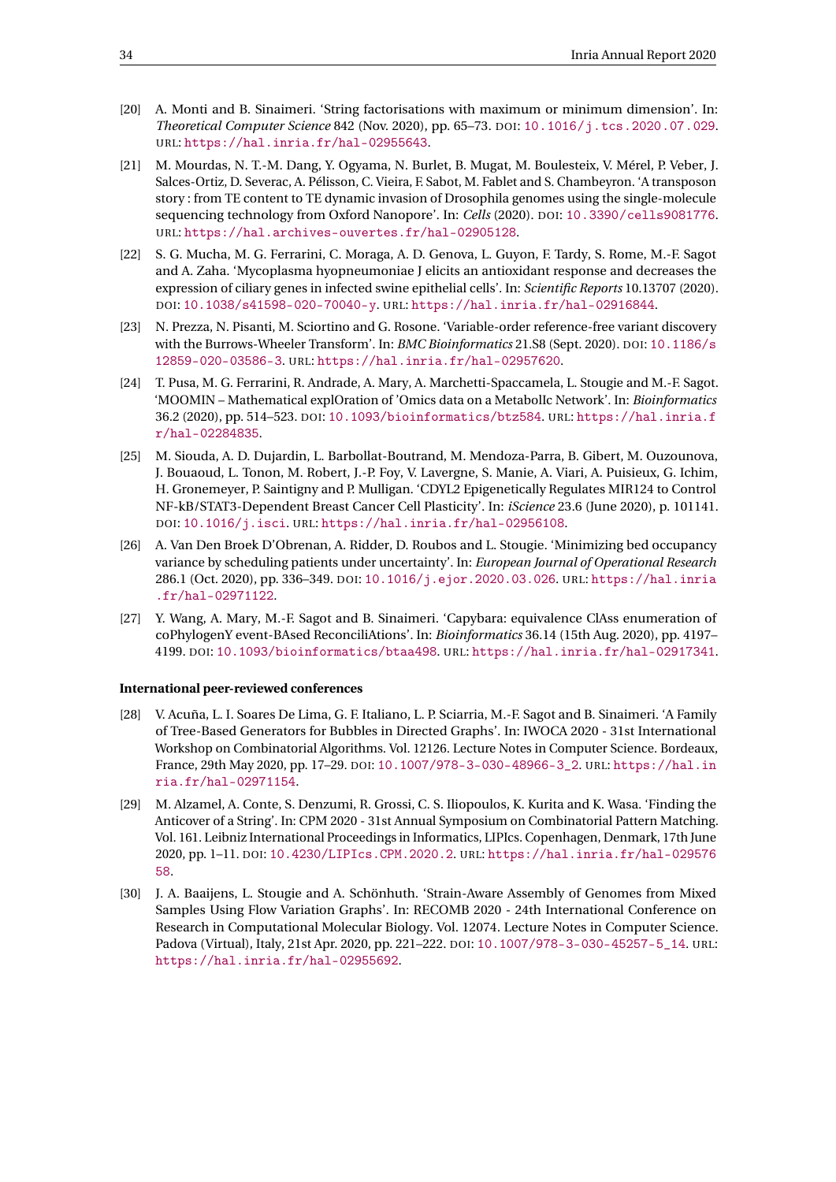[20] A. Monti and B. Sinaimeri. 'String factorisations with maximum or minimum dimension'. In: *Theoretical Computer Science* 842 (Nov. 2020), pp. 65–73. DOI: 10.1016/j.tcs.2020.07.029. URL: https://hal.inria.fr/hal-02955643.

[21] M. Mourdas, N. T.-M. Dang, Y. Ogyama, N. Burlet, B. Mugat, M. Boulesteix, V. Mérel, P. Veber, J. Salces-Ortiz, D. Severac, A. Pélisson, C. Vieira, F. Sabot, M. Fablet and S. Chambeyron. 'A transposon story : from TE content to TE dynamic invasion of Drosophila genomes using the single-molecule sequencing technology from Oxford Nanopore'. In: *Cells* (2020). DOI: 10.3390/cells9081776. URL: https://hal.archives-ouvertes.fr/hal-02905128.

[22] S. G. Mucha, M. G. Ferrarini, C. Moraga, A. D. Genova, L. Guyon, F. Tardy, S. Rome, M.-F. Sagot and A. Zaha. 'Mycoplasma hyopneumoniae J elicits an antioxidant response and decreases the expression of ciliary genes in infected swine epithelial cells'. In: *Scientific Reports* 10.13707 (2020). DOI: 10.1038/s41598-020-70040-y. URL: https://hal.inria.fr/hal-02916844.

[23] N. Prezza, N. Pisanti, M. Sciortino and G. Rosone. 'Variable-order reference-free variant discovery with the Burrows-Wheeler Transform'. In: *BMC Bioinformatics* 21.S8 (Sept. 2020). DOI: 10.1186/s12859-020-03586-3. URL: https://hal.inria.fr/hal-02957620.

[24] T. Pusa, M. G. Ferrarini, R. Andrade, A. Mary, A. Marchetti-Spaccamela, L. Stougie and M.-F. Sagot. 'MOOMIN – Mathematical explOration of 'Omics data on a MetabolIc Network'. In: *Bioinformatics* 36.2 (2020), pp. 514–523. DOI: 10.1093/bioinformatics/btz584. URL: https://hal.inria.fr/hal-02284835.

[25] M. Siouda, A. D. Dujardin, L. Barbollat-Boutrand, M. Mendoza-Parra, B. Gibert, M. Ouzounova, J. Bouaoud, L. Tonon, M. Robert, J.-P. Foy, V. Lavergne, S. Manie, A. Viari, A. Puisieux, G. Ichim, H. Gronemeyer, P. Saintigny and P. Mulligan. 'CDYL2 Epigenetically Regulates MIR124 to Control NF-kB/STAT3-Dependent Breast Cancer Cell Plasticity'. In: *iScience* 23.6 (June 2020), p. 101141. DOI: 10.1016/j.isci. URL: https://hal.inria.fr/hal-02956108.

[26] A. Van Den Broek D'Obrenan, A. Ridder, D. Roubos and L. Stougie. 'Minimizing bed occupancy variance by scheduling patients under uncertainty'. In: *European Journal of Operational Research* 286.1 (Oct. 2020), pp. 336–349. DOI: 10.1016/j.ejor.2020.03.026. URL: https://hal.inria.fr/hal-02971122.

[27] Y. Wang, A. Mary, M.-F. Sagot and B. Sinaimeri. 'Capybara: equivalence ClAss enumeration of coPhylogenY event-BAsed ReconciliAtions'. In: *Bioinformatics* 36.14 (15th Aug. 2020), pp. 4197–4199. DOI: 10.1093/bioinformatics/btaa498. URL: https://hal.inria.fr/hal-02917341.

**International peer-reviewed conferences**

[28] V. Acuña, L. I. Soares De Lima, G. F. Italiano, L. P. Sciarria, M.-F. Sagot and B. Sinaimeri. 'A Family of Tree-Based Generators for Bubbles in Directed Graphs'. In: IWOCA 2020 - 31st International Workshop on Combinatorial Algorithms. Vol. 12126. Lecture Notes in Computer Science. Bordeaux, France, 29th May 2020, pp. 17–29. DOI: 10.1007/978-3-030-48966-3_2. URL: https://hal.inria.fr/hal-02971154.

[29] M. Alzamel, A. Conte, S. Denzumi, R. Grossi, C. S. Iliopoulos, K. Kurita and K. Wasa. 'Finding the Anticover of a String'. In: CPM 2020 - 31st Annual Symposium on Combinatorial Pattern Matching. Vol. 161. Leibniz International Proceedings in Informatics, LIPIcs. Copenhagen, Denmark, 17th June 2020, pp. 1–11. DOI: 10.4230/LIPIcs.CPM.2020.2. URL: https://hal.inria.fr/hal-02957658.

[30] J. A. Baaijens, L. Stougie and A. Schönhuth. 'Strain-Aware Assembly of Genomes from Mixed Samples Using Flow Variation Graphs'. In: RECOMB 2020 - 24th International Conference on Research in Computational Molecular Biology. Vol. 12074. Lecture Notes in Computer Science. Padova (Virtual), Italy, 21st Apr. 2020, pp. 221–222. DOI: 10.1007/978-3-030-45257-5_14. URL: https://hal.inria.fr/hal-02955692.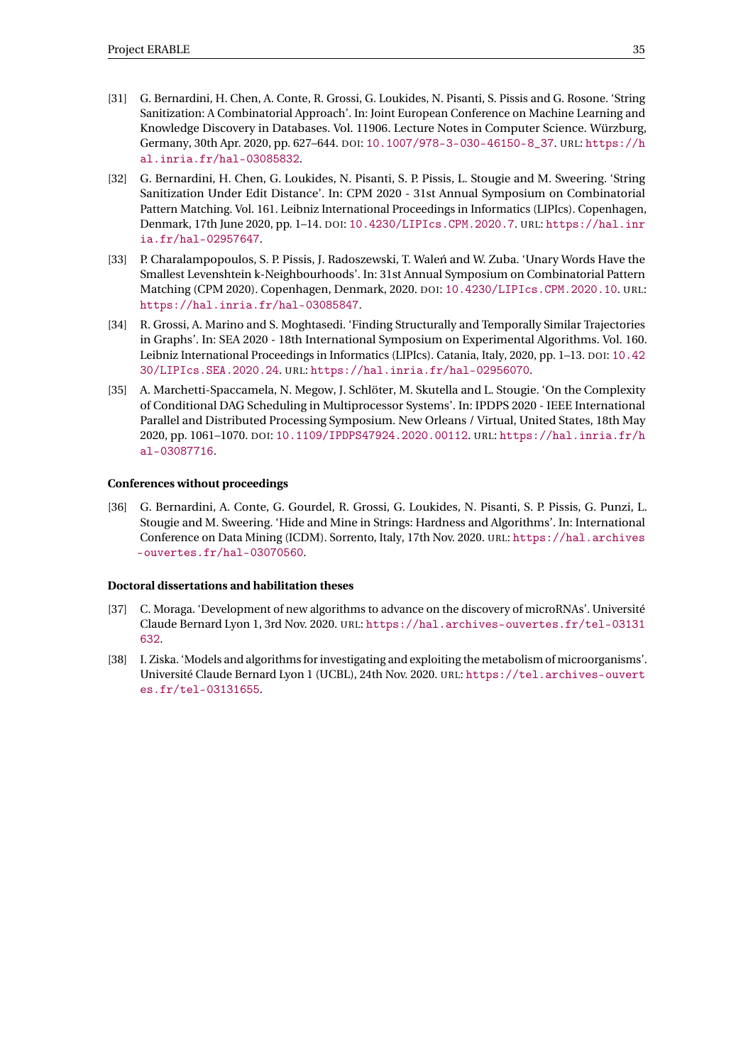[31] G. Bernardini, H. Chen, A. Conte, R. Grossi, G. Loukides, N. Pisanti, S. Pissis and G. Rosone. 'String Sanitization: A Combinatorial Approach'. In: Joint European Conference on Machine Learning and Knowledge Discovery in Databases. Vol. 11906. Lecture Notes in Computer Science. Würzburg, Germany, 30th Apr. 2020, pp. 627–644. DOI: 10.1007/978-3-030-46150-8_37. URL: https://hal.inria.fr/hal-03085832.

[32] G. Bernardini, H. Chen, G. Loukides, N. Pisanti, S. P. Pissis, L. Stougie and M. Sweering. 'String Sanitization Under Edit Distance'. In: CPM 2020 - 31st Annual Symposium on Combinatorial Pattern Matching. Vol. 161. Leibniz International Proceedings in Informatics (LIPIcs). Copenhagen, Denmark, 17th June 2020, pp. 1–14. DOI: 10.4230/LIPIcs.CPM.2020.7. URL: https://hal.inria.fr/hal-02957647.

[33] P. Charalampopoulos, S. P. Pissis, J. Radoszewski, T. Waleń and W. Zuba. 'Unary Words Have the Smallest Levenshtein k-Neighbourhoods'. In: 31st Annual Symposium on Combinatorial Pattern Matching (CPM 2020). Copenhagen, Denmark, 2020. DOI: 10.4230/LIPIcs.CPM.2020.10. URL: https://hal.inria.fr/hal-03085847.

[34] R. Grossi, A. Marino and S. Moghtasedi. 'Finding Structurally and Temporally Similar Trajectories in Graphs'. In: SEA 2020 - 18th International Symposium on Experimental Algorithms. Vol. 160. Leibniz International Proceedings in Informatics (LIPIcs). Catania, Italy, 2020, pp. 1–13. DOI: 10.4230/LIPIcs.SEA.2020.24. URL: https://hal.inria.fr/hal-02956070.

[35] A. Marchetti-Spaccamela, N. Megow, J. Schlöter, M. Skutella and L. Stougie. 'On the Complexity of Conditional DAG Scheduling in Multiprocessor Systems'. In: IPDPS 2020 - IEEE International Parallel and Distributed Processing Symposium. New Orleans / Virtual, United States, 18th May 2020, pp. 1061–1070. DOI: 10.1109/IPDPS47924.2020.00112. URL: https://hal.inria.fr/hal-03087716.

#### Conferences without proceedings

[36] G. Bernardini, A. Conte, G. Gourdel, R. Grossi, G. Loukides, N. Pisanti, S. P. Pissis, G. Punzi, L. Stougie and M. Sweering. 'Hide and Mine in Strings: Hardness and Algorithms'. In: International Conference on Data Mining (ICDM). Sorrento, Italy, 17th Nov. 2020. URL: https://hal.archives-ouvertes.fr/hal-03070560.

#### Doctoral dissertations and habilitation theses

[37] C. Moraga. 'Development of new algorithms to advance on the discovery of microRNAs'. Université Claude Bernard Lyon 1, 3rd Nov. 2020. URL: https://hal.archives-ouvertes.fr/tel-03131632.

[38] I. Ziska. 'Models and algorithms for investigating and exploiting the metabolism of microorganisms'. Université Claude Bernard Lyon 1 (UCBL), 24th Nov. 2020. URL: https://tel.archives-ouvertes.fr/tel-03131655.